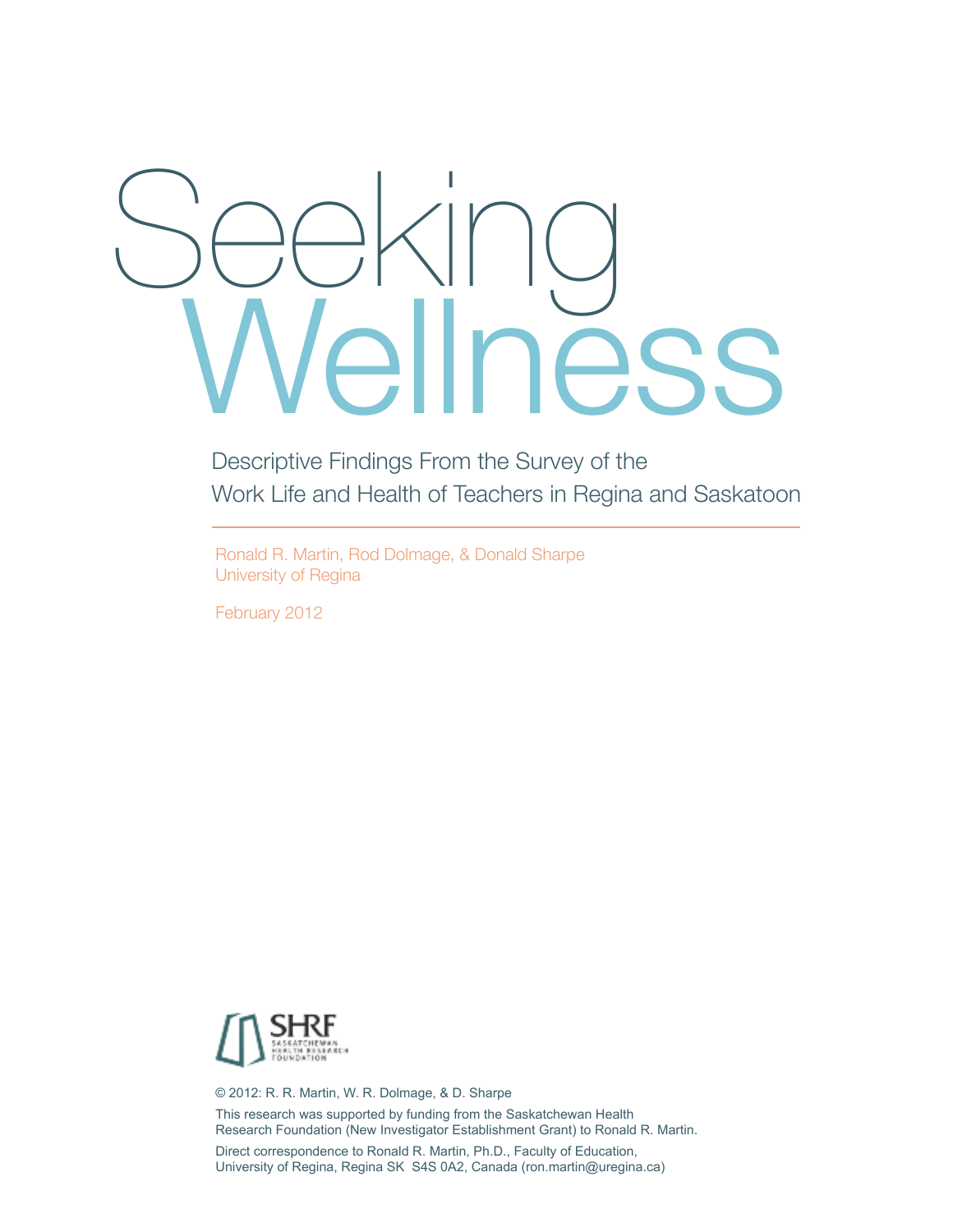# Seeking Wellness

## Descriptive Findings From the Survey of the Work Life and Health of Teachers in Regina and Saskatoon

Ronald R. Martin, Rod Dolmage, & Donald Sharpe
University of Regina

February 2012

SHRF
SASKATCHEWAN HEALTH RESEARCH FOUNDATION

© 2012: R. R. Martin, W. R. Dolmage, & D. Sharpe

This research was supported by funding from the Saskatchewan Health Research Foundation (New Investigator Establishment Grant) to Ronald R. Martin.

Direct correspondence to Ronald R. Martin, Ph.D., Faculty of Education, University of Regina, Regina SK S4S 0A2, Canada (ron.martin@uregina.ca)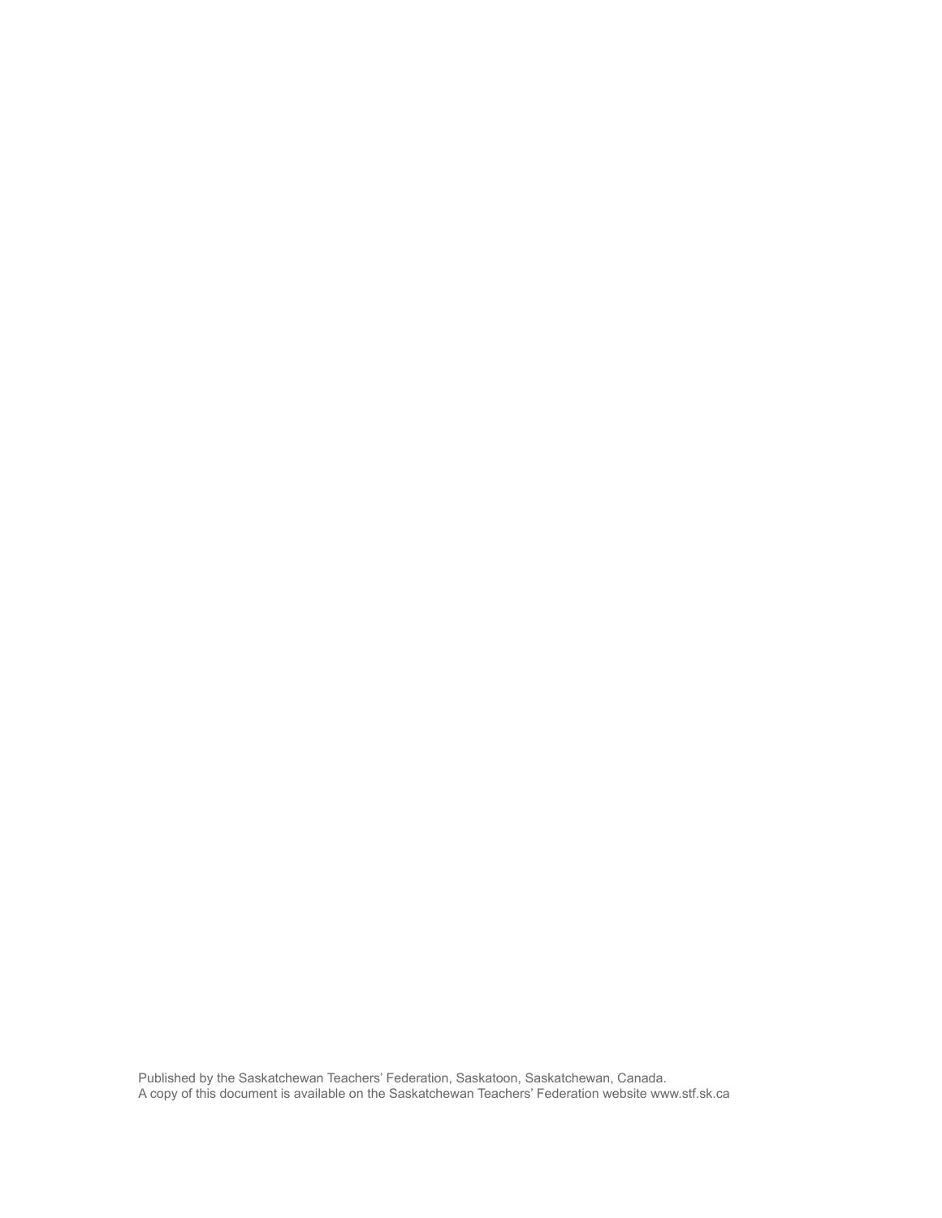Published by the Saskatchewan Teachers' Federation, Saskatoon, Saskatchewan, Canada.
A copy of this document is available on the Saskatchewan Teachers' Federation website www.stf.sk.ca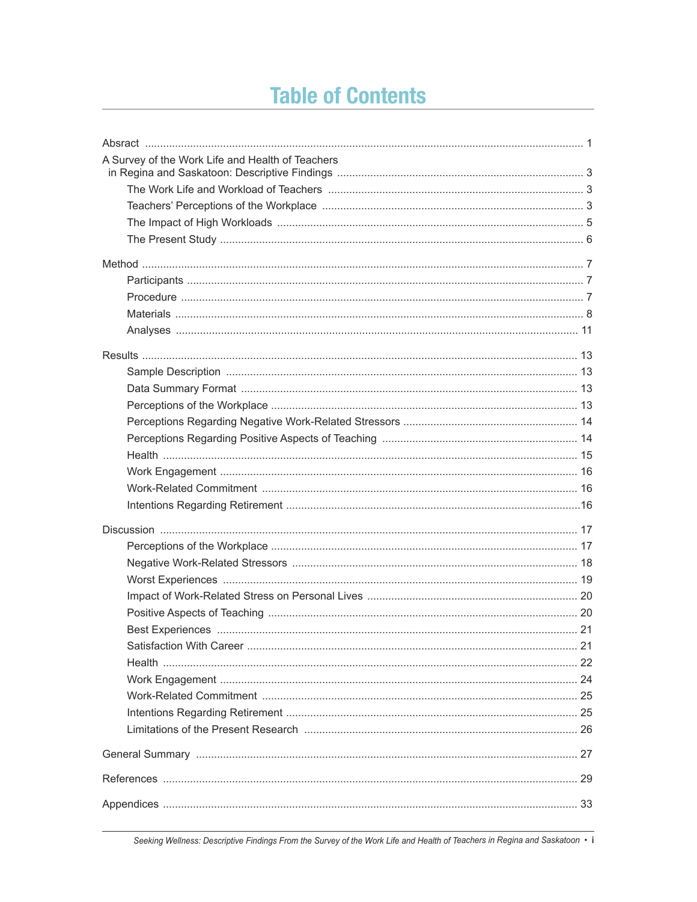# Table of Contents

Absract ........................................................................................................................................ 1

A Survey of the Work Life and Health of Teachers in Regina and Saskatoon: Descriptive Findings ................................................................................ 3

- The Work Life and Workload of Teachers .................................................................................... 3
- Teachers' Perceptions of the Workplace ...................................................................................... 3
- The Impact of High Workloads ...................................................................................................... 5
- The Present Study .......................................................................................................................... 6

Method ........................................................................................................................................ 7

- Participants .................................................................................................................................... 7
- Procedure ...................................................................................................................................... 7
- Materials ........................................................................................................................................ 8
- Analyses ...................................................................................................................................... 11

Results ...................................................................................................................................... 13

- Sample Description .................................................................................................................... 13
- Data Summary Format ................................................................................................................ 13
- Perceptions of the Workplace ...................................................................................................... 13
- Perceptions Regarding Negative Work-Related Stressors .......................................................... 14
- Perceptions Regarding Positive Aspects of Teaching ................................................................ 14
- Health .......................................................................................................................................... 15
- Work Engagement ...................................................................................................................... 16
- Work-Related Commitment ........................................................................................................ 16
- Intentions Regarding Retirement ................................................................................................ 16

Discussion ................................................................................................................................ 17

- Perceptions of the Workplace ...................................................................................................... 17
- Negative Work-Related Stressors .............................................................................................. 18
- Worst Experiences ...................................................................................................................... 19
- Impact of Work-Related Stress on Personal Lives ...................................................................... 20
- Positive Aspects of Teaching ...................................................................................................... 20
- Best Experiences ........................................................................................................................ 21
- Satisfaction With Career ............................................................................................................ 21
- Health .......................................................................................................................................... 22
- Work Engagement ...................................................................................................................... 24
- Work-Related Commitment ........................................................................................................ 25
- Intentions Regarding Retirement ................................................................................................ 25
- Limitations of the Present Research .......................................................................................... 26

General Summary .................................................................................................................... 27

References ................................................................................................................................ 29

Appendices ................................................................................................................................ 33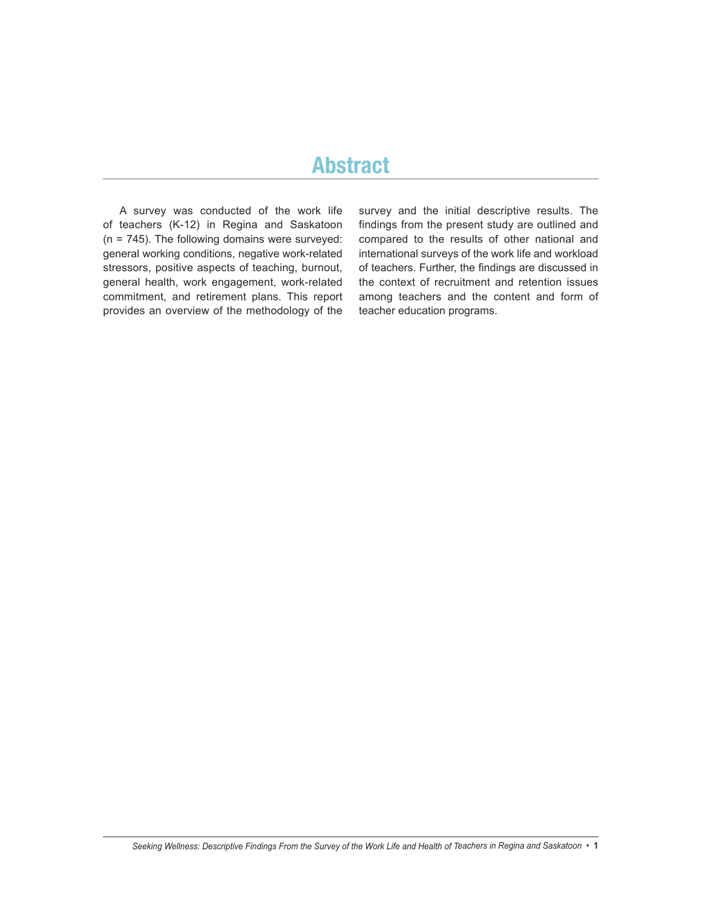# Abstract

A survey was conducted of the work life of teachers (K-12) in Regina and Saskatoon (n = 745). The following domains were surveyed: general working conditions, negative work-related stressors, positive aspects of teaching, burnout, general health, work engagement, work-related commitment, and retirement plans. This report provides an overview of the methodology of the survey and the initial descriptive results. The findings from the present study are outlined and compared to the results of other national and international surveys of the work life and workload of teachers. Further, the findings are discussed in the context of recruitment and retention issues among teachers and the content and form of teacher education programs.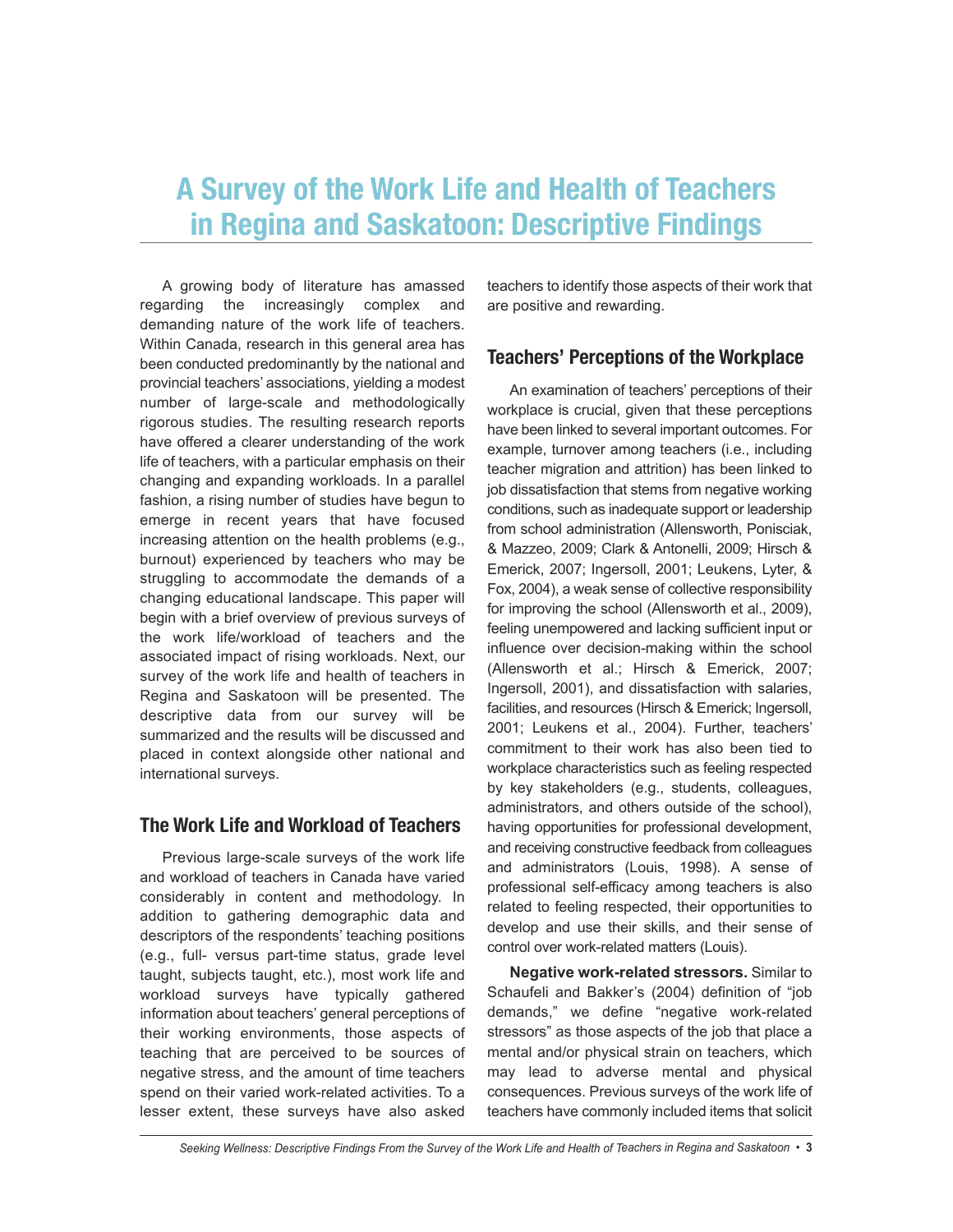# A Survey of the Work Life and Health of Teachers in Regina and Saskatoon: Descriptive Findings

A growing body of literature has amassed regarding the increasingly complex and demanding nature of the work life of teachers. Within Canada, research in this general area has been conducted predominantly by the national and provincial teachers' associations, yielding a modest number of large-scale and methodologically rigorous studies. The resulting research reports have offered a clearer understanding of the work life of teachers, with a particular emphasis on their changing and expanding workloads. In a parallel fashion, a rising number of studies have begun to emerge in recent years that have focused increasing attention on the health problems (e.g., burnout) experienced by teachers who may be struggling to accommodate the demands of a changing educational landscape. This paper will begin with a brief overview of previous surveys of the work life/workload of teachers and the associated impact of rising workloads. Next, our survey of the work life and health of teachers in Regina and Saskatoon will be presented. The descriptive data from our survey will be summarized and the results will be discussed and placed in context alongside other national and international surveys.

## The Work Life and Workload of Teachers

Previous large-scale surveys of the work life and workload of teachers in Canada have varied considerably in content and methodology. In addition to gathering demographic data and descriptors of the respondents' teaching positions (e.g., full- versus part-time status, grade level taught, subjects taught, etc.), most work life and workload surveys have typically gathered information about teachers' general perceptions of their working environments, those aspects of teaching that are perceived to be sources of negative stress, and the amount of time teachers spend on their varied work-related activities. To a lesser extent, these surveys have also asked teachers to identify those aspects of their work that are positive and rewarding.

## Teachers' Perceptions of the Workplace

An examination of teachers' perceptions of their workplace is crucial, given that these perceptions have been linked to several important outcomes. For example, turnover among teachers (i.e., including teacher migration and attrition) has been linked to job dissatisfaction that stems from negative working conditions, such as inadequate support or leadership from school administration (Allensworth, Ponisciak, & Mazzeo, 2009; Clark & Antonelli, 2009; Hirsch & Emerick, 2007; Ingersoll, 2001; Leukens, Lyter, & Fox, 2004), a weak sense of collective responsibility for improving the school (Allensworth et al., 2009), feeling unempowered and lacking sufficient input or influence over decision-making within the school (Allensworth et al.; Hirsch & Emerick, 2007; Ingersoll, 2001), and dissatisfaction with salaries, facilities, and resources (Hirsch & Emerick; Ingersoll, 2001; Leukens et al., 2004). Further, teachers' commitment to their work has also been tied to workplace characteristics such as feeling respected by key stakeholders (e.g., students, colleagues, administrators, and others outside of the school), having opportunities for professional development, and receiving constructive feedback from colleagues and administrators (Louis, 1998). A sense of professional self-efficacy among teachers is also related to feeling respected, their opportunities to develop and use their skills, and their sense of control over work-related matters (Louis).

**Negative work-related stressors.** Similar to Schaufeli and Bakker's (2004) definition of "job demands," we define "negative work-related stressors" as those aspects of the job that place a mental and/or physical strain on teachers, which may lead to adverse mental and physical consequences. Previous surveys of the work life of teachers have commonly included items that solicit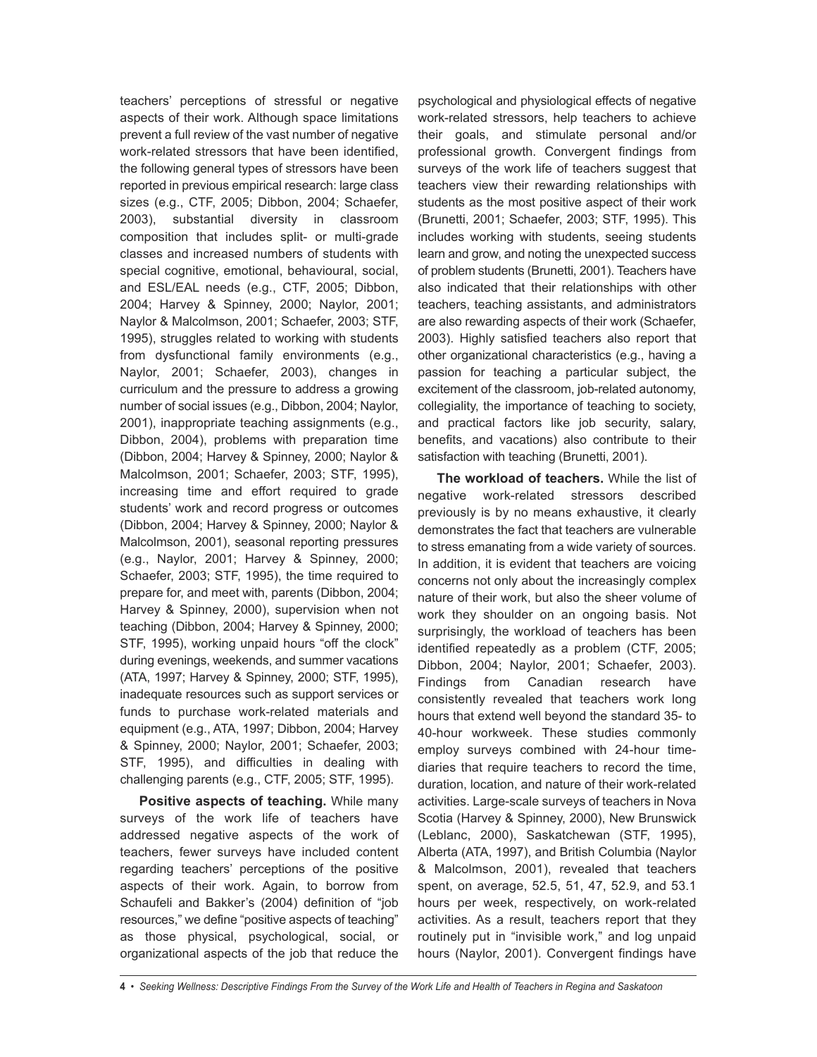teachers' perceptions of stressful or negative aspects of their work. Although space limitations prevent a full review of the vast number of negative work-related stressors that have been identified, the following general types of stressors have been reported in previous empirical research: large class sizes (e.g., CTF, 2005; Dibbon, 2004; Schaefer, 2003), substantial diversity in classroom composition that includes split- or multi-grade classes and increased numbers of students with special cognitive, emotional, behavioural, social, and ESL/EAL needs (e.g., CTF, 2005; Dibbon, 2004; Harvey & Spinney, 2000; Naylor, 2001; Naylor & Malcolmson, 2001; Schaefer, 2003; STF, 1995), struggles related to working with students from dysfunctional family environments (e.g., Naylor, 2001; Schaefer, 2003), changes in curriculum and the pressure to address a growing number of social issues (e.g., Dibbon, 2004; Naylor, 2001), inappropriate teaching assignments (e.g., Dibbon, 2004), problems with preparation time (Dibbon, 2004; Harvey & Spinney, 2000; Naylor & Malcolmson, 2001; Schaefer, 2003; STF, 1995), increasing time and effort required to grade students' work and record progress or outcomes (Dibbon, 2004; Harvey & Spinney, 2000; Naylor & Malcolmson, 2001), seasonal reporting pressures (e.g., Naylor, 2001; Harvey & Spinney, 2000; Schaefer, 2003; STF, 1995), the time required to prepare for, and meet with, parents (Dibbon, 2004; Harvey & Spinney, 2000), supervision when not teaching (Dibbon, 2004; Harvey & Spinney, 2000; STF, 1995), working unpaid hours "off the clock" during evenings, weekends, and summer vacations (ATA, 1997; Harvey & Spinney, 2000; STF, 1995), inadequate resources such as support services or funds to purchase work-related materials and equipment (e.g., ATA, 1997; Dibbon, 2004; Harvey & Spinney, 2000; Naylor, 2001; Schaefer, 2003; STF, 1995), and difficulties in dealing with challenging parents (e.g., CTF, 2005; STF, 1995).

**Positive aspects of teaching.** While many surveys of the work life of teachers have addressed negative aspects of the work of teachers, fewer surveys have included content regarding teachers' perceptions of the positive aspects of their work. Again, to borrow from Schaufeli and Bakker's (2004) definition of "job resources," we define "positive aspects of teaching" as those physical, psychological, social, or organizational aspects of the job that reduce the psychological and physiological effects of negative work-related stressors, help teachers to achieve their goals, and stimulate personal and/or professional growth. Convergent findings from surveys of the work life of teachers suggest that teachers view their rewarding relationships with students as the most positive aspect of their work (Brunetti, 2001; Schaefer, 2003; STF, 1995). This includes working with students, seeing students learn and grow, and noting the unexpected success of problem students (Brunetti, 2001). Teachers have also indicated that their relationships with other teachers, teaching assistants, and administrators are also rewarding aspects of their work (Schaefer, 2003). Highly satisfied teachers also report that other organizational characteristics (e.g., having a passion for teaching a particular subject, the excitement of the classroom, job-related autonomy, collegiality, the importance of teaching to society, and practical factors like job security, salary, benefits, and vacations) also contribute to their satisfaction with teaching (Brunetti, 2001).

**The workload of teachers.** While the list of negative work-related stressors described previously is by no means exhaustive, it clearly demonstrates the fact that teachers are vulnerable to stress emanating from a wide variety of sources. In addition, it is evident that teachers are voicing concerns not only about the increasingly complex nature of their work, but also the sheer volume of work they shoulder on an ongoing basis. Not surprisingly, the workload of teachers has been identified repeatedly as a problem (CTF, 2005; Dibbon, 2004; Naylor, 2001; Schaefer, 2003). Findings from Canadian research have consistently revealed that teachers work long hours that extend well beyond the standard 35- to 40-hour workweek. These studies commonly employ surveys combined with 24-hour time-diaries that require teachers to record the time, duration, location, and nature of their work-related activities. Large-scale surveys of teachers in Nova Scotia (Harvey & Spinney, 2000), New Brunswick (Leblanc, 2000), Saskatchewan (STF, 1995), Alberta (ATA, 1997), and British Columbia (Naylor & Malcolmson, 2001), revealed that teachers spent, on average, 52.5, 51, 47, 52.9, and 53.1 hours per week, respectively, on work-related activities. As a result, teachers report that they routinely put in "invisible work," and log unpaid hours (Naylor, 2001). Convergent findings have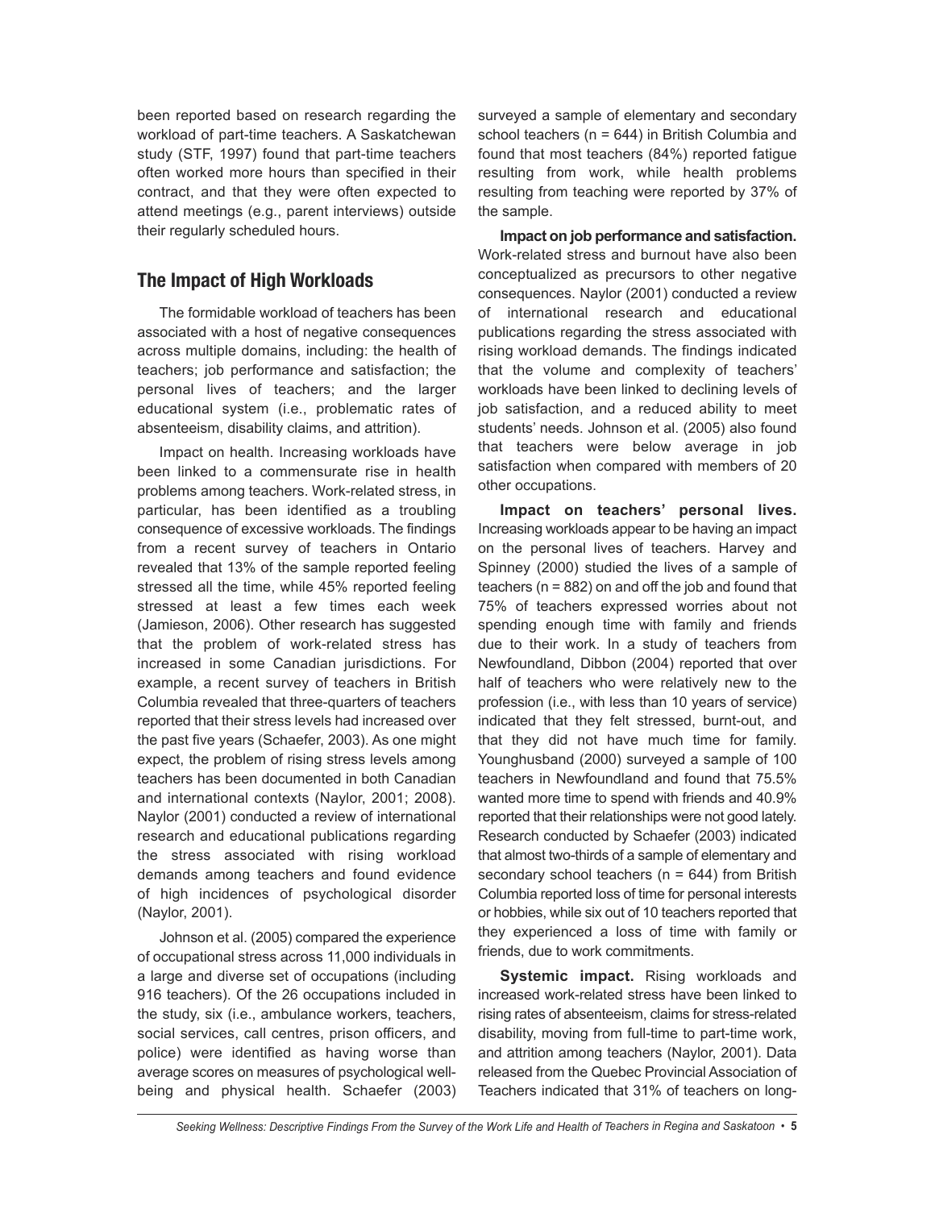been reported based on research regarding the workload of part-time teachers. A Saskatchewan study (STF, 1997) found that part-time teachers often worked more hours than specified in their contract, and that they were often expected to attend meetings (e.g., parent interviews) outside their regularly scheduled hours.

## The Impact of High Workloads

The formidable workload of teachers has been associated with a host of negative consequences across multiple domains, including: the health of teachers; job performance and satisfaction; the personal lives of teachers; and the larger educational system (i.e., problematic rates of absenteeism, disability claims, and attrition).

Impact on health. Increasing workloads have been linked to a commensurate rise in health problems among teachers. Work-related stress, in particular, has been identified as a troubling consequence of excessive workloads. The findings from a recent survey of teachers in Ontario revealed that 13% of the sample reported feeling stressed all the time, while 45% reported feeling stressed at least a few times each week (Jamieson, 2006). Other research has suggested that the problem of work-related stress has increased in some Canadian jurisdictions. For example, a recent survey of teachers in British Columbia revealed that three-quarters of teachers reported that their stress levels had increased over the past five years (Schaefer, 2003). As one might expect, the problem of rising stress levels among teachers has been documented in both Canadian and international contexts (Naylor, 2001; 2008). Naylor (2001) conducted a review of international research and educational publications regarding the stress associated with rising workload demands among teachers and found evidence of high incidences of psychological disorder (Naylor, 2001).

Johnson et al. (2005) compared the experience of occupational stress across 11,000 individuals in a large and diverse set of occupations (including 916 teachers). Of the 26 occupations included in the study, six (i.e., ambulance workers, teachers, social services, call centres, prison officers, and police) were identified as having worse than average scores on measures of psychological well-being and physical health. Schaefer (2003) surveyed a sample of elementary and secondary school teachers (n = 644) in British Columbia and found that most teachers (84%) reported fatigue resulting from work, while health problems resulting from teaching were reported by 37% of the sample.

**Impact on job performance and satisfaction.** Work-related stress and burnout have also been conceptualized as precursors to other negative consequences. Naylor (2001) conducted a review of international research and educational publications regarding the stress associated with rising workload demands. The findings indicated that the volume and complexity of teachers' workloads have been linked to declining levels of job satisfaction, and a reduced ability to meet students' needs. Johnson et al. (2005) also found that teachers were below average in job satisfaction when compared with members of 20 other occupations.

**Impact on teachers' personal lives.** Increasing workloads appear to be having an impact on the personal lives of teachers. Harvey and Spinney (2000) studied the lives of a sample of teachers (n = 882) on and off the job and found that 75% of teachers expressed worries about not spending enough time with family and friends due to their work. In a study of teachers from Newfoundland, Dibbon (2004) reported that over half of teachers who were relatively new to the profession (i.e., with less than 10 years of service) indicated that they felt stressed, burnt-out, and that they did not have much time for family. Younghusband (2000) surveyed a sample of 100 teachers in Newfoundland and found that 75.5% wanted more time to spend with friends and 40.9% reported that their relationships were not good lately. Research conducted by Schaefer (2003) indicated that almost two-thirds of a sample of elementary and secondary school teachers (n = 644) from British Columbia reported loss of time for personal interests or hobbies, while six out of 10 teachers reported that they experienced a loss of time with family or friends, due to work commitments.

**Systemic impact.** Rising workloads and increased work-related stress have been linked to rising rates of absenteeism, claims for stress-related disability, moving from full-time to part-time work, and attrition among teachers (Naylor, 2001). Data released from the Quebec Provincial Association of Teachers indicated that 31% of teachers on long-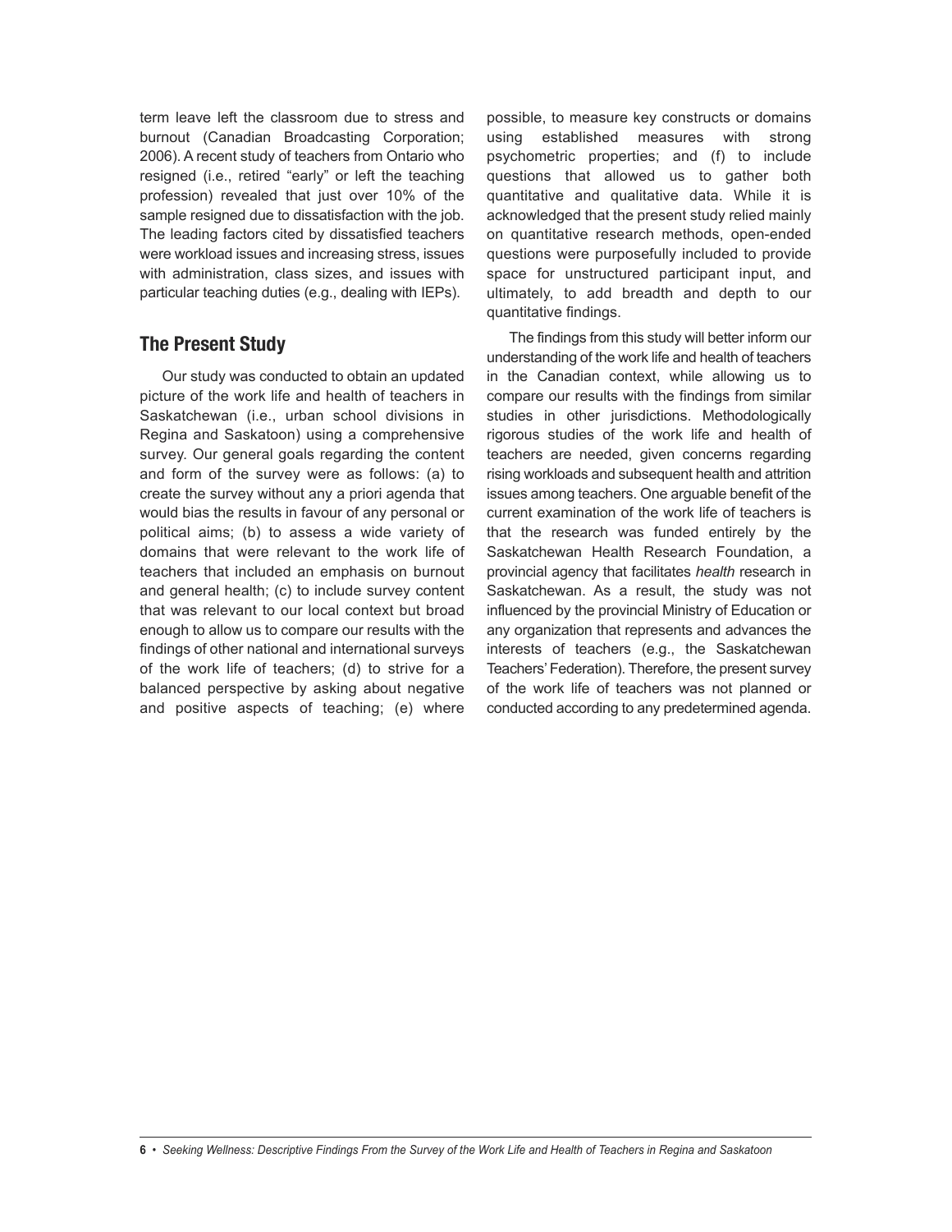term leave left the classroom due to stress and burnout (Canadian Broadcasting Corporation; 2006). A recent study of teachers from Ontario who resigned (i.e., retired "early" or left the teaching profession) revealed that just over 10% of the sample resigned due to dissatisfaction with the job. The leading factors cited by dissatisfied teachers were workload issues and increasing stress, issues with administration, class sizes, and issues with particular teaching duties (e.g., dealing with IEPs).

## The Present Study

Our study was conducted to obtain an updated picture of the work life and health of teachers in Saskatchewan (i.e., urban school divisions in Regina and Saskatoon) using a comprehensive survey. Our general goals regarding the content and form of the survey were as follows: (a) to create the survey without any a priori agenda that would bias the results in favour of any personal or political aims; (b) to assess a wide variety of domains that were relevant to the work life of teachers that included an emphasis on burnout and general health; (c) to include survey content that was relevant to our local context but broad enough to allow us to compare our results with the findings of other national and international surveys of the work life of teachers; (d) to strive for a balanced perspective by asking about negative and positive aspects of teaching; (e) where possible, to measure key constructs or domains using established measures with strong psychometric properties; and (f) to include questions that allowed us to gather both quantitative and qualitative data. While it is acknowledged that the present study relied mainly on quantitative research methods, open-ended questions were purposefully included to provide space for unstructured participant input, and ultimately, to add breadth and depth to our quantitative findings.

The findings from this study will better inform our understanding of the work life and health of teachers in the Canadian context, while allowing us to compare our results with the findings from similar studies in other jurisdictions. Methodologically rigorous studies of the work life and health of teachers are needed, given concerns regarding rising workloads and subsequent health and attrition issues among teachers. One arguable benefit of the current examination of the work life of teachers is that the research was funded entirely by the Saskatchewan Health Research Foundation, a provincial agency that facilitates *health* research in Saskatchewan. As a result, the study was not influenced by the provincial Ministry of Education or any organization that represents and advances the interests of teachers (e.g., the Saskatchewan Teachers' Federation). Therefore, the present survey of the work life of teachers was not planned or conducted according to any predetermined agenda.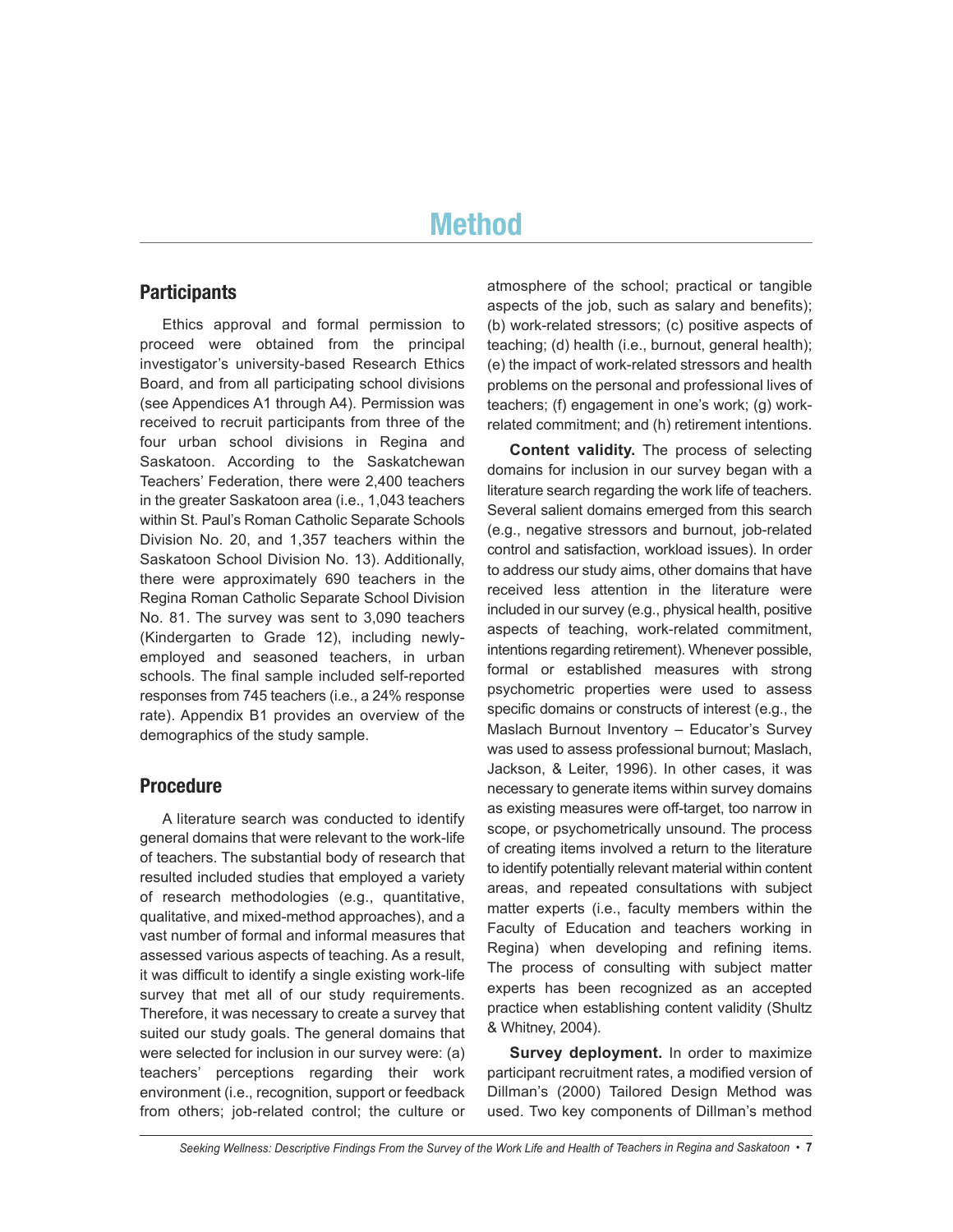# Method

## Participants

Ethics approval and formal permission to proceed were obtained from the principal investigator's university-based Research Ethics Board, and from all participating school divisions (see Appendices A1 through A4). Permission was received to recruit participants from three of the four urban school divisions in Regina and Saskatoon. According to the Saskatchewan Teachers' Federation, there were 2,400 teachers in the greater Saskatoon area (i.e., 1,043 teachers within St. Paul's Roman Catholic Separate Schools Division No. 20, and 1,357 teachers within the Saskatoon School Division No. 13). Additionally, there were approximately 690 teachers in the Regina Roman Catholic Separate School Division No. 81. The survey was sent to 3,090 teachers (Kindergarten to Grade 12), including newly-employed and seasoned teachers, in urban schools. The final sample included self-reported responses from 745 teachers (i.e., a 24% response rate). Appendix B1 provides an overview of the demographics of the study sample.

## Procedure

A literature search was conducted to identify general domains that were relevant to the work-life of teachers. The substantial body of research that resulted included studies that employed a variety of research methodologies (e.g., quantitative, qualitative, and mixed-method approaches), and a vast number of formal and informal measures that assessed various aspects of teaching. As a result, it was difficult to identify a single existing work-life survey that met all of our study requirements. Therefore, it was necessary to create a survey that suited our study goals. The general domains that were selected for inclusion in our survey were: (a) teachers' perceptions regarding their work environment (i.e., recognition, support or feedback from others; job-related control; the culture or atmosphere of the school; practical or tangible aspects of the job, such as salary and benefits); (b) work-related stressors; (c) positive aspects of teaching; (d) health (i.e., burnout, general health); (e) the impact of work-related stressors and health problems on the personal and professional lives of teachers; (f) engagement in one's work; (g) work-related commitment; and (h) retirement intentions.

**Content validity.** The process of selecting domains for inclusion in our survey began with a literature search regarding the work life of teachers. Several salient domains emerged from this search (e.g., negative stressors and burnout, job-related control and satisfaction, workload issues). In order to address our study aims, other domains that have received less attention in the literature were included in our survey (e.g., physical health, positive aspects of teaching, work-related commitment, intentions regarding retirement). Whenever possible, formal or established measures with strong psychometric properties were used to assess specific domains or constructs of interest (e.g., the Maslach Burnout Inventory – Educator's Survey was used to assess professional burnout; Maslach, Jackson, & Leiter, 1996). In other cases, it was necessary to generate items within survey domains as existing measures were off-target, too narrow in scope, or psychometrically unsound. The process of creating items involved a return to the literature to identify potentially relevant material within content areas, and repeated consultations with subject matter experts (i.e., faculty members within the Faculty of Education and teachers working in Regina) when developing and refining items. The process of consulting with subject matter experts has been recognized as an accepted practice when establishing content validity (Shultz & Whitney, 2004).

**Survey deployment.** In order to maximize participant recruitment rates, a modified version of Dillman's (2000) Tailored Design Method was used. Two key components of Dillman's method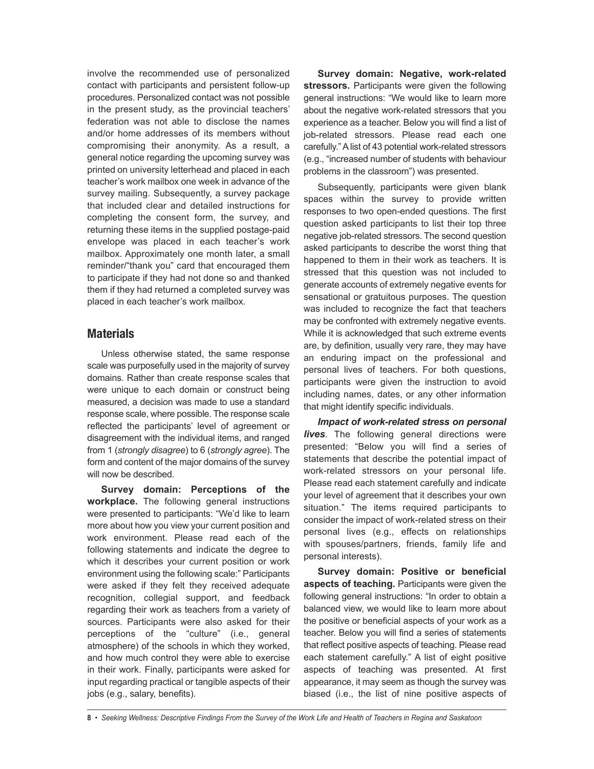involve the recommended use of personalized contact with participants and persistent follow-up procedures. Personalized contact was not possible in the present study, as the provincial teachers' federation was not able to disclose the names and/or home addresses of its members without compromising their anonymity. As a result, a general notice regarding the upcoming survey was printed on university letterhead and placed in each teacher's work mailbox one week in advance of the survey mailing. Subsequently, a survey package that included clear and detailed instructions for completing the consent form, the survey, and returning these items in the supplied postage-paid envelope was placed in each teacher's work mailbox. Approximately one month later, a small reminder/"thank you" card that encouraged them to participate if they had not done so and thanked them if they had returned a completed survey was placed in each teacher's work mailbox.

## Materials

Unless otherwise stated, the same response scale was purposefully used in the majority of survey domains. Rather than create response scales that were unique to each domain or construct being measured, a decision was made to use a standard response scale, where possible. The response scale reflected the participants' level of agreement or disagreement with the individual items, and ranged from 1 (*strongly disagree*) to 6 (*strongly agree*). The form and content of the major domains of the survey will now be described.

**Survey domain: Perceptions of the workplace.** The following general instructions were presented to participants: "We'd like to learn more about how you view your current position and work environment. Please read each of the following statements and indicate the degree to which it describes your current position or work environment using the following scale:" Participants were asked if they felt they received adequate recognition, collegial support, and feedback regarding their work as teachers from a variety of sources. Participants were also asked for their perceptions of the "culture" (i.e., general atmosphere) of the schools in which they worked, and how much control they were able to exercise in their work. Finally, participants were asked for input regarding practical or tangible aspects of their jobs (e.g., salary, benefits).

**Survey domain: Negative, work-related stressors.** Participants were given the following general instructions: "We would like to learn more about the negative work-related stressors that you experience as a teacher. Below you will find a list of job-related stressors. Please read each one carefully." A list of 43 potential work-related stressors (e.g., "increased number of students with behaviour problems in the classroom") was presented.

Subsequently, participants were given blank spaces within the survey to provide written responses to two open-ended questions. The first question asked participants to list their top three negative job-related stressors. The second question asked participants to describe the worst thing that happened to them in their work as teachers. It is stressed that this question was not included to generate accounts of extremely negative events for sensational or gratuitous purposes. The question was included to recognize the fact that teachers may be confronted with extremely negative events. While it is acknowledged that such extreme events are, by definition, usually very rare, they may have an enduring impact on the professional and personal lives of teachers. For both questions, participants were given the instruction to avoid including names, dates, or any other information that might identify specific individuals.

***Impact of work-related stress on personal lives***. The following general directions were presented: "Below you will find a series of statements that describe the potential impact of work-related stressors on your personal life. Please read each statement carefully and indicate your level of agreement that it describes your own situation." The items required participants to consider the impact of work-related stress on their personal lives (e.g., effects on relationships with spouses/partners, friends, family life and personal interests).

**Survey domain: Positive or beneficial aspects of teaching.** Participants were given the following general instructions: "In order to obtain a balanced view, we would like to learn more about the positive or beneficial aspects of your work as a teacher. Below you will find a series of statements that reflect positive aspects of teaching. Please read each statement carefully." A list of eight positive aspects of teaching was presented. At first appearance, it may seem as though the survey was biased (i.e., the list of nine positive aspects of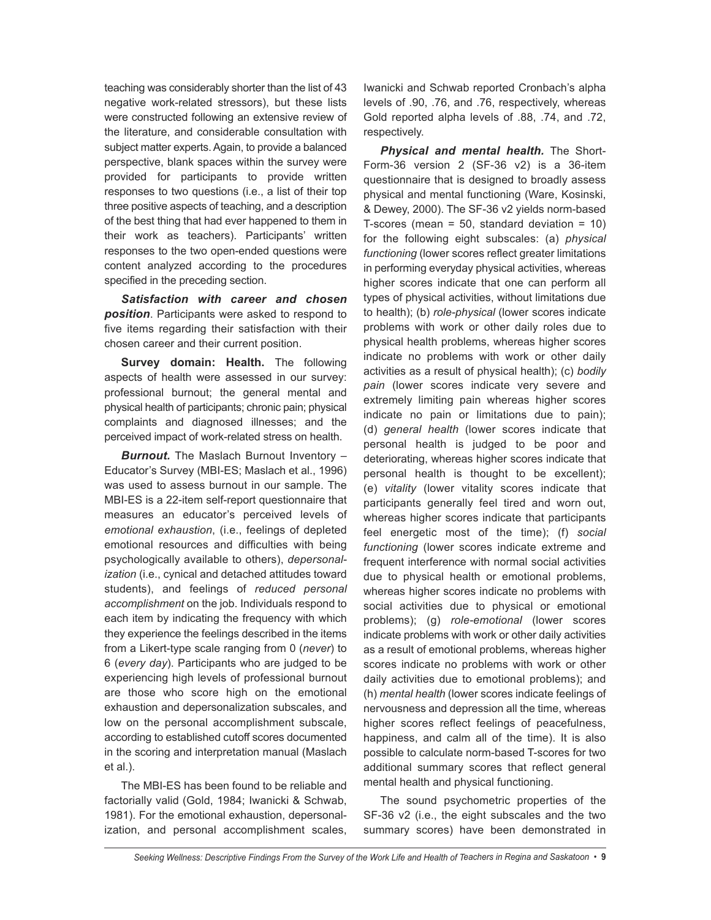teaching was considerably shorter than the list of 43 negative work-related stressors), but these lists were constructed following an extensive review of the literature, and considerable consultation with subject matter experts. Again, to provide a balanced perspective, blank spaces within the survey were provided for participants to provide written responses to two questions (i.e., a list of their top three positive aspects of teaching, and a description of the best thing that had ever happened to them in their work as teachers). Participants' written responses to the two open-ended questions were content analyzed according to the procedures specified in the preceding section.

***Satisfaction with career and chosen position***. Participants were asked to respond to five items regarding their satisfaction with their chosen career and their current position.

**Survey domain: Health.** The following aspects of health were assessed in our survey: professional burnout; the general mental and physical health of participants; chronic pain; physical complaints and diagnosed illnesses; and the perceived impact of work-related stress on health.

***Burnout.*** The Maslach Burnout Inventory – Educator's Survey (MBI-ES; Maslach et al., 1996) was used to assess burnout in our sample. The MBI-ES is a 22-item self-report questionnaire that measures an educator's perceived levels of *emotional exhaustion*, (i.e., feelings of depleted emotional resources and difficulties with being psychologically available to others), *depersonalization* (i.e., cynical and detached attitudes toward students), and feelings of *reduced personal accomplishment* on the job. Individuals respond to each item by indicating the frequency with which they experience the feelings described in the items from a Likert-type scale ranging from 0 (*never*) to 6 (*every day*). Participants who are judged to be experiencing high levels of professional burnout are those who score high on the emotional exhaustion and depersonalization subscales, and low on the personal accomplishment subscale, according to established cutoff scores documented in the scoring and interpretation manual (Maslach et al.).

The MBI-ES has been found to be reliable and factorially valid (Gold, 1984; Iwanicki & Schwab, 1981). For the emotional exhaustion, depersonalization, and personal accomplishment scales, Iwanicki and Schwab reported Cronbach's alpha levels of .90, .76, and .76, respectively, whereas Gold reported alpha levels of .88, .74, and .72, respectively.

***Physical and mental health.*** The Short-Form-36 version 2 (SF-36 v2) is a 36-item questionnaire that is designed to broadly assess physical and mental functioning (Ware, Kosinski, & Dewey, 2000). The SF-36 v2 yields norm-based T-scores (mean = 50, standard deviation = 10) for the following eight subscales: (a) *physical functioning* (lower scores reflect greater limitations in performing everyday physical activities, whereas higher scores indicate that one can perform all types of physical activities, without limitations due to health); (b) *role-physical* (lower scores indicate problems with work or other daily roles due to physical health problems, whereas higher scores indicate no problems with work or other daily activities as a result of physical health); (c) *bodily pain* (lower scores indicate very severe and extremely limiting pain whereas higher scores indicate no pain or limitations due to pain); (d) *general health* (lower scores indicate that personal health is judged to be poor and deteriorating, whereas higher scores indicate that personal health is thought to be excellent); (e) *vitality* (lower vitality scores indicate that participants generally feel tired and worn out, whereas higher scores indicate that participants feel energetic most of the time); (f) *social functioning* (lower scores indicate extreme and frequent interference with normal social activities due to physical health or emotional problems, whereas higher scores indicate no problems with social activities due to physical or emotional problems); (g) *role-emotional* (lower scores indicate problems with work or other daily activities as a result of emotional problems, whereas higher scores indicate no problems with work or other daily activities due to emotional problems); and (h) *mental health* (lower scores indicate feelings of nervousness and depression all the time, whereas higher scores reflect feelings of peacefulness, happiness, and calm all of the time). It is also possible to calculate norm-based T-scores for two additional summary scores that reflect general mental health and physical functioning.

The sound psychometric properties of the SF-36 v2 (i.e., the eight subscales and the two summary scores) have been demonstrated in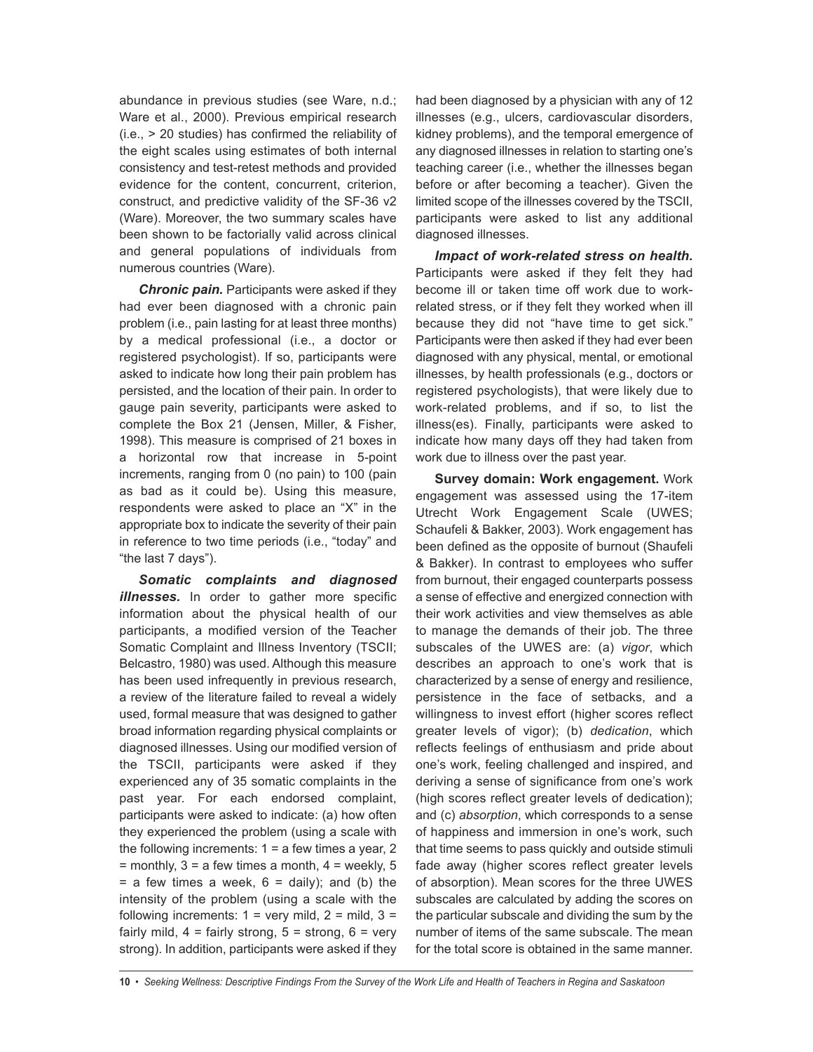abundance in previous studies (see Ware, n.d.; Ware et al., 2000). Previous empirical research (i.e., > 20 studies) has confirmed the reliability of the eight scales using estimates of both internal consistency and test-retest methods and provided evidence for the content, concurrent, criterion, construct, and predictive validity of the SF-36 v2 (Ware). Moreover, the two summary scales have been shown to be factorially valid across clinical and general populations of individuals from numerous countries (Ware).

***Chronic pain.*** Participants were asked if they had ever been diagnosed with a chronic pain problem (i.e., pain lasting for at least three months) by a medical professional (i.e., a doctor or registered psychologist). If so, participants were asked to indicate how long their pain problem has persisted, and the location of their pain. In order to gauge pain severity, participants were asked to complete the Box 21 (Jensen, Miller, & Fisher, 1998). This measure is comprised of 21 boxes in a horizontal row that increase in 5-point increments, ranging from 0 (no pain) to 100 (pain as bad as it could be). Using this measure, respondents were asked to place an "X" in the appropriate box to indicate the severity of their pain in reference to two time periods (i.e., "today" and "the last 7 days").

***Somatic complaints and diagnosed illnesses.*** In order to gather more specific information about the physical health of our participants, a modified version of the Teacher Somatic Complaint and Illness Inventory (TSCII; Belcastro, 1980) was used. Although this measure has been used infrequently in previous research, a review of the literature failed to reveal a widely used, formal measure that was designed to gather broad information regarding physical complaints or diagnosed illnesses. Using our modified version of the TSCII, participants were asked if they experienced any of 35 somatic complaints in the past year. For each endorsed complaint, participants were asked to indicate: (a) how often they experienced the problem (using a scale with the following increments: 1 = a few times a year, 2 = monthly, 3 = a few times a month, 4 = weekly, 5 = a few times a week, 6 = daily); and (b) the intensity of the problem (using a scale with the following increments: 1 = very mild, 2 = mild, 3 = fairly mild, 4 = fairly strong, 5 = strong, 6 = very strong). In addition, participants were asked if they had been diagnosed by a physician with any of 12 illnesses (e.g., ulcers, cardiovascular disorders, kidney problems), and the temporal emergence of any diagnosed illnesses in relation to starting one's teaching career (i.e., whether the illnesses began before or after becoming a teacher). Given the limited scope of the illnesses covered by the TSCII, participants were asked to list any additional diagnosed illnesses.

***Impact of work-related stress on health.*** Participants were asked if they felt they had become ill or taken time off work due to work-related stress, or if they felt they worked when ill because they did not "have time to get sick." Participants were then asked if they had ever been diagnosed with any physical, mental, or emotional illnesses, by health professionals (e.g., doctors or registered psychologists), that were likely due to work-related problems, and if so, to list the illness(es). Finally, participants were asked to indicate how many days off they had taken from work due to illness over the past year.

**Survey domain: Work engagement.** Work engagement was assessed using the 17-item Utrecht Work Engagement Scale (UWES; Schaufeli & Bakker, 2003). Work engagement has been defined as the opposite of burnout (Shaufeli & Bakker). In contrast to employees who suffer from burnout, their engaged counterparts possess a sense of effective and energized connection with their work activities and view themselves as able to manage the demands of their job. The three subscales of the UWES are: (a) *vigor*, which describes an approach to one's work that is characterized by a sense of energy and resilience, persistence in the face of setbacks, and a willingness to invest effort (higher scores reflect greater levels of vigor); (b) *dedication*, which reflects feelings of enthusiasm and pride about one's work, feeling challenged and inspired, and deriving a sense of significance from one's work (high scores reflect greater levels of dedication); and (c) *absorption*, which corresponds to a sense of happiness and immersion in one's work, such that time seems to pass quickly and outside stimuli fade away (higher scores reflect greater levels of absorption). Mean scores for the three UWES subscales are calculated by adding the scores on the particular subscale and dividing the sum by the number of items of the same subscale. The mean for the total score is obtained in the same manner.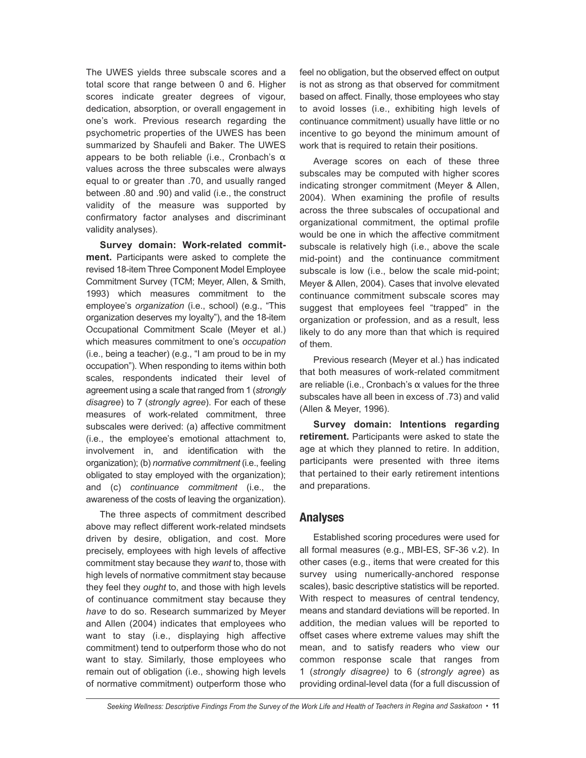The UWES yields three subscale scores and a total score that range between 0 and 6. Higher scores indicate greater degrees of vigour, dedication, absorption, or overall engagement in one's work. Previous research regarding the psychometric properties of the UWES has been summarized by Shaufeli and Baker. The UWES appears to be both reliable (i.e., Cronbach's α values across the three subscales were always equal to or greater than .70, and usually ranged between .80 and .90) and valid (i.e., the construct validity of the measure was supported by confirmatory factor analyses and discriminant validity analyses).

**Survey domain: Work-related commitment.** Participants were asked to complete the revised 18-item Three Component Model Employee Commitment Survey (TCM; Meyer, Allen, & Smith, 1993) which measures commitment to the employee's *organization* (i.e., school) (e.g., "This organization deserves my loyalty"), and the 18-item Occupational Commitment Scale (Meyer et al.) which measures commitment to one's *occupation* (i.e., being a teacher) (e.g., "I am proud to be in my occupation"). When responding to items within both scales, respondents indicated their level of agreement using a scale that ranged from 1 (*strongly disagree*) to 7 (*strongly agree*). For each of these measures of work-related commitment, three subscales were derived: (a) affective commitment (i.e., the employee's emotional attachment to, involvement in, and identification with the organization); (b) *normative commitment* (i.e., feeling obligated to stay employed with the organization); and (c) *continuance commitment* (i.e., the awareness of the costs of leaving the organization).

The three aspects of commitment described above may reflect different work-related mindsets driven by desire, obligation, and cost. More precisely, employees with high levels of affective commitment stay because they *want* to, those with high levels of normative commitment stay because they feel they *ought* to, and those with high levels of continuance commitment stay because they *have* to do so. Research summarized by Meyer and Allen (2004) indicates that employees who want to stay (i.e., displaying high affective commitment) tend to outperform those who do not want to stay. Similarly, those employees who remain out of obligation (i.e., showing high levels of normative commitment) outperform those who feel no obligation, but the observed effect on output is not as strong as that observed for commitment based on affect. Finally, those employees who stay to avoid losses (i.e., exhibiting high levels of continuance commitment) usually have little or no incentive to go beyond the minimum amount of work that is required to retain their positions.

Average scores on each of these three subscales may be computed with higher scores indicating stronger commitment (Meyer & Allen, 2004). When examining the profile of results across the three subscales of occupational and organizational commitment, the optimal profile would be one in which the affective commitment subscale is relatively high (i.e., above the scale mid-point) and the continuance commitment subscale is low (i.e., below the scale mid-point; Meyer & Allen, 2004). Cases that involve elevated continuance commitment subscale scores may suggest that employees feel "trapped" in the organization or profession, and as a result, less likely to do any more than that which is required of them.

Previous research (Meyer et al.) has indicated that both measures of work-related commitment are reliable (i.e., Cronbach's α values for the three subscales have all been in excess of .73) and valid (Allen & Meyer, 1996).

**Survey domain: Intentions regarding retirement.** Participants were asked to state the age at which they planned to retire. In addition, participants were presented with three items that pertained to their early retirement intentions and preparations.

## Analyses

Established scoring procedures were used for all formal measures (e.g., MBI-ES, SF-36 v.2). In other cases (e.g., items that were created for this survey using numerically-anchored response scales), basic descriptive statistics will be reported. With respect to measures of central tendency, means and standard deviations will be reported. In addition, the median values will be reported to offset cases where extreme values may shift the mean, and to satisfy readers who view our common response scale that ranges from 1 (*strongly disagree)* to 6 (*strongly agree*) as providing ordinal-level data (for a full discussion of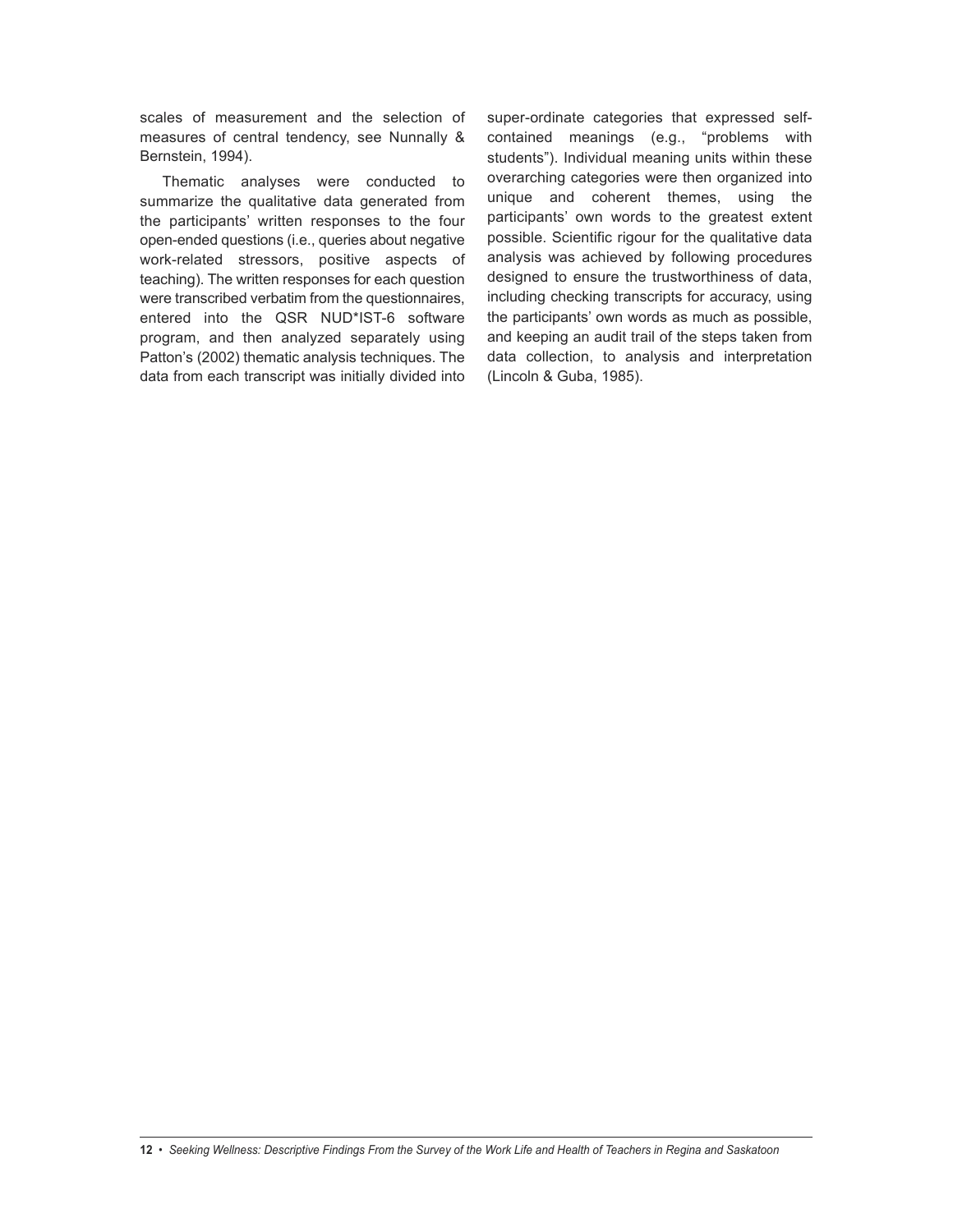scales of measurement and the selection of measures of central tendency, see Nunnally & Bernstein, 1994).

Thematic analyses were conducted to summarize the qualitative data generated from the participants' written responses to the four open-ended questions (i.e., queries about negative work-related stressors, positive aspects of teaching). The written responses for each question were transcribed verbatim from the questionnaires, entered into the QSR NUD*IST-6 software program, and then analyzed separately using Patton's (2002) thematic analysis techniques. The data from each transcript was initially divided into super-ordinate categories that expressed self-contained meanings (e.g., "problems with students"). Individual meaning units within these overarching categories were then organized into unique and coherent themes, using the participants' own words to the greatest extent possible. Scientific rigour for the qualitative data analysis was achieved by following procedures designed to ensure the trustworthiness of data, including checking transcripts for accuracy, using the participants' own words as much as possible, and keeping an audit trail of the steps taken from data collection, to analysis and interpretation (Lincoln & Guba, 1985).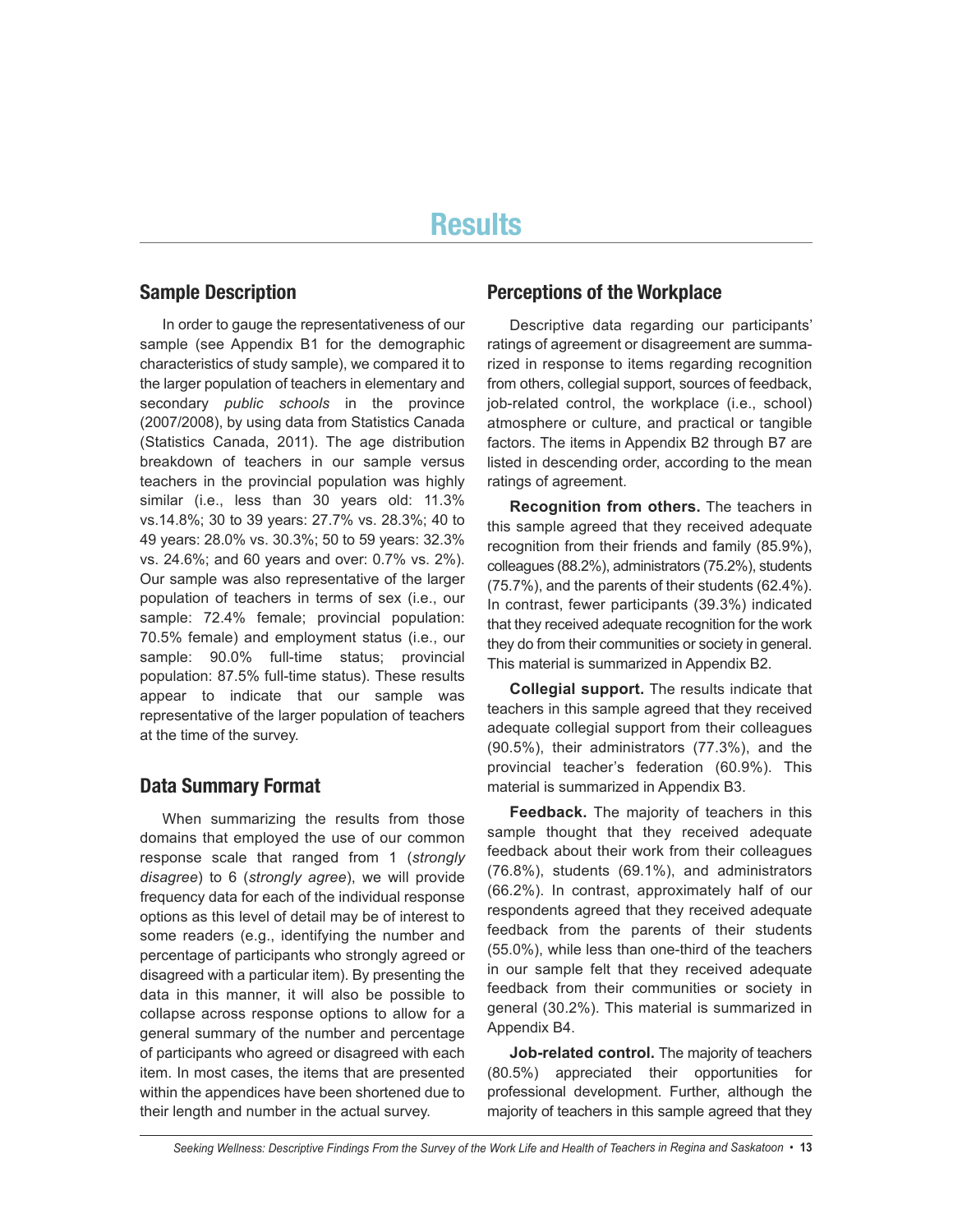# Results

## Sample Description

In order to gauge the representativeness of our sample (see Appendix B1 for the demographic characteristics of study sample), we compared it to the larger population of teachers in elementary and secondary *public schools* in the province (2007/2008), by using data from Statistics Canada (Statistics Canada, 2011). The age distribution breakdown of teachers in our sample versus teachers in the provincial population was highly similar (i.e., less than 30 years old: 11.3% vs.14.8%; 30 to 39 years: 27.7% vs. 28.3%; 40 to 49 years: 28.0% vs. 30.3%; 50 to 59 years: 32.3% vs. 24.6%; and 60 years and over: 0.7% vs. 2%). Our sample was also representative of the larger population of teachers in terms of sex (i.e., our sample: 72.4% female; provincial population: 70.5% female) and employment status (i.e., our sample: 90.0% full-time status; provincial population: 87.5% full-time status). These results appear to indicate that our sample was representative of the larger population of teachers at the time of the survey.

## Data Summary Format

When summarizing the results from those domains that employed the use of our common response scale that ranged from 1 (*strongly disagree*) to 6 (*strongly agree*), we will provide frequency data for each of the individual response options as this level of detail may be of interest to some readers (e.g., identifying the number and percentage of participants who strongly agreed or disagreed with a particular item). By presenting the data in this manner, it will also be possible to collapse across response options to allow for a general summary of the number and percentage of participants who agreed or disagreed with each item. In most cases, the items that are presented within the appendices have been shortened due to their length and number in the actual survey.

## Perceptions of the Workplace

Descriptive data regarding our participants' ratings of agreement or disagreement are summarized in response to items regarding recognition from others, collegial support, sources of feedback, job-related control, the workplace (i.e., school) atmosphere or culture, and practical or tangible factors. The items in Appendix B2 through B7 are listed in descending order, according to the mean ratings of agreement.

**Recognition from others.** The teachers in this sample agreed that they received adequate recognition from their friends and family (85.9%), colleagues (88.2%), administrators (75.2%), students (75.7%), and the parents of their students (62.4%). In contrast, fewer participants (39.3%) indicated that they received adequate recognition for the work they do from their communities or society in general. This material is summarized in Appendix B2.

**Collegial support.** The results indicate that teachers in this sample agreed that they received adequate collegial support from their colleagues (90.5%), their administrators (77.3%), and the provincial teacher's federation (60.9%). This material is summarized in Appendix B3.

**Feedback.** The majority of teachers in this sample thought that they received adequate feedback about their work from their colleagues (76.8%), students (69.1%), and administrators (66.2%). In contrast, approximately half of our respondents agreed that they received adequate feedback from the parents of their students (55.0%), while less than one-third of the teachers in our sample felt that they received adequate feedback from their communities or society in general (30.2%). This material is summarized in Appendix B4.

**Job-related control.** The majority of teachers (80.5%) appreciated their opportunities for professional development. Further, although the majority of teachers in this sample agreed that they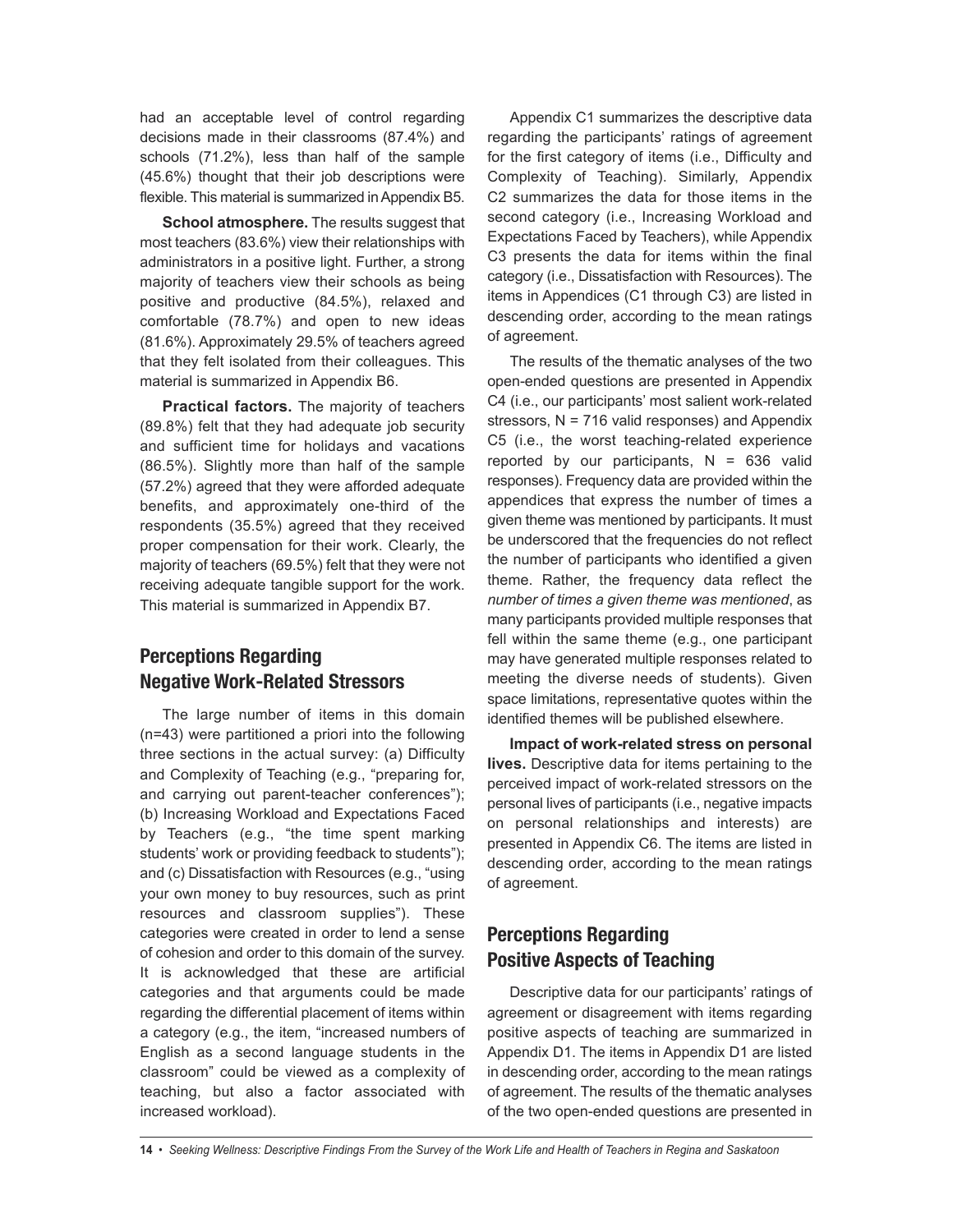had an acceptable level of control regarding decisions made in their classrooms (87.4%) and schools (71.2%), less than half of the sample (45.6%) thought that their job descriptions were flexible. This material is summarized in Appendix B5.

**School atmosphere.** The results suggest that most teachers (83.6%) view their relationships with administrators in a positive light. Further, a strong majority of teachers view their schools as being positive and productive (84.5%), relaxed and comfortable (78.7%) and open to new ideas (81.6%). Approximately 29.5% of teachers agreed that they felt isolated from their colleagues. This material is summarized in Appendix B6.

**Practical factors.** The majority of teachers (89.8%) felt that they had adequate job security and sufficient time for holidays and vacations (86.5%). Slightly more than half of the sample (57.2%) agreed that they were afforded adequate benefits, and approximately one-third of the respondents (35.5%) agreed that they received proper compensation for their work. Clearly, the majority of teachers (69.5%) felt that they were not receiving adequate tangible support for the work. This material is summarized in Appendix B7.

## Perceptions Regarding Negative Work-Related Stressors

The large number of items in this domain (n=43) were partitioned a priori into the following three sections in the actual survey: (a) Difficulty and Complexity of Teaching (e.g., "preparing for, and carrying out parent-teacher conferences"); (b) Increasing Workload and Expectations Faced by Teachers (e.g., "the time spent marking students' work or providing feedback to students"); and (c) Dissatisfaction with Resources (e.g., "using your own money to buy resources, such as print resources and classroom supplies"). These categories were created in order to lend a sense of cohesion and order to this domain of the survey. It is acknowledged that these are artificial categories and that arguments could be made regarding the differential placement of items within a category (e.g., the item, "increased numbers of English as a second language students in the classroom" could be viewed as a complexity of teaching, but also a factor associated with increased workload).

Appendix C1 summarizes the descriptive data regarding the participants' ratings of agreement for the first category of items (i.e., Difficulty and Complexity of Teaching). Similarly, Appendix C2 summarizes the data for those items in the second category (i.e., Increasing Workload and Expectations Faced by Teachers), while Appendix C3 presents the data for items within the final category (i.e., Dissatisfaction with Resources). The items in Appendices (C1 through C3) are listed in descending order, according to the mean ratings of agreement.

The results of the thematic analyses of the two open-ended questions are presented in Appendix C4 (i.e., our participants' most salient work-related stressors, N = 716 valid responses) and Appendix C5 (i.e., the worst teaching-related experience reported by our participants, N = 636 valid responses). Frequency data are provided within the appendices that express the number of times a given theme was mentioned by participants. It must be underscored that the frequencies do not reflect the number of participants who identified a given theme. Rather, the frequency data reflect the *number of times a given theme was mentioned*, as many participants provided multiple responses that fell within the same theme (e.g., one participant may have generated multiple responses related to meeting the diverse needs of students). Given space limitations, representative quotes within the identified themes will be published elsewhere.

**Impact of work-related stress on personal lives.** Descriptive data for items pertaining to the perceived impact of work-related stressors on the personal lives of participants (i.e., negative impacts on personal relationships and interests) are presented in Appendix C6. The items are listed in descending order, according to the mean ratings of agreement.

## Perceptions Regarding Positive Aspects of Teaching

Descriptive data for our participants' ratings of agreement or disagreement with items regarding positive aspects of teaching are summarized in Appendix D1. The items in Appendix D1 are listed in descending order, according to the mean ratings of agreement. The results of the thematic analyses of the two open-ended questions are presented in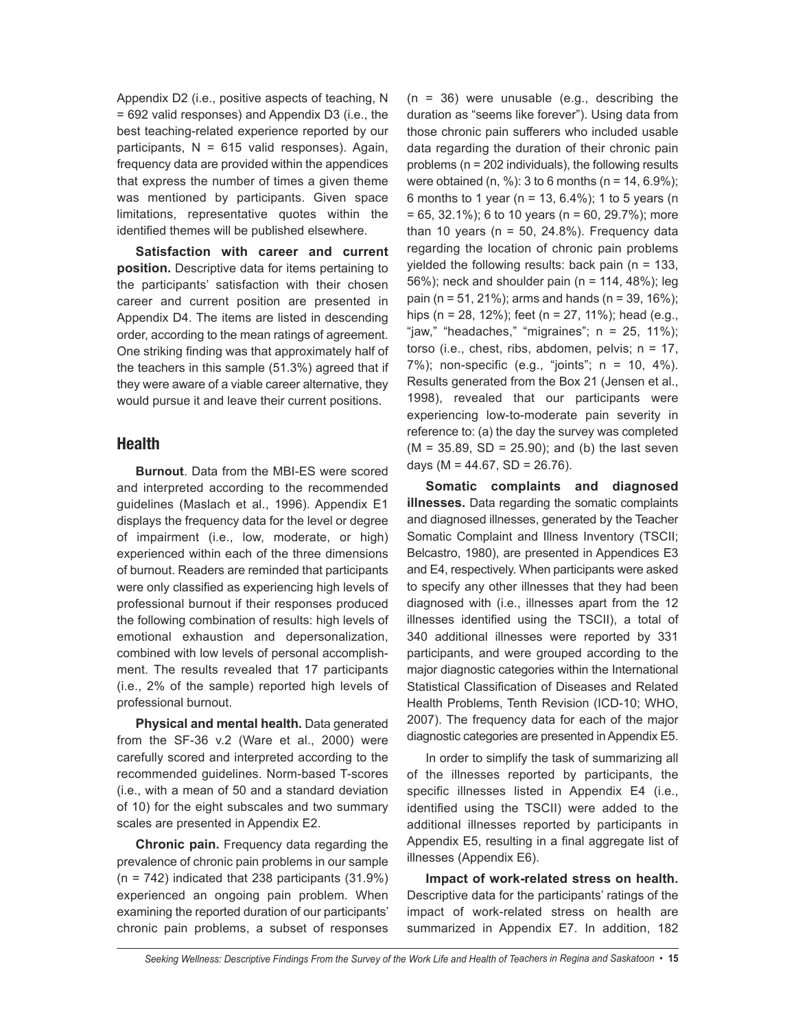Appendix D2 (i.e., positive aspects of teaching, N = 692 valid responses) and Appendix D3 (i.e., the best teaching-related experience reported by our participants, N = 615 valid responses). Again, frequency data are provided within the appendices that express the number of times a given theme was mentioned by participants. Given space limitations, representative quotes within the identified themes will be published elsewhere.

**Satisfaction with career and current position.** Descriptive data for items pertaining to the participants' satisfaction with their chosen career and current position are presented in Appendix D4. The items are listed in descending order, according to the mean ratings of agreement. One striking finding was that approximately half of the teachers in this sample (51.3%) agreed that if they were aware of a viable career alternative, they would pursue it and leave their current positions.

## Health

**Burnout**. Data from the MBI-ES were scored and interpreted according to the recommended guidelines (Maslach et al., 1996). Appendix E1 displays the frequency data for the level or degree of impairment (i.e., low, moderate, or high) experienced within each of the three dimensions of burnout. Readers are reminded that participants were only classified as experiencing high levels of professional burnout if their responses produced the following combination of results: high levels of emotional exhaustion and depersonalization, combined with low levels of personal accomplishment. The results revealed that 17 participants (i.e., 2% of the sample) reported high levels of professional burnout.

**Physical and mental health.** Data generated from the SF-36 v.2 (Ware et al., 2000) were carefully scored and interpreted according to the recommended guidelines. Norm-based T-scores (i.e., with a mean of 50 and a standard deviation of 10) for the eight subscales and two summary scales are presented in Appendix E2.

**Chronic pain.** Frequency data regarding the prevalence of chronic pain problems in our sample (n = 742) indicated that 238 participants (31.9%) experienced an ongoing pain problem. When examining the reported duration of our participants' chronic pain problems, a subset of responses (n = 36) were unusable (e.g., describing the duration as "seems like forever"). Using data from those chronic pain sufferers who included usable data regarding the duration of their chronic pain problems (n = 202 individuals), the following results were obtained (n, %): 3 to 6 months (n = 14, 6.9%); 6 months to 1 year (n = 13, 6.4%); 1 to 5 years (n = 65, 32.1%); 6 to 10 years (n = 60, 29.7%); more than 10 years (n = 50, 24.8%). Frequency data regarding the location of chronic pain problems yielded the following results: back pain (n = 133, 56%); neck and shoulder pain (n = 114, 48%); leg pain (n = 51, 21%); arms and hands (n = 39, 16%); hips (n = 28, 12%); feet (n = 27, 11%); head (e.g., "jaw," "headaches," "migraines"; n = 25, 11%); torso (i.e., chest, ribs, abdomen, pelvis; n = 17, 7%); non-specific (e.g., "joints"; n = 10, 4%). Results generated from the Box 21 (Jensen et al., 1998), revealed that our participants were experiencing low-to-moderate pain severity in reference to: (a) the day the survey was completed (M = 35.89, SD = 25.90); and (b) the last seven days (M = 44.67, SD = 26.76).

**Somatic complaints and diagnosed illnesses.** Data regarding the somatic complaints and diagnosed illnesses, generated by the Teacher Somatic Complaint and Illness Inventory (TSCII; Belcastro, 1980), are presented in Appendices E3 and E4, respectively. When participants were asked to specify any other illnesses that they had been diagnosed with (i.e., illnesses apart from the 12 illnesses identified using the TSCII), a total of 340 additional illnesses were reported by 331 participants, and were grouped according to the major diagnostic categories within the International Statistical Classification of Diseases and Related Health Problems, Tenth Revision (ICD-10; WHO, 2007). The frequency data for each of the major diagnostic categories are presented in Appendix E5.

In order to simplify the task of summarizing all of the illnesses reported by participants, the specific illnesses listed in Appendix E4 (i.e., identified using the TSCII) were added to the additional illnesses reported by participants in Appendix E5, resulting in a final aggregate list of illnesses (Appendix E6).

**Impact of work-related stress on health.** Descriptive data for the participants' ratings of the impact of work-related stress on health are summarized in Appendix E7. In addition, 182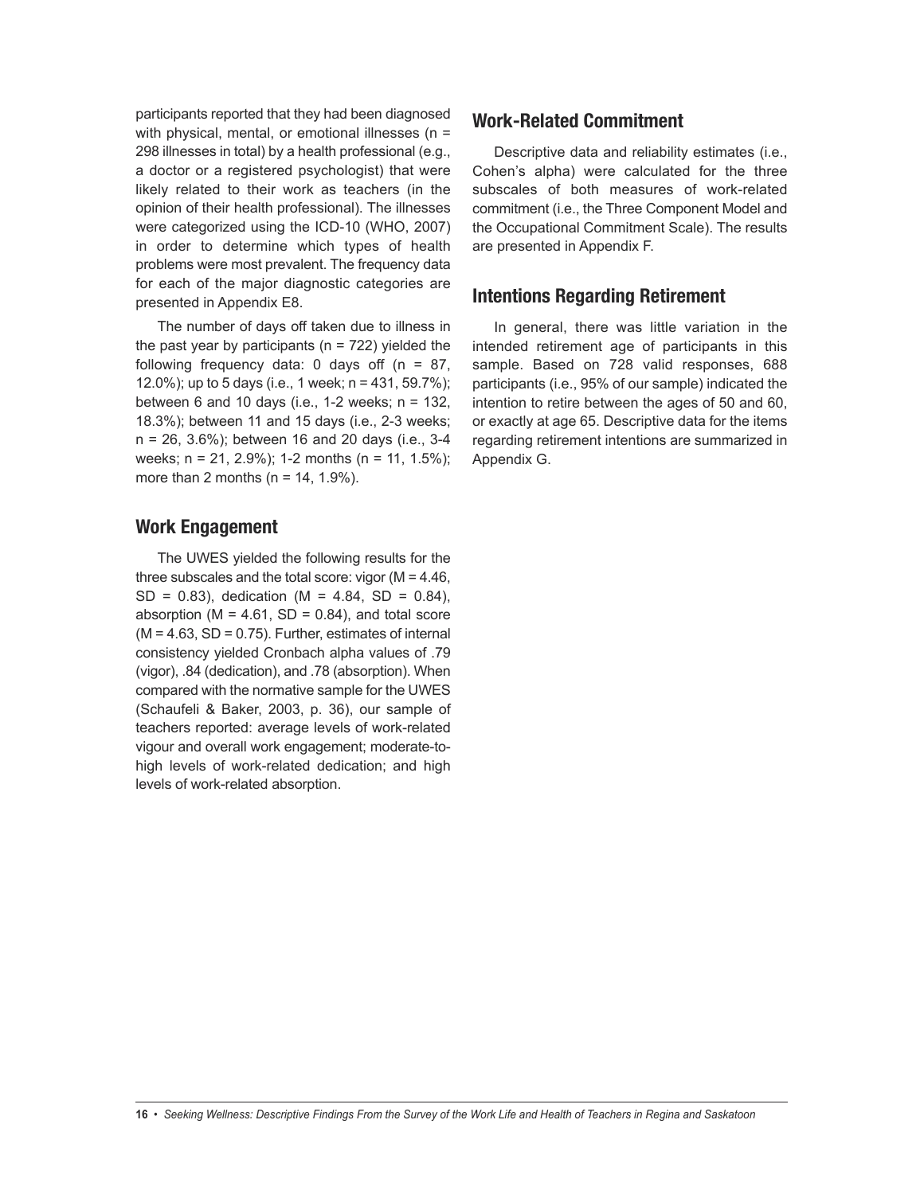participants reported that they had been diagnosed with physical, mental, or emotional illnesses (n = 298 illnesses in total) by a health professional (e.g., a doctor or a registered psychologist) that were likely related to their work as teachers (in the opinion of their health professional). The illnesses were categorized using the ICD-10 (WHO, 2007) in order to determine which types of health problems were most prevalent. The frequency data for each of the major diagnostic categories are presented in Appendix E8.

The number of days off taken due to illness in the past year by participants (n = 722) yielded the following frequency data: 0 days off (n = 87, 12.0%); up to 5 days (i.e., 1 week; n = 431, 59.7%); between 6 and 10 days (i.e., 1-2 weeks; n = 132, 18.3%); between 11 and 15 days (i.e., 2-3 weeks; n = 26, 3.6%); between 16 and 20 days (i.e., 3-4 weeks; n = 21, 2.9%); 1-2 months (n = 11, 1.5%); more than 2 months (n = 14, 1.9%).

## Work Engagement

The UWES yielded the following results for the three subscales and the total score: vigor (M = 4.46, SD = 0.83), dedication (M = 4.84, SD = 0.84), absorption (M = 4.61, SD = 0.84), and total score (M = 4.63, SD = 0.75). Further, estimates of internal consistency yielded Cronbach alpha values of .79 (vigor), .84 (dedication), and .78 (absorption). When compared with the normative sample for the UWES (Schaufeli & Baker, 2003, p. 36), our sample of teachers reported: average levels of work-related vigour and overall work engagement; moderate-to-high levels of work-related dedication; and high levels of work-related absorption.

## Work-Related Commitment

Descriptive data and reliability estimates (i.e., Cohen's alpha) were calculated for the three subscales of both measures of work-related commitment (i.e., the Three Component Model and the Occupational Commitment Scale). The results are presented in Appendix F.

## Intentions Regarding Retirement

In general, there was little variation in the intended retirement age of participants in this sample. Based on 728 valid responses, 688 participants (i.e., 95% of our sample) indicated the intention to retire between the ages of 50 and 60, or exactly at age 65. Descriptive data for the items regarding retirement intentions are summarized in Appendix G.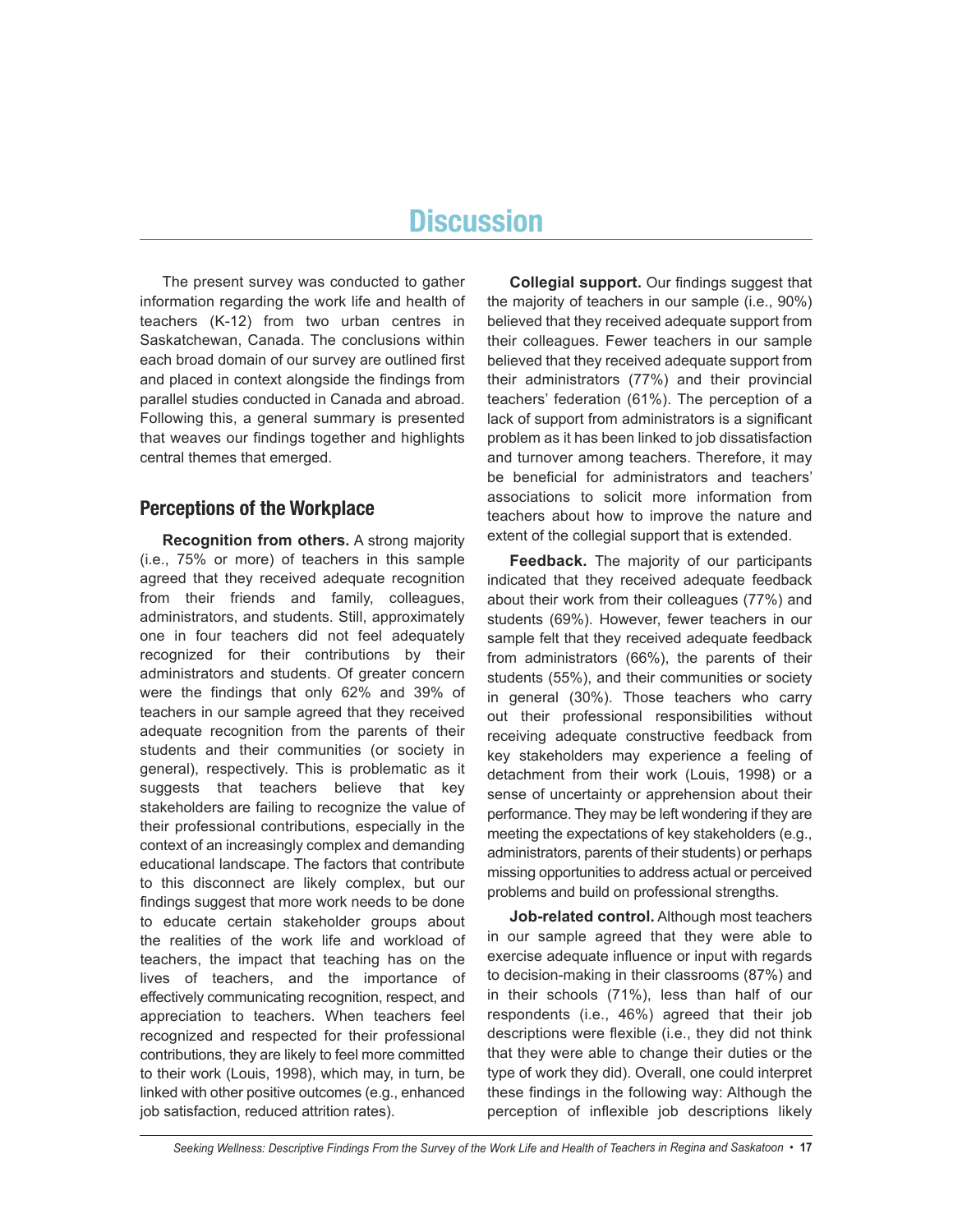# Discussion

The present survey was conducted to gather information regarding the work life and health of teachers (K-12) from two urban centres in Saskatchewan, Canada. The conclusions within each broad domain of our survey are outlined first and placed in context alongside the findings from parallel studies conducted in Canada and abroad. Following this, a general summary is presented that weaves our findings together and highlights central themes that emerged.

## Perceptions of the Workplace

**Recognition from others.** A strong majority (i.e., 75% or more) of teachers in this sample agreed that they received adequate recognition from their friends and family, colleagues, administrators, and students. Still, approximately one in four teachers did not feel adequately recognized for their contributions by their administrators and students. Of greater concern were the findings that only 62% and 39% of teachers in our sample agreed that they received adequate recognition from the parents of their students and their communities (or society in general), respectively. This is problematic as it suggests that teachers believe that key stakeholders are failing to recognize the value of their professional contributions, especially in the context of an increasingly complex and demanding educational landscape. The factors that contribute to this disconnect are likely complex, but our findings suggest that more work needs to be done to educate certain stakeholder groups about the realities of the work life and workload of teachers, the impact that teaching has on the lives of teachers, and the importance of effectively communicating recognition, respect, and appreciation to teachers. When teachers feel recognized and respected for their professional contributions, they are likely to feel more committed to their work (Louis, 1998), which may, in turn, be linked with other positive outcomes (e.g., enhanced job satisfaction, reduced attrition rates).

**Collegial support.** Our findings suggest that the majority of teachers in our sample (i.e., 90%) believed that they received adequate support from their colleagues. Fewer teachers in our sample believed that they received adequate support from their administrators (77%) and their provincial teachers' federation (61%). The perception of a lack of support from administrators is a significant problem as it has been linked to job dissatisfaction and turnover among teachers. Therefore, it may be beneficial for administrators and teachers' associations to solicit more information from teachers about how to improve the nature and extent of the collegial support that is extended.

**Feedback.** The majority of our participants indicated that they received adequate feedback about their work from their colleagues (77%) and students (69%). However, fewer teachers in our sample felt that they received adequate feedback from administrators (66%), the parents of their students (55%), and their communities or society in general (30%). Those teachers who carry out their professional responsibilities without receiving adequate constructive feedback from key stakeholders may experience a feeling of detachment from their work (Louis, 1998) or a sense of uncertainty or apprehension about their performance. They may be left wondering if they are meeting the expectations of key stakeholders (e.g., administrators, parents of their students) or perhaps missing opportunities to address actual or perceived problems and build on professional strengths.

**Job-related control.** Although most teachers in our sample agreed that they were able to exercise adequate influence or input with regards to decision-making in their classrooms (87%) and in their schools (71%), less than half of our respondents (i.e., 46%) agreed that their job descriptions were flexible (i.e., they did not think that they were able to change their duties or the type of work they did). Overall, one could interpret these findings in the following way: Although the perception of inflexible job descriptions likely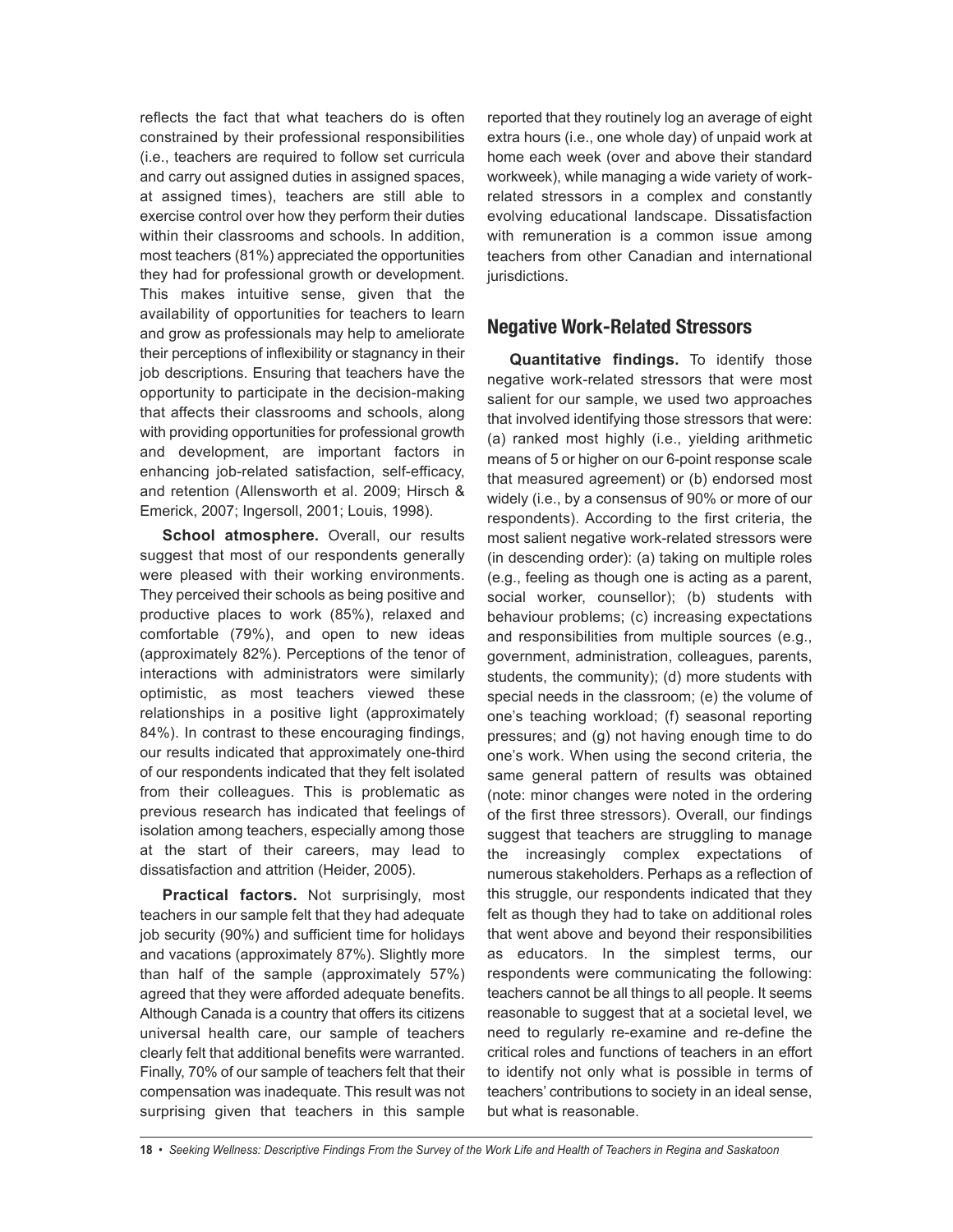reflects the fact that what teachers do is often constrained by their professional responsibilities (i.e., teachers are required to follow set curricula and carry out assigned duties in assigned spaces, at assigned times), teachers are still able to exercise control over how they perform their duties within their classrooms and schools. In addition, most teachers (81%) appreciated the opportunities they had for professional growth or development. This makes intuitive sense, given that the availability of opportunities for teachers to learn and grow as professionals may help to ameliorate their perceptions of inflexibility or stagnancy in their job descriptions. Ensuring that teachers have the opportunity to participate in the decision-making that affects their classrooms and schools, along with providing opportunities for professional growth and development, are important factors in enhancing job-related satisfaction, self-efficacy, and retention (Allensworth et al. 2009; Hirsch & Emerick, 2007; Ingersoll, 2001; Louis, 1998).

**School atmosphere.** Overall, our results suggest that most of our respondents generally were pleased with their working environments. They perceived their schools as being positive and productive places to work (85%), relaxed and comfortable (79%), and open to new ideas (approximately 82%). Perceptions of the tenor of interactions with administrators were similarly optimistic, as most teachers viewed these relationships in a positive light (approximately 84%). In contrast to these encouraging findings, our results indicated that approximately one-third of our respondents indicated that they felt isolated from their colleagues. This is problematic as previous research has indicated that feelings of isolation among teachers, especially among those at the start of their careers, may lead to dissatisfaction and attrition (Heider, 2005).

**Practical factors.** Not surprisingly, most teachers in our sample felt that they had adequate job security (90%) and sufficient time for holidays and vacations (approximately 87%). Slightly more than half of the sample (approximately 57%) agreed that they were afforded adequate benefits. Although Canada is a country that offers its citizens universal health care, our sample of teachers clearly felt that additional benefits were warranted. Finally, 70% of our sample of teachers felt that their compensation was inadequate. This result was not surprising given that teachers in this sample reported that they routinely log an average of eight extra hours (i.e., one whole day) of unpaid work at home each week (over and above their standard workweek), while managing a wide variety of work-related stressors in a complex and constantly evolving educational landscape. Dissatisfaction with remuneration is a common issue among teachers from other Canadian and international jurisdictions.

## Negative Work-Related Stressors

**Quantitative findings.** To identify those negative work-related stressors that were most salient for our sample, we used two approaches that involved identifying those stressors that were: (a) ranked most highly (i.e., yielding arithmetic means of 5 or higher on our 6-point response scale that measured agreement) or (b) endorsed most widely (i.e., by a consensus of 90% or more of our respondents). According to the first criteria, the most salient negative work-related stressors were (in descending order): (a) taking on multiple roles (e.g., feeling as though one is acting as a parent, social worker, counsellor); (b) students with behaviour problems; (c) increasing expectations and responsibilities from multiple sources (e.g., government, administration, colleagues, parents, students, the community); (d) more students with special needs in the classroom; (e) the volume of one's teaching workload; (f) seasonal reporting pressures; and (g) not having enough time to do one's work. When using the second criteria, the same general pattern of results was obtained (note: minor changes were noted in the ordering of the first three stressors). Overall, our findings suggest that teachers are struggling to manage the increasingly complex expectations of numerous stakeholders. Perhaps as a reflection of this struggle, our respondents indicated that they felt as though they had to take on additional roles that went above and beyond their responsibilities as educators. In the simplest terms, our respondents were communicating the following: teachers cannot be all things to all people. It seems reasonable to suggest that at a societal level, we need to regularly re-examine and re-define the critical roles and functions of teachers in an effort to identify not only what is possible in terms of teachers' contributions to society in an ideal sense, but what is reasonable.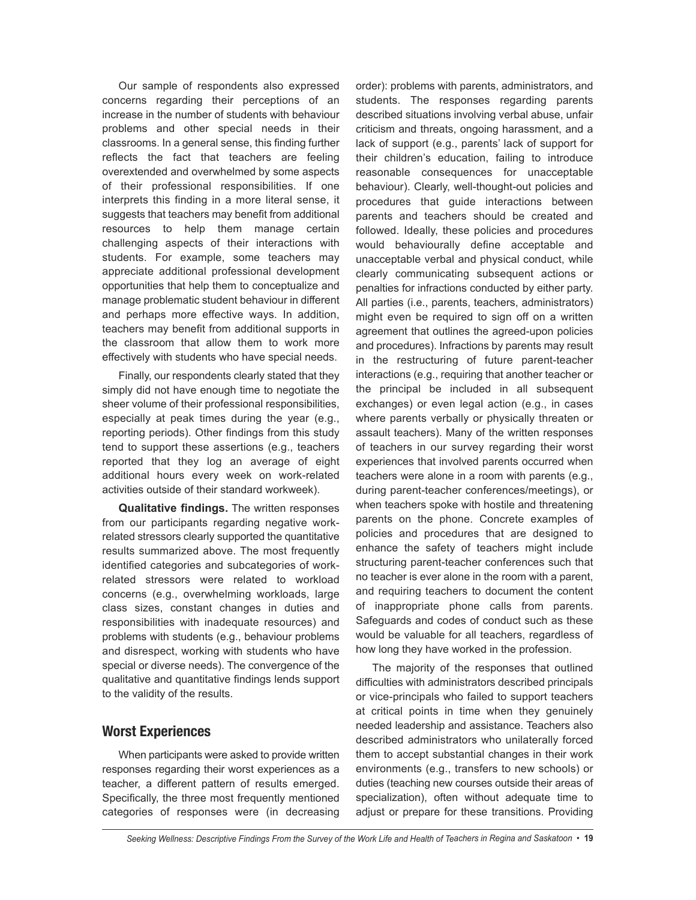Our sample of respondents also expressed concerns regarding their perceptions of an increase in the number of students with behaviour problems and other special needs in their classrooms. In a general sense, this finding further reflects the fact that teachers are feeling overextended and overwhelmed by some aspects of their professional responsibilities. If one interprets this finding in a more literal sense, it suggests that teachers may benefit from additional resources to help them manage certain challenging aspects of their interactions with students. For example, some teachers may appreciate additional professional development opportunities that help them to conceptualize and manage problematic student behaviour in different and perhaps more effective ways. In addition, teachers may benefit from additional supports in the classroom that allow them to work more effectively with students who have special needs.

Finally, our respondents clearly stated that they simply did not have enough time to negotiate the sheer volume of their professional responsibilities, especially at peak times during the year (e.g., reporting periods). Other findings from this study tend to support these assertions (e.g., teachers reported that they log an average of eight additional hours every week on work-related activities outside of their standard workweek).

**Qualitative findings.** The written responses from our participants regarding negative work-related stressors clearly supported the quantitative results summarized above. The most frequently identified categories and subcategories of work-related stressors were related to workload concerns (e.g., overwhelming workloads, large class sizes, constant changes in duties and responsibilities with inadequate resources) and problems with students (e.g., behaviour problems and disrespect, working with students who have special or diverse needs). The convergence of the qualitative and quantitative findings lends support to the validity of the results.

## Worst Experiences

When participants were asked to provide written responses regarding their worst experiences as a teacher, a different pattern of results emerged. Specifically, the three most frequently mentioned categories of responses were (in decreasing order): problems with parents, administrators, and students. The responses regarding parents described situations involving verbal abuse, unfair criticism and threats, ongoing harassment, and a lack of support (e.g., parents' lack of support for their children's education, failing to introduce reasonable consequences for unacceptable behaviour). Clearly, well-thought-out policies and procedures that guide interactions between parents and teachers should be created and followed. Ideally, these policies and procedures would behaviourally define acceptable and unacceptable verbal and physical conduct, while clearly communicating subsequent actions or penalties for infractions conducted by either party. All parties (i.e., parents, teachers, administrators) might even be required to sign off on a written agreement that outlines the agreed-upon policies and procedures). Infractions by parents may result in the restructuring of future parent-teacher interactions (e.g., requiring that another teacher or the principal be included in all subsequent exchanges) or even legal action (e.g., in cases where parents verbally or physically threaten or assault teachers). Many of the written responses of teachers in our survey regarding their worst experiences that involved parents occurred when teachers were alone in a room with parents (e.g., during parent-teacher conferences/meetings), or when teachers spoke with hostile and threatening parents on the phone. Concrete examples of policies and procedures that are designed to enhance the safety of teachers might include structuring parent-teacher conferences such that no teacher is ever alone in the room with a parent, and requiring teachers to document the content of inappropriate phone calls from parents. Safeguards and codes of conduct such as these would be valuable for all teachers, regardless of how long they have worked in the profession.

The majority of the responses that outlined difficulties with administrators described principals or vice-principals who failed to support teachers at critical points in time when they genuinely needed leadership and assistance. Teachers also described administrators who unilaterally forced them to accept substantial changes in their work environments (e.g., transfers to new schools) or duties (teaching new courses outside their areas of specialization), often without adequate time to adjust or prepare for these transitions. Providing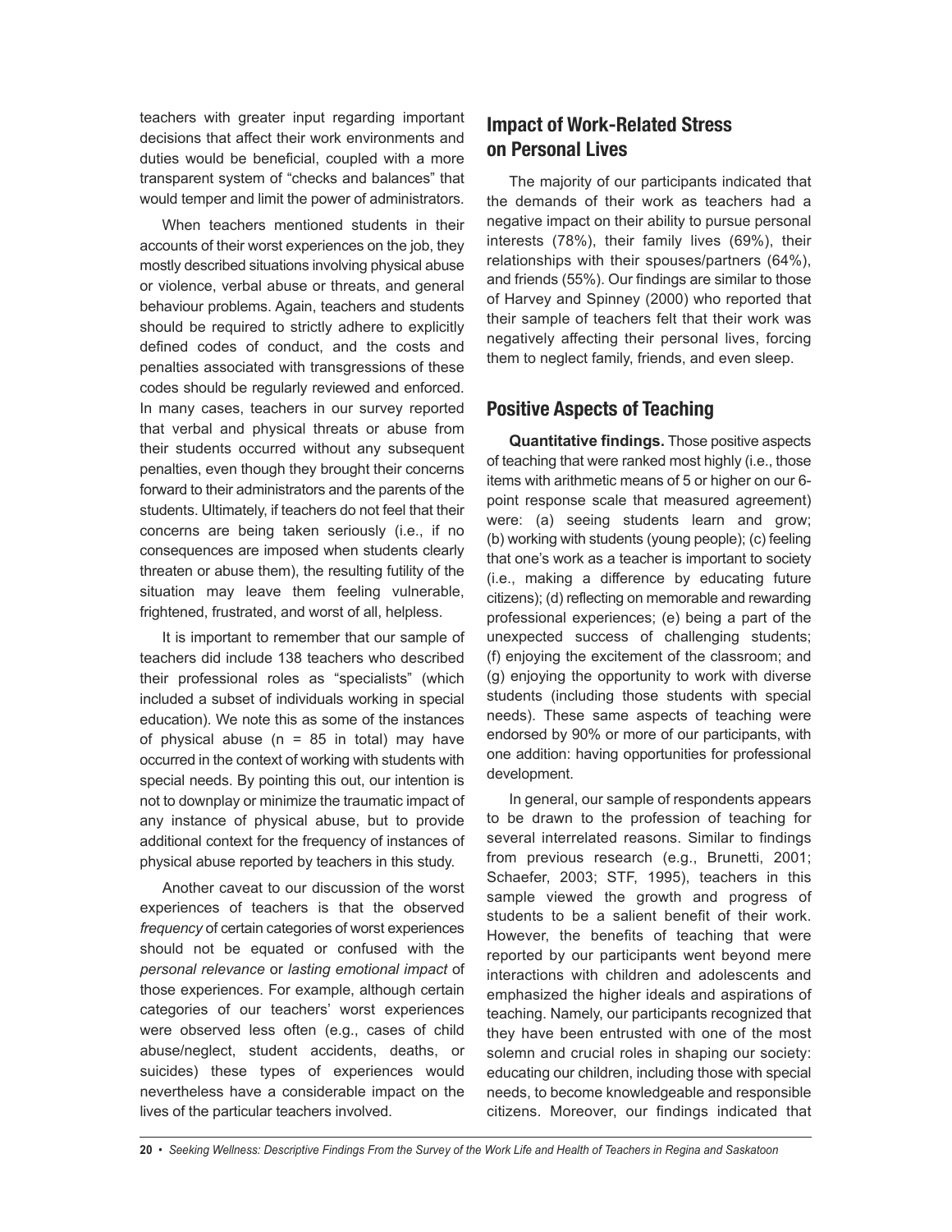teachers with greater input regarding important decisions that affect their work environments and duties would be beneficial, coupled with a more transparent system of "checks and balances" that would temper and limit the power of administrators.

When teachers mentioned students in their accounts of their worst experiences on the job, they mostly described situations involving physical abuse or violence, verbal abuse or threats, and general behaviour problems. Again, teachers and students should be required to strictly adhere to explicitly defined codes of conduct, and the costs and penalties associated with transgressions of these codes should be regularly reviewed and enforced. In many cases, teachers in our survey reported that verbal and physical threats or abuse from their students occurred without any subsequent penalties, even though they brought their concerns forward to their administrators and the parents of the students. Ultimately, if teachers do not feel that their concerns are being taken seriously (i.e., if no consequences are imposed when students clearly threaten or abuse them), the resulting futility of the situation may leave them feeling vulnerable, frightened, frustrated, and worst of all, helpless.

It is important to remember that our sample of teachers did include 138 teachers who described their professional roles as "specialists" (which included a subset of individuals working in special education). We note this as some of the instances of physical abuse (n = 85 in total) may have occurred in the context of working with students with special needs. By pointing this out, our intention is not to downplay or minimize the traumatic impact of any instance of physical abuse, but to provide additional context for the frequency of instances of physical abuse reported by teachers in this study.

Another caveat to our discussion of the worst experiences of teachers is that the observed *frequency* of certain categories of worst experiences should not be equated or confused with the *personal relevance* or *lasting emotional impact* of those experiences. For example, although certain categories of our teachers' worst experiences were observed less often (e.g., cases of child abuse/neglect, student accidents, deaths, or suicides) these types of experiences would nevertheless have a considerable impact on the lives of the particular teachers involved.

## Impact of Work-Related Stress on Personal Lives

The majority of our participants indicated that the demands of their work as teachers had a negative impact on their ability to pursue personal interests (78%), their family lives (69%), their relationships with their spouses/partners (64%), and friends (55%). Our findings are similar to those of Harvey and Spinney (2000) who reported that their sample of teachers felt that their work was negatively affecting their personal lives, forcing them to neglect family, friends, and even sleep.

## Positive Aspects of Teaching

**Quantitative findings.** Those positive aspects of teaching that were ranked most highly (i.e., those items with arithmetic means of 5 or higher on our 6-point response scale that measured agreement) were: (a) seeing students learn and grow; (b) working with students (young people); (c) feeling that one's work as a teacher is important to society (i.e., making a difference by educating future citizens); (d) reflecting on memorable and rewarding professional experiences; (e) being a part of the unexpected success of challenging students; (f) enjoying the excitement of the classroom; and (g) enjoying the opportunity to work with diverse students (including those students with special needs). These same aspects of teaching were endorsed by 90% or more of our participants, with one addition: having opportunities for professional development.

In general, our sample of respondents appears to be drawn to the profession of teaching for several interrelated reasons. Similar to findings from previous research (e.g., Brunetti, 2001; Schaefer, 2003; STF, 1995), teachers in this sample viewed the growth and progress of students to be a salient benefit of their work. However, the benefits of teaching that were reported by our participants went beyond mere interactions with children and adolescents and emphasized the higher ideals and aspirations of teaching. Namely, our participants recognized that they have been entrusted with one of the most solemn and crucial roles in shaping our society: educating our children, including those with special needs, to become knowledgeable and responsible citizens. Moreover, our findings indicated that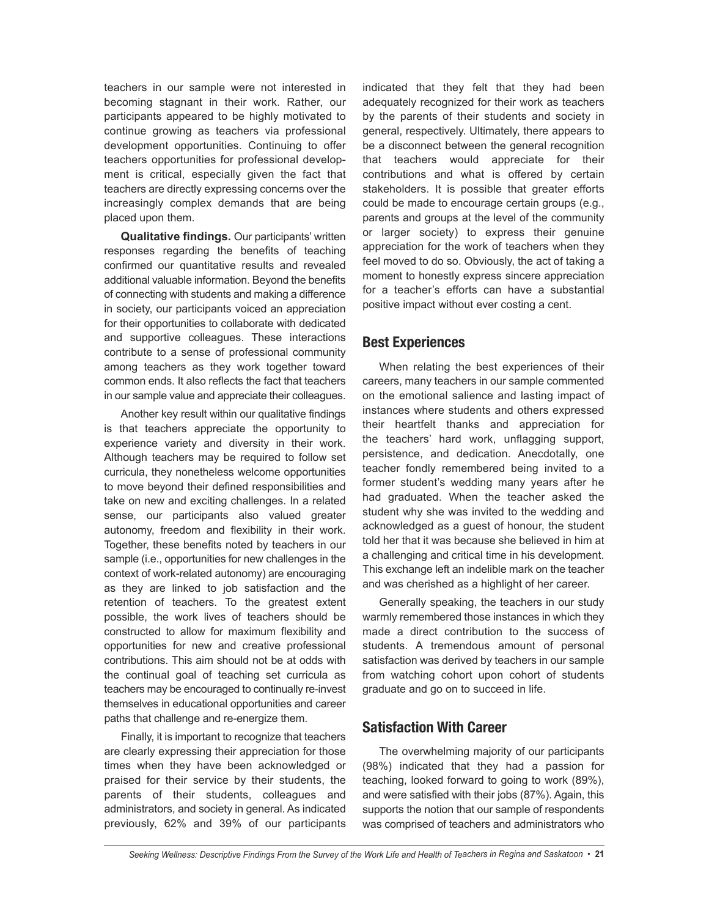teachers in our sample were not interested in becoming stagnant in their work. Rather, our participants appeared to be highly motivated to continue growing as teachers via professional development opportunities. Continuing to offer teachers opportunities for professional development is critical, especially given the fact that teachers are directly expressing concerns over the increasingly complex demands that are being placed upon them.

**Qualitative findings.** Our participants' written responses regarding the benefits of teaching confirmed our quantitative results and revealed additional valuable information. Beyond the benefits of connecting with students and making a difference in society, our participants voiced an appreciation for their opportunities to collaborate with dedicated and supportive colleagues. These interactions contribute to a sense of professional community among teachers as they work together toward common ends. It also reflects the fact that teachers in our sample value and appreciate their colleagues.

Another key result within our qualitative findings is that teachers appreciate the opportunity to experience variety and diversity in their work. Although teachers may be required to follow set curricula, they nonetheless welcome opportunities to move beyond their defined responsibilities and take on new and exciting challenges. In a related sense, our participants also valued greater autonomy, freedom and flexibility in their work. Together, these benefits noted by teachers in our sample (i.e., opportunities for new challenges in the context of work-related autonomy) are encouraging as they are linked to job satisfaction and the retention of teachers. To the greatest extent possible, the work lives of teachers should be constructed to allow for maximum flexibility and opportunities for new and creative professional contributions. This aim should not be at odds with the continual goal of teaching set curricula as teachers may be encouraged to continually re-invest themselves in educational opportunities and career paths that challenge and re-energize them.

Finally, it is important to recognize that teachers are clearly expressing their appreciation for those times when they have been acknowledged or praised for their service by their students, the parents of their students, colleagues and administrators, and society in general. As indicated previously, 62% and 39% of our participants indicated that they felt that they had been adequately recognized for their work as teachers by the parents of their students and society in general, respectively. Ultimately, there appears to be a disconnect between the general recognition that teachers would appreciate for their contributions and what is offered by certain stakeholders. It is possible that greater efforts could be made to encourage certain groups (e.g., parents and groups at the level of the community or larger society) to express their genuine appreciation for the work of teachers when they feel moved to do so. Obviously, the act of taking a moment to honestly express sincere appreciation for a teacher's efforts can have a substantial positive impact without ever costing a cent.

## Best Experiences

When relating the best experiences of their careers, many teachers in our sample commented on the emotional salience and lasting impact of instances where students and others expressed their heartfelt thanks and appreciation for the teachers' hard work, unflagging support, persistence, and dedication. Anecdotally, one teacher fondly remembered being invited to a former student's wedding many years after he had graduated. When the teacher asked the student why she was invited to the wedding and acknowledged as a guest of honour, the student told her that it was because she believed in him at a challenging and critical time in his development. This exchange left an indelible mark on the teacher and was cherished as a highlight of her career.

Generally speaking, the teachers in our study warmly remembered those instances in which they made a direct contribution to the success of students. A tremendous amount of personal satisfaction was derived by teachers in our sample from watching cohort upon cohort of students graduate and go on to succeed in life.

## Satisfaction With Career

The overwhelming majority of our participants (98%) indicated that they had a passion for teaching, looked forward to going to work (89%), and were satisfied with their jobs (87%). Again, this supports the notion that our sample of respondents was comprised of teachers and administrators who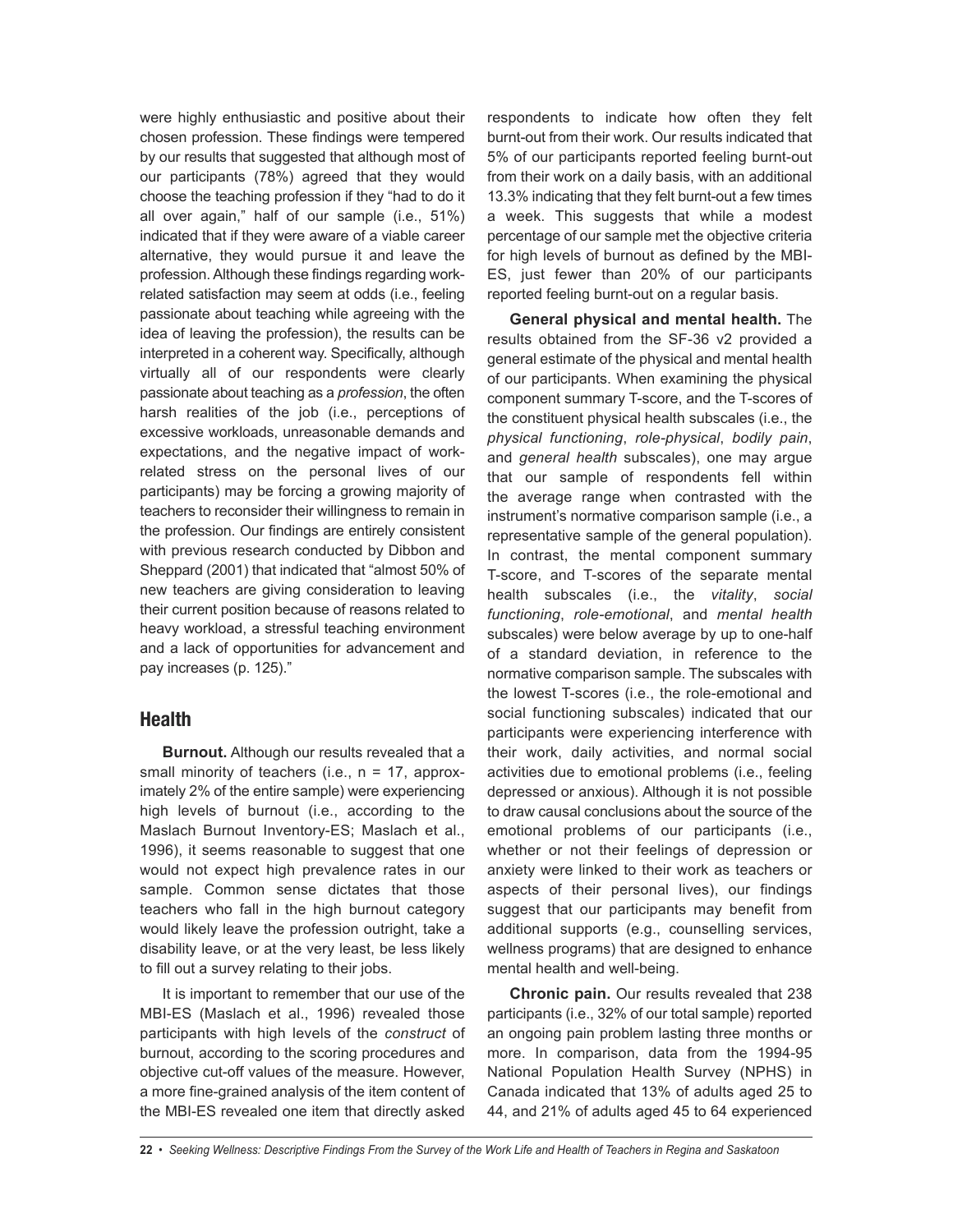were highly enthusiastic and positive about their chosen profession. These findings were tempered by our results that suggested that although most of our participants (78%) agreed that they would choose the teaching profession if they "had to do it all over again," half of our sample (i.e., 51%) indicated that if they were aware of a viable career alternative, they would pursue it and leave the profession. Although these findings regarding work-related satisfaction may seem at odds (i.e., feeling passionate about teaching while agreeing with the idea of leaving the profession), the results can be interpreted in a coherent way. Specifically, although virtually all of our respondents were clearly passionate about teaching as a *profession*, the often harsh realities of the job (i.e., perceptions of excessive workloads, unreasonable demands and expectations, and the negative impact of work-related stress on the personal lives of our participants) may be forcing a growing majority of teachers to reconsider their willingness to remain in the profession. Our findings are entirely consistent with previous research conducted by Dibbon and Sheppard (2001) that indicated that "almost 50% of new teachers are giving consideration to leaving their current position because of reasons related to heavy workload, a stressful teaching environment and a lack of opportunities for advancement and pay increases (p. 125)."

## Health

**Burnout.** Although our results revealed that a small minority of teachers (i.e., n = 17, approximately 2% of the entire sample) were experiencing high levels of burnout (i.e., according to the Maslach Burnout Inventory-ES; Maslach et al., 1996), it seems reasonable to suggest that one would not expect high prevalence rates in our sample. Common sense dictates that those teachers who fall in the high burnout category would likely leave the profession outright, take a disability leave, or at the very least, be less likely to fill out a survey relating to their jobs.

It is important to remember that our use of the MBI-ES (Maslach et al., 1996) revealed those participants with high levels of the *construct* of burnout, according to the scoring procedures and objective cut-off values of the measure. However, a more fine-grained analysis of the item content of the MBI-ES revealed one item that directly asked respondents to indicate how often they felt burnt-out from their work. Our results indicated that 5% of our participants reported feeling burnt-out from their work on a daily basis, with an additional 13.3% indicating that they felt burnt-out a few times a week. This suggests that while a modest percentage of our sample met the objective criteria for high levels of burnout as defined by the MBI-ES, just fewer than 20% of our participants reported feeling burnt-out on a regular basis.

**General physical and mental health.** The results obtained from the SF-36 v2 provided a general estimate of the physical and mental health of our participants. When examining the physical component summary T-score, and the T-scores of the constituent physical health subscales (i.e., the *physical functioning*, *role-physical*, *bodily pain*, and *general health* subscales), one may argue that our sample of respondents fell within the average range when contrasted with the instrument's normative comparison sample (i.e., a representative sample of the general population). In contrast, the mental component summary T-score, and T-scores of the separate mental health subscales (i.e., the *vitality*, *social functioning*, *role-emotional*, and *mental health* subscales) were below average by up to one-half of a standard deviation, in reference to the normative comparison sample. The subscales with the lowest T-scores (i.e., the role-emotional and social functioning subscales) indicated that our participants were experiencing interference with their work, daily activities, and normal social activities due to emotional problems (i.e., feeling depressed or anxious). Although it is not possible to draw causal conclusions about the source of the emotional problems of our participants (i.e., whether or not their feelings of depression or anxiety were linked to their work as teachers or aspects of their personal lives), our findings suggest that our participants may benefit from additional supports (e.g., counselling services, wellness programs) that are designed to enhance mental health and well-being.

**Chronic pain.** Our results revealed that 238 participants (i.e., 32% of our total sample) reported an ongoing pain problem lasting three months or more. In comparison, data from the 1994-95 National Population Health Survey (NPHS) in Canada indicated that 13% of adults aged 25 to 44, and 21% of adults aged 45 to 64 experienced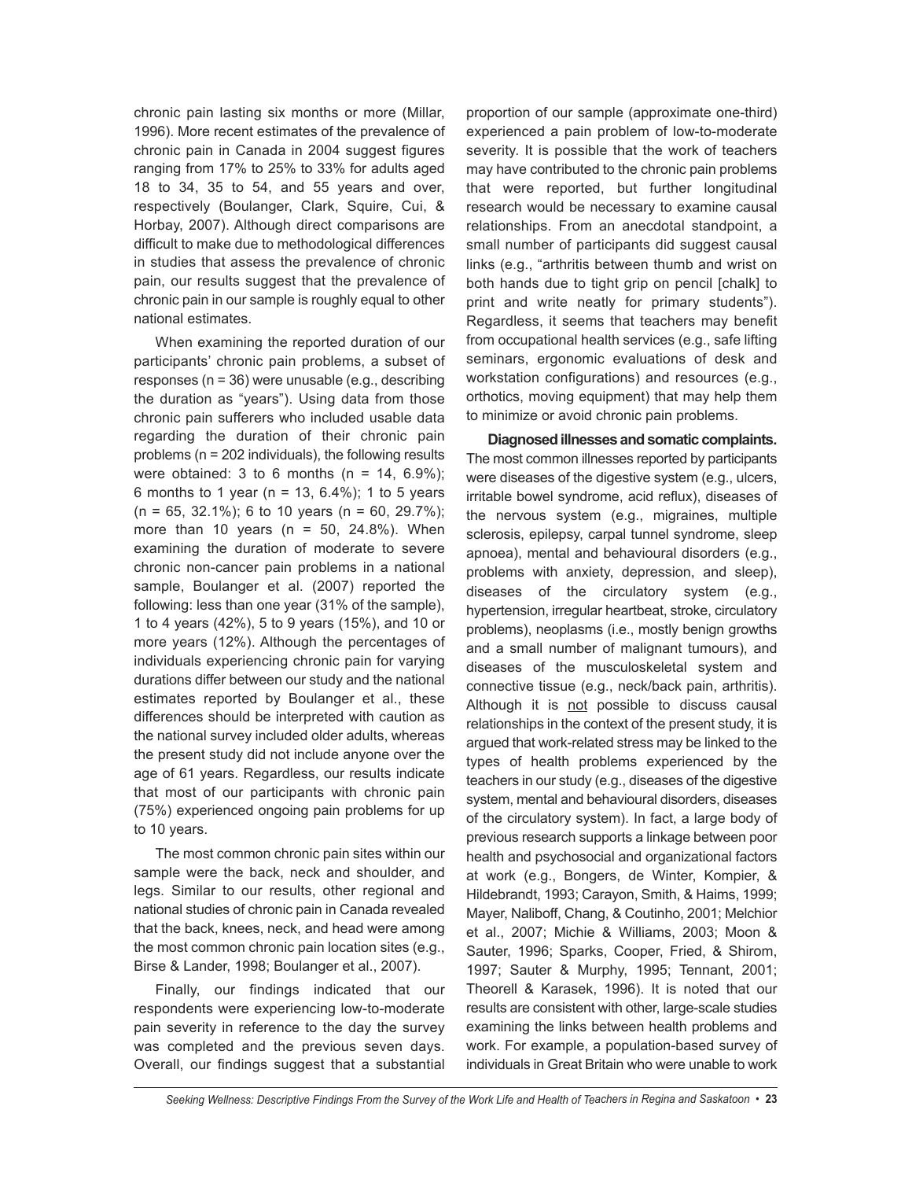chronic pain lasting six months or more (Millar, 1996). More recent estimates of the prevalence of chronic pain in Canada in 2004 suggest figures ranging from 17% to 25% to 33% for adults aged 18 to 34, 35 to 54, and 55 years and over, respectively (Boulanger, Clark, Squire, Cui, & Horbay, 2007). Although direct comparisons are difficult to make due to methodological differences in studies that assess the prevalence of chronic pain, our results suggest that the prevalence of chronic pain in our sample is roughly equal to other national estimates.

When examining the reported duration of our participants' chronic pain problems, a subset of responses (n = 36) were unusable (e.g., describing the duration as "years"). Using data from those chronic pain sufferers who included usable data regarding the duration of their chronic pain problems (n = 202 individuals), the following results were obtained: 3 to 6 months (n = 14, 6.9%); 6 months to 1 year (n = 13, 6.4%); 1 to 5 years (n = 65, 32.1%); 6 to 10 years (n = 60, 29.7%); more than 10 years (n = 50, 24.8%). When examining the duration of moderate to severe chronic non-cancer pain problems in a national sample, Boulanger et al. (2007) reported the following: less than one year (31% of the sample), 1 to 4 years (42%), 5 to 9 years (15%), and 10 or more years (12%). Although the percentages of individuals experiencing chronic pain for varying durations differ between our study and the national estimates reported by Boulanger et al., these differences should be interpreted with caution as the national survey included older adults, whereas the present study did not include anyone over the age of 61 years. Regardless, our results indicate that most of our participants with chronic pain (75%) experienced ongoing pain problems for up to 10 years.

The most common chronic pain sites within our sample were the back, neck and shoulder, and legs. Similar to our results, other regional and national studies of chronic pain in Canada revealed that the back, knees, neck, and head were among the most common chronic pain location sites (e.g., Birse & Lander, 1998; Boulanger et al., 2007).

Finally, our findings indicated that our respondents were experiencing low-to-moderate pain severity in reference to the day the survey was completed and the previous seven days. Overall, our findings suggest that a substantial proportion of our sample (approximate one-third) experienced a pain problem of low-to-moderate severity. It is possible that the work of teachers may have contributed to the chronic pain problems that were reported, but further longitudinal research would be necessary to examine causal relationships. From an anecdotal standpoint, a small number of participants did suggest causal links (e.g., "arthritis between thumb and wrist on both hands due to tight grip on pencil [chalk] to print and write neatly for primary students"). Regardless, it seems that teachers may benefit from occupational health services (e.g., safe lifting seminars, ergonomic evaluations of desk and workstation configurations) and resources (e.g., orthotics, moving equipment) that may help them to minimize or avoid chronic pain problems.

**Diagnosed illnesses and somatic complaints.** The most common illnesses reported by participants were diseases of the digestive system (e.g., ulcers, irritable bowel syndrome, acid reflux), diseases of the nervous system (e.g., migraines, multiple sclerosis, epilepsy, carpal tunnel syndrome, sleep apnoea), mental and behavioural disorders (e.g., problems with anxiety, depression, and sleep), diseases of the circulatory system (e.g., hypertension, irregular heartbeat, stroke, circulatory problems), neoplasms (i.e., mostly benign growths and a small number of malignant tumours), and diseases of the musculoskeletal system and connective tissue (e.g., neck/back pain, arthritis). Although it is <u>not</u> possible to discuss causal relationships in the context of the present study, it is argued that work-related stress may be linked to the types of health problems experienced by the teachers in our study (e.g., diseases of the digestive system, mental and behavioural disorders, diseases of the circulatory system). In fact, a large body of previous research supports a linkage between poor health and psychosocial and organizational factors at work (e.g., Bongers, de Winter, Kompier, & Hildebrandt, 1993; Carayon, Smith, & Haims, 1999; Mayer, Naliboff, Chang, & Coutinho, 2001; Melchior et al., 2007; Michie & Williams, 2003; Moon & Sauter, 1996; Sparks, Cooper, Fried, & Shirom, 1997; Sauter & Murphy, 1995; Tennant, 2001; Theorell & Karasek, 1996). It is noted that our results are consistent with other, large-scale studies examining the links between health problems and work. For example, a population-based survey of individuals in Great Britain who were unable to work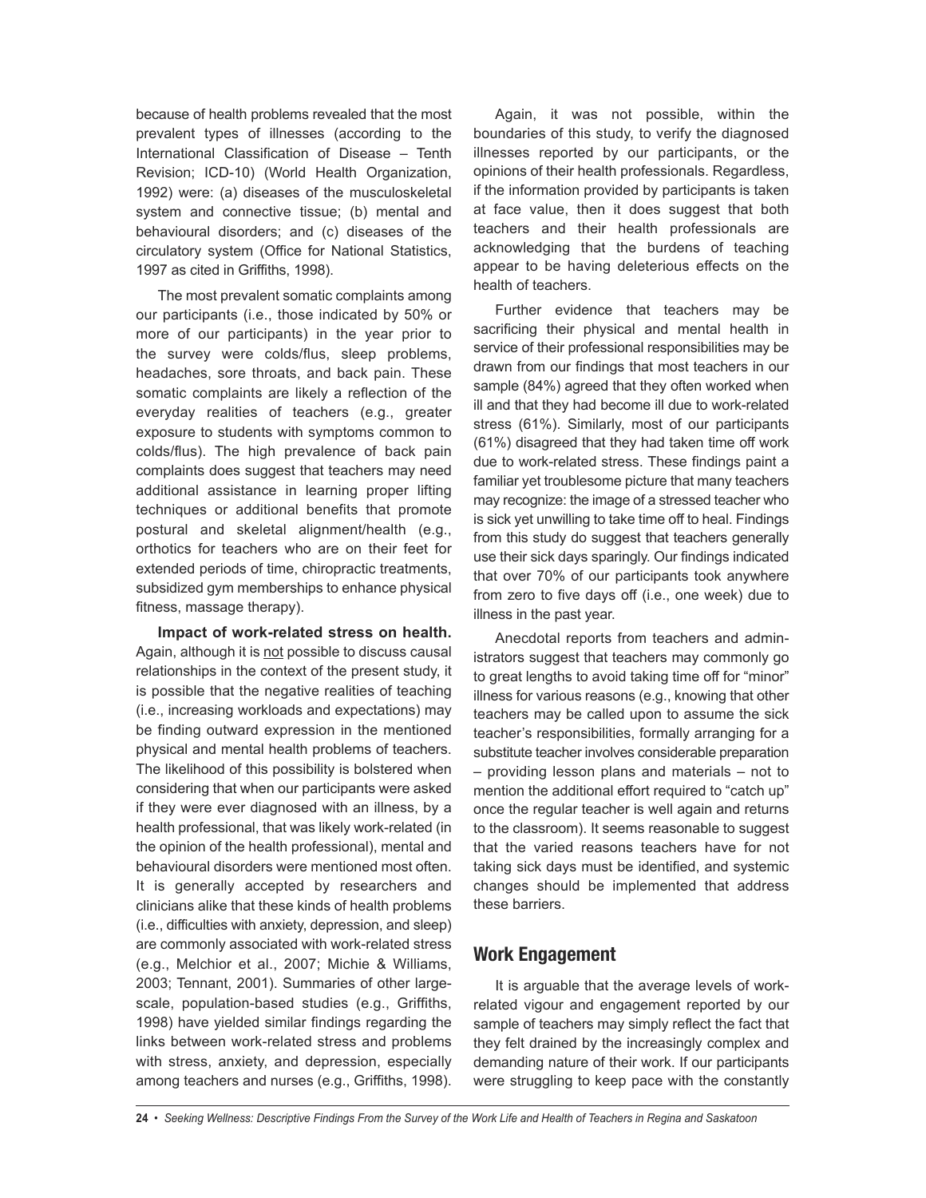because of health problems revealed that the most prevalent types of illnesses (according to the International Classification of Disease – Tenth Revision; ICD-10) (World Health Organization, 1992) were: (a) diseases of the musculoskeletal system and connective tissue; (b) mental and behavioural disorders; and (c) diseases of the circulatory system (Office for National Statistics, 1997 as cited in Griffiths, 1998).

The most prevalent somatic complaints among our participants (i.e., those indicated by 50% or more of our participants) in the year prior to the survey were colds/flus, sleep problems, headaches, sore throats, and back pain. These somatic complaints are likely a reflection of the everyday realities of teachers (e.g., greater exposure to students with symptoms common to colds/flus). The high prevalence of back pain complaints does suggest that teachers may need additional assistance in learning proper lifting techniques or additional benefits that promote postural and skeletal alignment/health (e.g., orthotics for teachers who are on their feet for extended periods of time, chiropractic treatments, subsidized gym memberships to enhance physical fitness, massage therapy).

**Impact of work-related stress on health.** Again, although it is not possible to discuss causal relationships in the context of the present study, it is possible that the negative realities of teaching (i.e., increasing workloads and expectations) may be finding outward expression in the mentioned physical and mental health problems of teachers. The likelihood of this possibility is bolstered when considering that when our participants were asked if they were ever diagnosed with an illness, by a health professional, that was likely work-related (in the opinion of the health professional), mental and behavioural disorders were mentioned most often. It is generally accepted by researchers and clinicians alike that these kinds of health problems (i.e., difficulties with anxiety, depression, and sleep) are commonly associated with work-related stress (e.g., Melchior et al., 2007; Michie & Williams, 2003; Tennant, 2001). Summaries of other large-scale, population-based studies (e.g., Griffiths, 1998) have yielded similar findings regarding the links between work-related stress and problems with stress, anxiety, and depression, especially among teachers and nurses (e.g., Griffiths, 1998).

Again, it was not possible, within the boundaries of this study, to verify the diagnosed illnesses reported by our participants, or the opinions of their health professionals. Regardless, if the information provided by participants is taken at face value, then it does suggest that both teachers and their health professionals are acknowledging that the burdens of teaching appear to be having deleterious effects on the health of teachers.

Further evidence that teachers may be sacrificing their physical and mental health in service of their professional responsibilities may be drawn from our findings that most teachers in our sample (84%) agreed that they often worked when ill and that they had become ill due to work-related stress (61%). Similarly, most of our participants (61%) disagreed that they had taken time off work due to work-related stress. These findings paint a familiar yet troublesome picture that many teachers may recognize: the image of a stressed teacher who is sick yet unwilling to take time off to heal. Findings from this study do suggest that teachers generally use their sick days sparingly. Our findings indicated that over 70% of our participants took anywhere from zero to five days off (i.e., one week) due to illness in the past year.

Anecdotal reports from teachers and administrators suggest that teachers may commonly go to great lengths to avoid taking time off for "minor" illness for various reasons (e.g., knowing that other teachers may be called upon to assume the sick teacher's responsibilities, formally arranging for a substitute teacher involves considerable preparation – providing lesson plans and materials – not to mention the additional effort required to "catch up" once the regular teacher is well again and returns to the classroom). It seems reasonable to suggest that the varied reasons teachers have for not taking sick days must be identified, and systemic changes should be implemented that address these barriers.

## Work Engagement

It is arguable that the average levels of work-related vigour and engagement reported by our sample of teachers may simply reflect the fact that they felt drained by the increasingly complex and demanding nature of their work. If our participants were struggling to keep pace with the constantly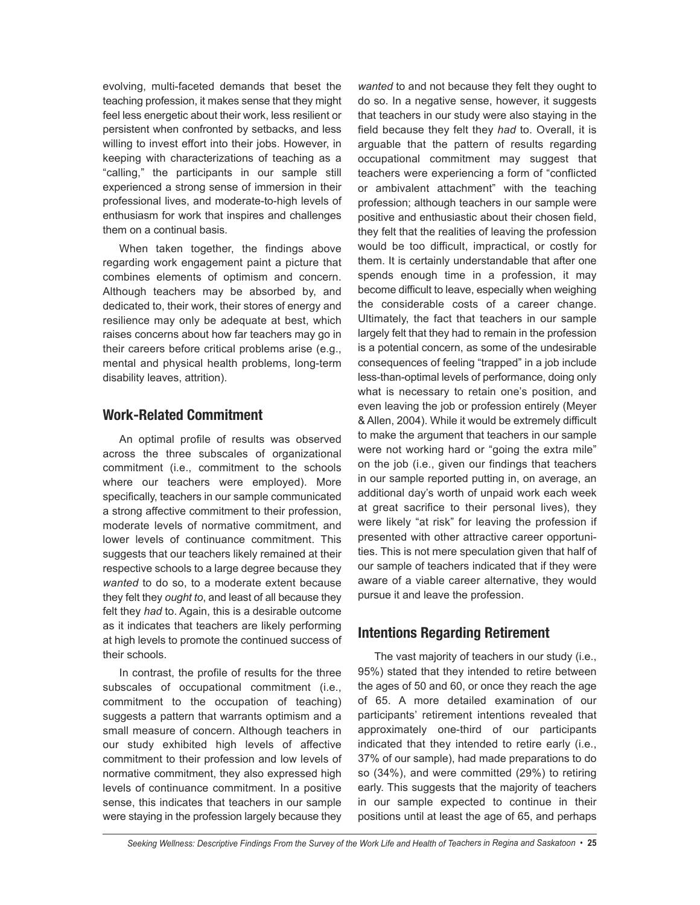evolving, multi-faceted demands that beset the teaching profession, it makes sense that they might feel less energetic about their work, less resilient or persistent when confronted by setbacks, and less willing to invest effort into their jobs. However, in keeping with characterizations of teaching as a "calling," the participants in our sample still experienced a strong sense of immersion in their professional lives, and moderate-to-high levels of enthusiasm for work that inspires and challenges them on a continual basis.

When taken together, the findings above regarding work engagement paint a picture that combines elements of optimism and concern. Although teachers may be absorbed by, and dedicated to, their work, their stores of energy and resilience may only be adequate at best, which raises concerns about how far teachers may go in their careers before critical problems arise (e.g., mental and physical health problems, long-term disability leaves, attrition).

## Work-Related Commitment

An optimal profile of results was observed across the three subscales of organizational commitment (i.e., commitment to the schools where our teachers were employed). More specifically, teachers in our sample communicated a strong affective commitment to their profession, moderate levels of normative commitment, and lower levels of continuance commitment. This suggests that our teachers likely remained at their respective schools to a large degree because they *wanted* to do so, to a moderate extent because they felt they *ought to*, and least of all because they felt they *had* to. Again, this is a desirable outcome as it indicates that teachers are likely performing at high levels to promote the continued success of their schools.

In contrast, the profile of results for the three subscales of occupational commitment (i.e., commitment to the occupation of teaching) suggests a pattern that warrants optimism and a small measure of concern. Although teachers in our study exhibited high levels of affective commitment to their profession and low levels of normative commitment, they also expressed high levels of continuance commitment. In a positive sense, this indicates that teachers in our sample were staying in the profession largely because they *wanted* to and not because they felt they ought to do so. In a negative sense, however, it suggests that teachers in our study were also staying in the field because they felt they *had* to. Overall, it is arguable that the pattern of results regarding occupational commitment may suggest that teachers were experiencing a form of "conflicted or ambivalent attachment" with the teaching profession; although teachers in our sample were positive and enthusiastic about their chosen field, they felt that the realities of leaving the profession would be too difficult, impractical, or costly for them. It is certainly understandable that after one spends enough time in a profession, it may become difficult to leave, especially when weighing the considerable costs of a career change. Ultimately, the fact that teachers in our sample largely felt that they had to remain in the profession is a potential concern, as some of the undesirable consequences of feeling "trapped" in a job include less-than-optimal levels of performance, doing only what is necessary to retain one's position, and even leaving the job or profession entirely (Meyer & Allen, 2004). While it would be extremely difficult to make the argument that teachers in our sample were not working hard or "going the extra mile" on the job (i.e., given our findings that teachers in our sample reported putting in, on average, an additional day's worth of unpaid work each week at great sacrifice to their personal lives), they were likely "at risk" for leaving the profession if presented with other attractive career opportunities. This is not mere speculation given that half of our sample of teachers indicated that if they were aware of a viable career alternative, they would pursue it and leave the profession.

## Intentions Regarding Retirement

The vast majority of teachers in our study (i.e., 95%) stated that they intended to retire between the ages of 50 and 60, or once they reach the age of 65. A more detailed examination of our participants' retirement intentions revealed that approximately one-third of our participants indicated that they intended to retire early (i.e., 37% of our sample), had made preparations to do so (34%), and were committed (29%) to retiring early. This suggests that the majority of teachers in our sample expected to continue in their positions until at least the age of 65, and perhaps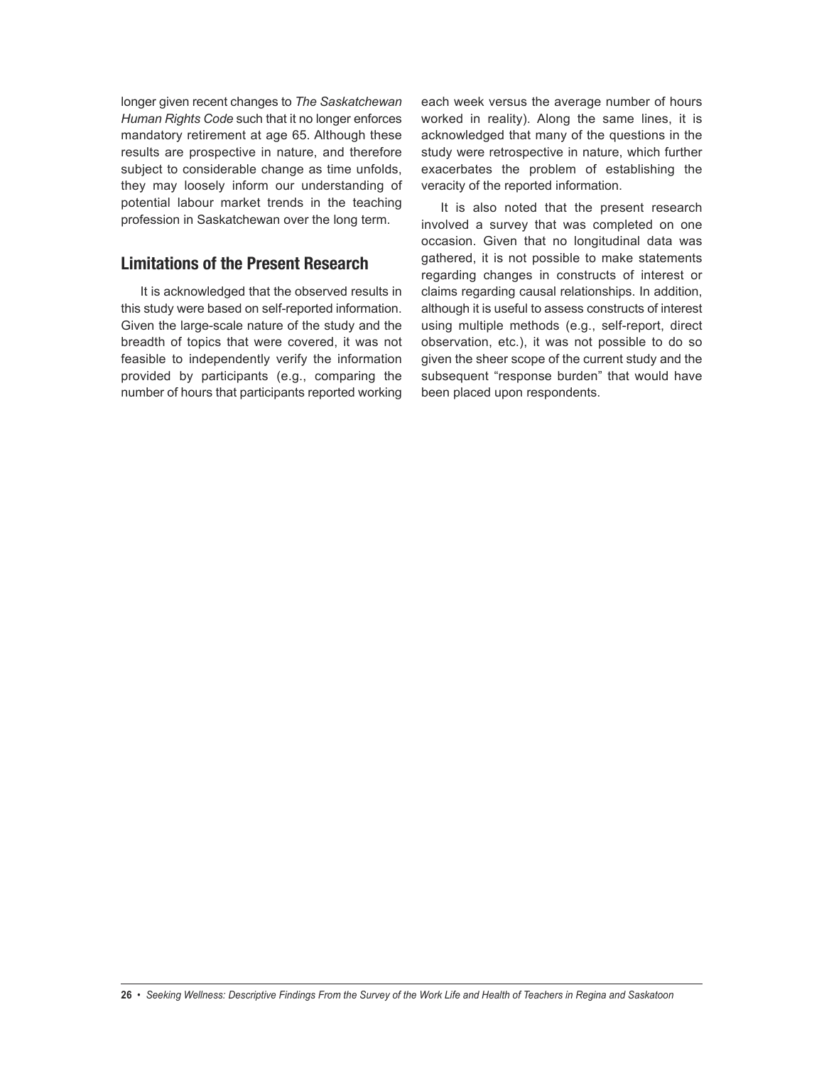longer given recent changes to *The Saskatchewan Human Rights Code* such that it no longer enforces mandatory retirement at age 65. Although these results are prospective in nature, and therefore subject to considerable change as time unfolds, they may loosely inform our understanding of potential labour market trends in the teaching profession in Saskatchewan over the long term.

## Limitations of the Present Research

It is acknowledged that the observed results in this study were based on self-reported information. Given the large-scale nature of the study and the breadth of topics that were covered, it was not feasible to independently verify the information provided by participants (e.g., comparing the number of hours that participants reported working each week versus the average number of hours worked in reality). Along the same lines, it is acknowledged that many of the questions in the study were retrospective in nature, which further exacerbates the problem of establishing the veracity of the reported information.

It is also noted that the present research involved a survey that was completed on one occasion. Given that no longitudinal data was gathered, it is not possible to make statements regarding changes in constructs of interest or claims regarding causal relationships. In addition, although it is useful to assess constructs of interest using multiple methods (e.g., self-report, direct observation, etc.), it was not possible to do so given the sheer scope of the current study and the subsequent "response burden" that would have been placed upon respondents.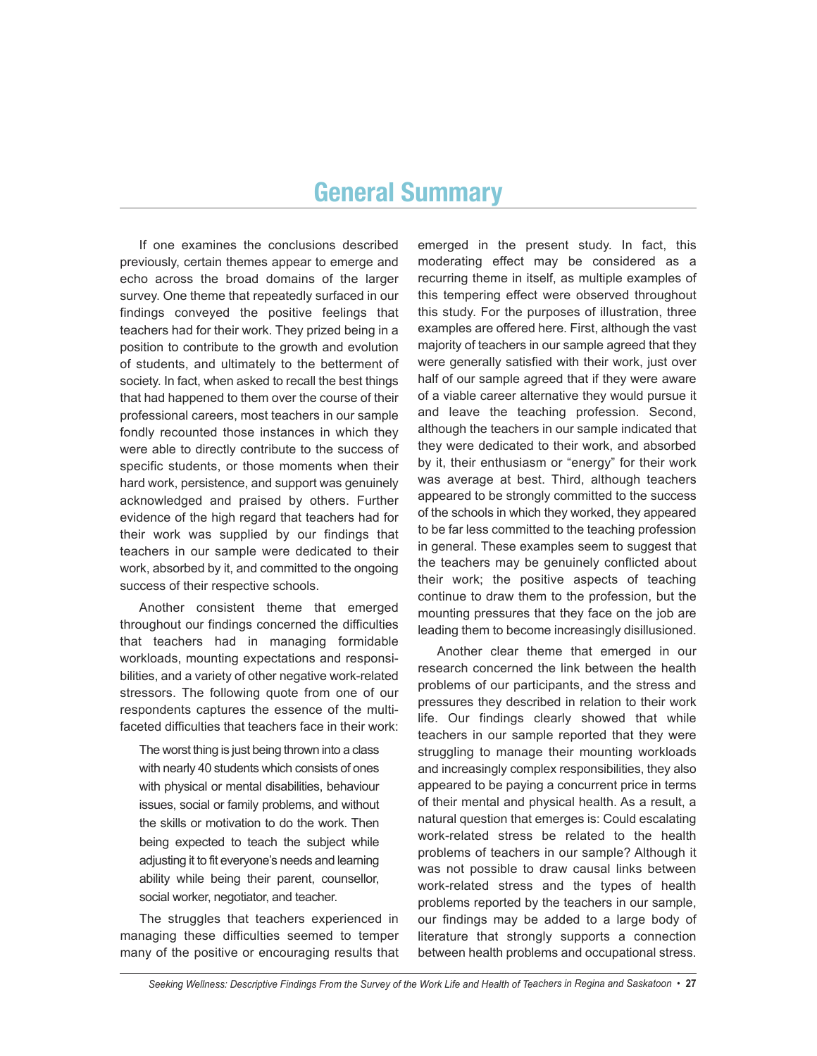# General Summary

If one examines the conclusions described previously, certain themes appear to emerge and echo across the broad domains of the larger survey. One theme that repeatedly surfaced in our findings conveyed the positive feelings that teachers had for their work. They prized being in a position to contribute to the growth and evolution of students, and ultimately to the betterment of society. In fact, when asked to recall the best things that had happened to them over the course of their professional careers, most teachers in our sample fondly recounted those instances in which they were able to directly contribute to the success of specific students, or those moments when their hard work, persistence, and support was genuinely acknowledged and praised by others. Further evidence of the high regard that teachers had for their work was supplied by our findings that teachers in our sample were dedicated to their work, absorbed by it, and committed to the ongoing success of their respective schools.

Another consistent theme that emerged throughout our findings concerned the difficulties that teachers had in managing formidable workloads, mounting expectations and responsibilities, and a variety of other negative work-related stressors. The following quote from one of our respondents captures the essence of the multi-faceted difficulties that teachers face in their work:

> The worst thing is just being thrown into a class with nearly 40 students which consists of ones with physical or mental disabilities, behaviour issues, social or family problems, and without the skills or motivation to do the work. Then being expected to teach the subject while adjusting it to fit everyone's needs and learning ability while being their parent, counsellor, social worker, negotiator, and teacher.

The struggles that teachers experienced in managing these difficulties seemed to temper many of the positive or encouraging results that emerged in the present study. In fact, this moderating effect may be considered as a recurring theme in itself, as multiple examples of this tempering effect were observed throughout this study. For the purposes of illustration, three examples are offered here. First, although the vast majority of teachers in our sample agreed that they were generally satisfied with their work, just over half of our sample agreed that if they were aware of a viable career alternative they would pursue it and leave the teaching profession. Second, although the teachers in our sample indicated that they were dedicated to their work, and absorbed by it, their enthusiasm or "energy" for their work was average at best. Third, although teachers appeared to be strongly committed to the success of the schools in which they worked, they appeared to be far less committed to the teaching profession in general. These examples seem to suggest that the teachers may be genuinely conflicted about their work; the positive aspects of teaching continue to draw them to the profession, but the mounting pressures that they face on the job are leading them to become increasingly disillusioned.

Another clear theme that emerged in our research concerned the link between the health problems of our participants, and the stress and pressures they described in relation to their work life. Our findings clearly showed that while teachers in our sample reported that they were struggling to manage their mounting workloads and increasingly complex responsibilities, they also appeared to be paying a concurrent price in terms of their mental and physical health. As a result, a natural question that emerges is: Could escalating work-related stress be related to the health problems of teachers in our sample? Although it was not possible to draw causal links between work-related stress and the types of health problems reported by the teachers in our sample, our findings may be added to a large body of literature that strongly supports a connection between health problems and occupational stress.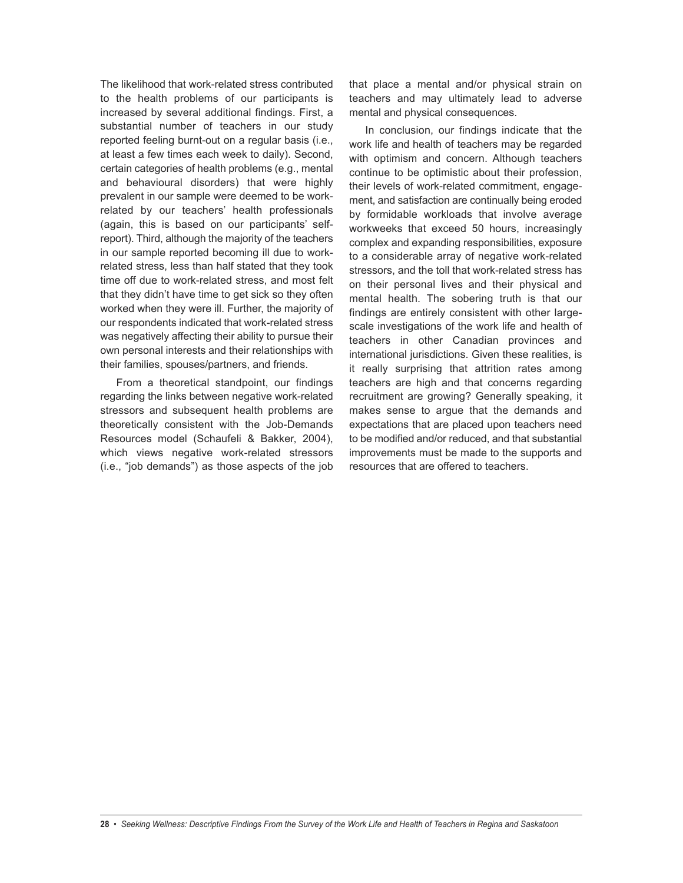The likelihood that work-related stress contributed to the health problems of our participants is increased by several additional findings. First, a substantial number of teachers in our study reported feeling burnt-out on a regular basis (i.e., at least a few times each week to daily). Second, certain categories of health problems (e.g., mental and behavioural disorders) that were highly prevalent in our sample were deemed to be work-related by our teachers' health professionals (again, this is based on our participants' self-report). Third, although the majority of the teachers in our sample reported becoming ill due to work-related stress, less than half stated that they took time off due to work-related stress, and most felt that they didn't have time to get sick so they often worked when they were ill. Further, the majority of our respondents indicated that work-related stress was negatively affecting their ability to pursue their own personal interests and their relationships with their families, spouses/partners, and friends.

From a theoretical standpoint, our findings regarding the links between negative work-related stressors and subsequent health problems are theoretically consistent with the Job-Demands Resources model (Schaufeli & Bakker, 2004), which views negative work-related stressors (i.e., "job demands") as those aspects of the job that place a mental and/or physical strain on teachers and may ultimately lead to adverse mental and physical consequences.

In conclusion, our findings indicate that the work life and health of teachers may be regarded with optimism and concern. Although teachers continue to be optimistic about their profession, their levels of work-related commitment, engagement, and satisfaction are continually being eroded by formidable workloads that involve average workweeks that exceed 50 hours, increasingly complex and expanding responsibilities, exposure to a considerable array of negative work-related stressors, and the toll that work-related stress has on their personal lives and their physical and mental health. The sobering truth is that our findings are entirely consistent with other large-scale investigations of the work life and health of teachers in other Canadian provinces and international jurisdictions. Given these realities, is it really surprising that attrition rates among teachers are high and that concerns regarding recruitment are growing? Generally speaking, it makes sense to argue that the demands and expectations that are placed upon teachers need to be modified and/or reduced, and that substantial improvements must be made to the supports and resources that are offered to teachers.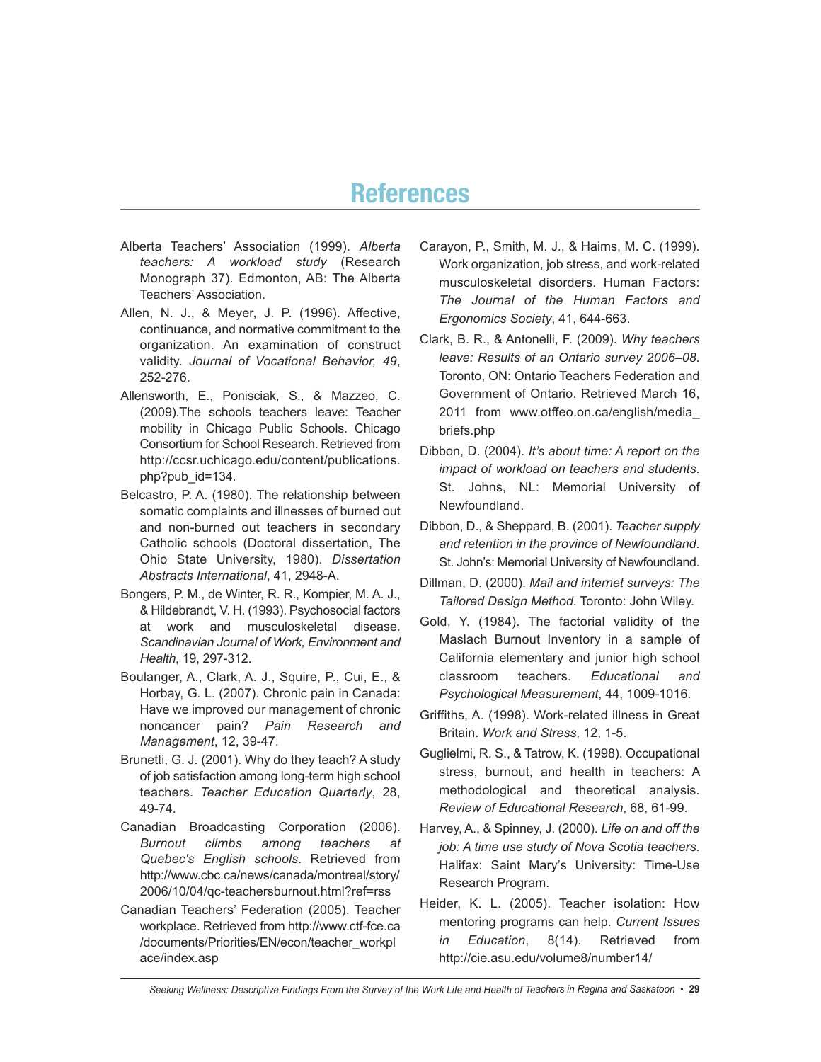# References

Alberta Teachers' Association (1999). *Alberta teachers: A workload study* (Research Monograph 37). Edmonton, AB: The Alberta Teachers' Association.

Allen, N. J., & Meyer, J. P. (1996). Affective, continuance, and normative commitment to the organization. An examination of construct validity. *Journal of Vocational Behavior, 49*, 252-276.

Allensworth, E., Ponisciak, S., & Mazzeo, C. (2009).The schools teachers leave: Teacher mobility in Chicago Public Schools. Chicago Consortium for School Research. Retrieved from http://ccsr.uchicago.edu/content/publications.php?pub_id=134.

Belcastro, P. A. (1980). The relationship between somatic complaints and illnesses of burned out and non-burned out teachers in secondary Catholic schools (Doctoral dissertation, The Ohio State University, 1980). *Dissertation Abstracts International*, 41, 2948-A.

Bongers, P. M., de Winter, R. R., Kompier, M. A. J., & Hildebrandt, V. H. (1993). Psychosocial factors at work and musculoskeletal disease. *Scandinavian Journal of Work, Environment and Health*, 19, 297-312.

Boulanger, A., Clark, A. J., Squire, P., Cui, E., & Horbay, G. L. (2007). Chronic pain in Canada: Have we improved our management of chronic noncancer pain? *Pain Research and Management*, 12, 39-47.

Brunetti, G. J. (2001). Why do they teach? A study of job satisfaction among long-term high school teachers. *Teacher Education Quarterly*, 28, 49-74.

Canadian Broadcasting Corporation (2006). *Burnout climbs among teachers at Quebec's English schools*. Retrieved from http://www.cbc.ca/news/canada/montreal/story/2006/10/04/qc-teachersburnout.html?ref=rss

Canadian Teachers' Federation (2005). Teacher workplace. Retrieved from http://www.ctf-fce.ca/documents/Priorities/EN/econ/teacher_workplace/index.asp

Carayon, P., Smith, M. J., & Haims, M. C. (1999). Work organization, job stress, and work-related musculoskeletal disorders. Human Factors: *The Journal of the Human Factors and Ergonomics Society*, 41, 644-663.

Clark, B. R., & Antonelli, F. (2009). *Why teachers leave: Results of an Ontario survey 2006–08*. Toronto, ON: Ontario Teachers Federation and Government of Ontario. Retrieved March 16, 2011 from www.otffeo.on.ca/english/media_briefs.php

Dibbon, D. (2004). *It's about time: A report on the impact of workload on teachers and students*. St. Johns, NL: Memorial University of Newfoundland.

Dibbon, D., & Sheppard, B. (2001). *Teacher supply and retention in the province of Newfoundland*. St. John's: Memorial University of Newfoundland.

Dillman, D. (2000). *Mail and internet surveys: The Tailored Design Method*. Toronto: John Wiley.

Gold, Y. (1984). The factorial validity of the Maslach Burnout Inventory in a sample of California elementary and junior high school classroom teachers. *Educational and Psychological Measurement*, 44, 1009-1016.

Griffiths, A. (1998). Work-related illness in Great Britain. *Work and Stress*, 12, 1-5.

Guglielmi, R. S., & Tatrow, K. (1998). Occupational stress, burnout, and health in teachers: A methodological and theoretical analysis. *Review of Educational Research*, 68, 61-99.

Harvey, A., & Spinney, J. (2000). *Life on and off the job: A time use study of Nova Scotia teachers*. Halifax: Saint Mary's University: Time-Use Research Program.

Heider, K. L. (2005). Teacher isolation: How mentoring programs can help. *Current Issues in Education*, 8(14). Retrieved from http://cie.asu.edu/volume8/number14/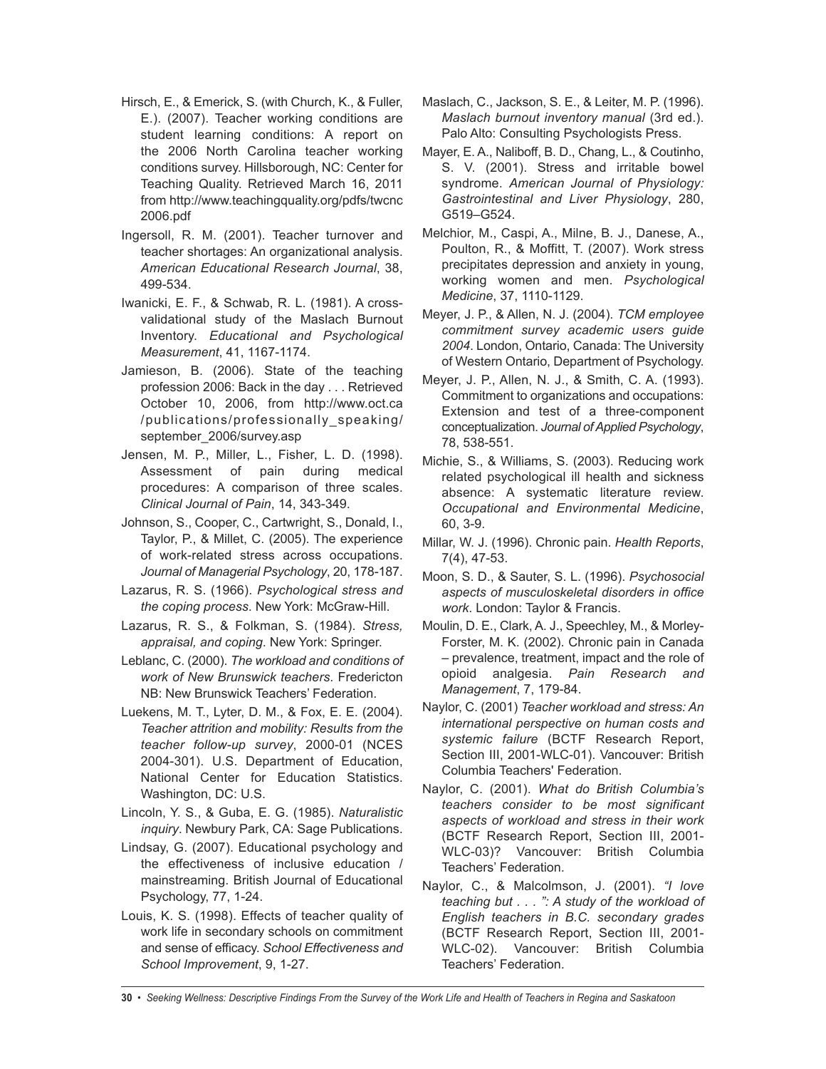Hirsch, E., & Emerick, S. (with Church, K., & Fuller, E.). (2007). Teacher working conditions are student learning conditions: A report on the 2006 North Carolina teacher working conditions survey. Hillsborough, NC: Center for Teaching Quality. Retrieved March 16, 2011 from http://www.teachingquality.org/pdfs/twcnc2006.pdf

Ingersoll, R. M. (2001). Teacher turnover and teacher shortages: An organizational analysis. *American Educational Research Journal*, 38, 499-534.

Iwanicki, E. F., & Schwab, R. L. (1981). A cross-validational study of the Maslach Burnout Inventory. *Educational and Psychological Measurement*, 41, 1167-1174.

Jamieson, B. (2006). State of the teaching profession 2006: Back in the day . . . Retrieved October 10, 2006, from http://www.oct.ca/publications/professionally_speaking/september_2006/survey.asp

Jensen, M. P., Miller, L., Fisher, L. D. (1998). Assessment of pain during medical procedures: A comparison of three scales. *Clinical Journal of Pain*, 14, 343-349.

Johnson, S., Cooper, C., Cartwright, S., Donald, I., Taylor, P., & Millet, C. (2005). The experience of work-related stress across occupations. *Journal of Managerial Psychology*, 20, 178-187.

Lazarus, R. S. (1966). *Psychological stress and the coping process*. New York: McGraw-Hill.

Lazarus, R. S., & Folkman, S. (1984). *Stress, appraisal, and coping*. New York: Springer.

Leblanc, C. (2000). *The workload and conditions of work of New Brunswick teachers*. Fredericton NB: New Brunswick Teachers' Federation.

Luekens, M. T., Lyter, D. M., & Fox, E. E. (2004). *Teacher attrition and mobility: Results from the teacher follow-up survey*, 2000-01 (NCES 2004-301). U.S. Department of Education, National Center for Education Statistics. Washington, DC: U.S.

Lincoln, Y. S., & Guba, E. G. (1985). *Naturalistic inquiry*. Newbury Park, CA: Sage Publications.

Lindsay, G. (2007). Educational psychology and the effectiveness of inclusive education / mainstreaming. British Journal of Educational Psychology, 77, 1-24.

Louis, K. S. (1998). Effects of teacher quality of work life in secondary schools on commitment and sense of efficacy. *School Effectiveness and School Improvement*, 9, 1-27.

Maslach, C., Jackson, S. E., & Leiter, M. P. (1996). *Maslach burnout inventory manual* (3rd ed.). Palo Alto: Consulting Psychologists Press.

Mayer, E. A., Naliboff, B. D., Chang, L., & Coutinho, S. V. (2001). Stress and irritable bowel syndrome. *American Journal of Physiology: Gastrointestinal and Liver Physiology*, 280, G519–G524.

Melchior, M., Caspi, A., Milne, B. J., Danese, A., Poulton, R., & Moffitt, T. (2007). Work stress precipitates depression and anxiety in young, working women and men. *Psychological Medicine*, 37, 1110-1129.

Meyer, J. P., & Allen, N. J. (2004). *TCM employee commitment survey academic users guide 2004*. London, Ontario, Canada: The University of Western Ontario, Department of Psychology.

Meyer, J. P., Allen, N. J., & Smith, C. A. (1993). Commitment to organizations and occupations: Extension and test of a three-component conceptualization. *Journal of Applied Psychology*, 78, 538-551.

Michie, S., & Williams, S. (2003). Reducing work related psychological ill health and sickness absence: A systematic literature review. *Occupational and Environmental Medicine*, 60, 3-9.

Millar, W. J. (1996). Chronic pain. *Health Reports*, 7(4), 47-53.

Moon, S. D., & Sauter, S. L. (1996). *Psychosocial aspects of musculoskeletal disorders in office work*. London: Taylor & Francis.

Moulin, D. E., Clark, A. J., Speechley, M., & Morley-Forster, M. K. (2002). Chronic pain in Canada – prevalence, treatment, impact and the role of opioid analgesia. *Pain Research and Management*, 7, 179-84.

Naylor, C. (2001) *Teacher workload and stress: An international perspective on human costs and systemic failure* (BCTF Research Report, Section III, 2001-WLC-01). Vancouver: British Columbia Teachers' Federation.

Naylor, C. (2001). *What do British Columbia's teachers consider to be most significant aspects of workload and stress in their work* (BCTF Research Report, Section III, 2001-WLC-03)? Vancouver: British Columbia Teachers' Federation.

Naylor, C., & Malcolmson, J. (2001). *"I love teaching but . . . ": A study of the workload of English teachers in B.C. secondary grades* (BCTF Research Report, Section III, 2001-WLC-02). Vancouver: British Columbia Teachers' Federation.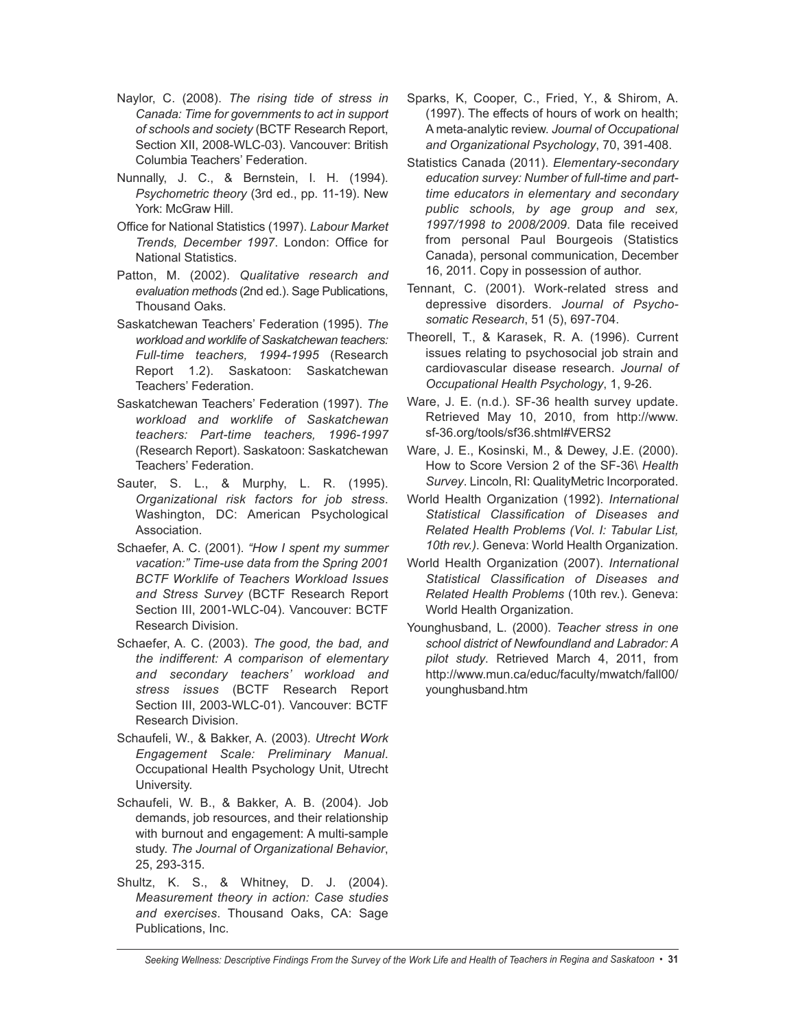Naylor, C. (2008). *The rising tide of stress in Canada: Time for governments to act in support of schools and society* (BCTF Research Report, Section XII, 2008-WLC-03). Vancouver: British Columbia Teachers' Federation.

Nunnally, J. C., & Bernstein, I. H. (1994). *Psychometric theory* (3rd ed., pp. 11-19). New York: McGraw Hill.

Office for National Statistics (1997). *Labour Market Trends, December 1997*. London: Office for National Statistics.

Patton, M. (2002). *Qualitative research and evaluation methods* (2nd ed.). Sage Publications, Thousand Oaks.

Saskatchewan Teachers' Federation (1995). *The workload and worklife of Saskatchewan teachers: Full-time teachers, 1994-1995* (Research Report 1.2). Saskatoon: Saskatchewan Teachers' Federation.

Saskatchewan Teachers' Federation (1997). *The workload and worklife of Saskatchewan teachers: Part-time teachers, 1996-1997* (Research Report). Saskatoon: Saskatchewan Teachers' Federation.

Sauter, S. L., & Murphy, L. R. (1995). *Organizational risk factors for job stress*. Washington, DC: American Psychological Association.

Schaefer, A. C. (2001). *"How I spent my summer vacation:" Time-use data from the Spring 2001 BCTF Worklife of Teachers Workload Issues and Stress Survey* (BCTF Research Report Section III, 2001-WLC-04). Vancouver: BCTF Research Division.

Schaefer, A. C. (2003). *The good, the bad, and the indifferent: A comparison of elementary and secondary teachers' workload and stress issues* (BCTF Research Report Section III, 2003-WLC-01). Vancouver: BCTF Research Division.

Schaufeli, W., & Bakker, A. (2003). *Utrecht Work Engagement Scale: Preliminary Manual*. Occupational Health Psychology Unit, Utrecht University.

Schaufeli, W. B., & Bakker, A. B. (2004). Job demands, job resources, and their relationship with burnout and engagement: A multi-sample study. *The Journal of Organizational Behavior*, 25, 293-315.

Shultz, K. S., & Whitney, D. J. (2004). *Measurement theory in action: Case studies and exercises*. Thousand Oaks, CA: Sage Publications, Inc.

Sparks, K, Cooper, C., Fried, Y., & Shirom, A. (1997). The effects of hours of work on health; A meta-analytic review. *Journal of Occupational and Organizational Psychology*, 70, 391-408.

Statistics Canada (2011). *Elementary-secondary education survey: Number of full-time and part-time educators in elementary and secondary public schools, by age group and sex, 1997/1998 to 2008/2009*. Data file received from personal Paul Bourgeois (Statistics Canada), personal communication, December 16, 2011. Copy in possession of author.

Tennant, C. (2001). Work-related stress and depressive disorders. *Journal of Psychosomatic Research*, 51 (5), 697-704.

Theorell, T., & Karasek, R. A. (1996). Current issues relating to psychosocial job strain and cardiovascular disease research. *Journal of Occupational Health Psychology*, 1, 9-26.

Ware, J. E. (n.d.). SF-36 health survey update. Retrieved May 10, 2010, from http://www.sf-36.org/tools/sf36.shtml#VERS2

Ware, J. E., Kosinski, M., & Dewey, J.E. (2000). How to Score Version 2 of the SF-36\ *Health Survey*. Lincoln, RI: QualityMetric Incorporated.

World Health Organization (1992). *International Statistical Classification of Diseases and Related Health Problems (Vol. I: Tabular List, 10th rev.)*. Geneva: World Health Organization.

World Health Organization (2007). *International Statistical Classification of Diseases and Related Health Problems* (10th rev.). Geneva: World Health Organization.

Younghusband, L. (2000). *Teacher stress in one school district of Newfoundland and Labrador: A pilot study*. Retrieved March 4, 2011, from http://www.mun.ca/educ/faculty/mwatch/fall00/younghusband.htm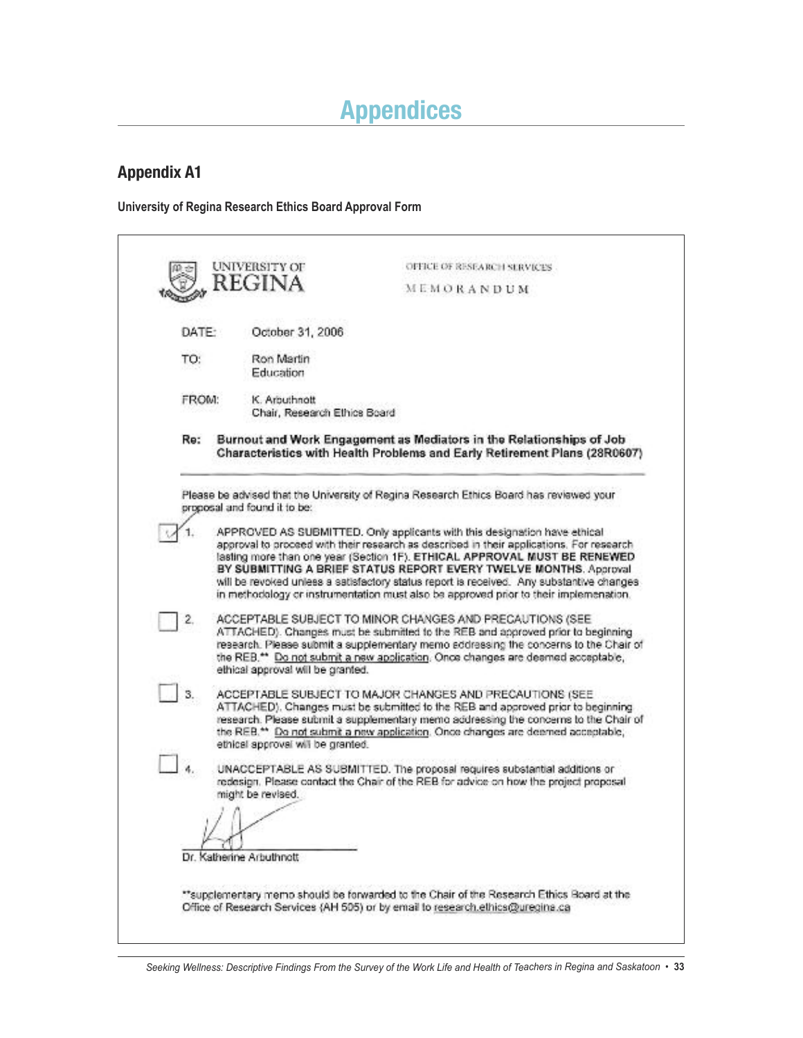# Appendices

## Appendix A1

**University of Regina Research Ethics Board Approval Form**

UNIVERSITY OF REGINA

OFFICE OF RESEARCH SERVICES

MEMORANDUM

DATE: October 31, 2006

TO: Ron Martin
Education

FROM: K. Arbuthnott
Chair, Research Ethics Board

**Re: Burnout and Work Engagement as Mediators in the Relationships of Job Characteristics with Health Problems and Early Retirement Plans (28R0607)**

Please be advised that the University of Regina Research Ethics Board has reviewed your proposal and found it to be:

☑ 1. APPROVED AS SUBMITTED. Only applicants with this designation have ethical approval to proceed with their research as described in their applications. For research lasting more than one year (Section 1F). **ETHICAL APPROVAL MUST BE RENEWED BY SUBMITTING A BRIEF STATUS REPORT EVERY TWELVE MONTHS.** Approval will be revoked unless a satisfactory status report is received. Any substantive changes in methodology or instrumentation must also be approved prior to their implemenation.

☐ 2. ACCEPTABLE SUBJECT TO MINOR CHANGES AND PRECAUTIONS (SEE ATTACHED). Changes must be submitted to the REB and approved prior to beginning research. Please submit a supplementary memo addressing the concerns to the Chair of the REB.** Do not submit a new application. Once changes are deemed acceptable, ethical approval will be granted.

☐ 3. ACCEPTABLE SUBJECT TO MAJOR CHANGES AND PRECAUTIONS (SEE ATTACHED). Changes must be submitted to the REB and approved prior to beginning research. Please submit a supplementary memo addressing the concerns to the Chair of the REB.** Do not submit a new application. Once changes are deemed acceptable, ethical approval will be granted.

☐ 4. UNACCEPTABLE AS SUBMITTED. The proposal requires substantial additions or redesign. Please contact the Chair of the REB for advice on how the project proposal might be revised.

Dr. Katherine Arbuthnott

**supplementary memo should be forwarded to the Chair of the Research Ethics Board at the Office of Research Services (AH 505) or by email to research.ethics@uregina.ca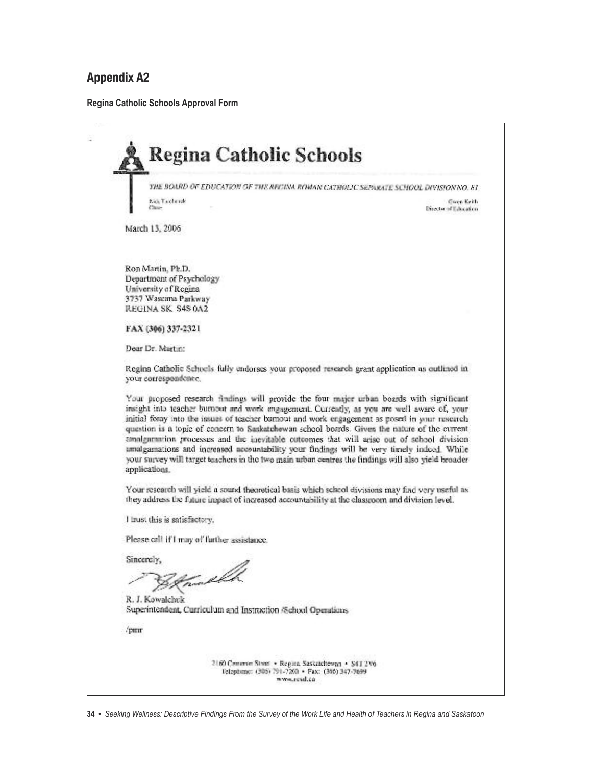## Appendix A2

**Regina Catholic Schools Approval Form**

# Regina Catholic Schools

*THE BOARD OF EDUCATION OF THE REGINA ROMAN CATHOLIC SEPARATE SCHOOL DIVISION NO. 81*

Rick Tachuk
Chair

Gwen Keith
Director of Education

March 13, 2006

Ron Martin, Ph.D.
Department of Psychology
University of Regina
3737 Wascana Parkway
REGINA SK S4S 0A2

**FAX (306) 337-2321**

Dear Dr. Martin:

Regina Catholic Schools fully endorses your proposed research grant application as outlined in your correspondence.

Your proposed research findings will provide the four major urban boards with significant insight into teacher burnout and work engagement. Currently, as you are well aware of, your initial foray into the issues of teacher burnout and work engagement as posed in your research question is a topic of concern to Saskatchewan school boards. Given the nature of the current amalgamation processes and the inevitable outcomes that will arise out of school division amalgamations and increased accountability your findings will be very timely indeed. While your survey will target teachers in the two main urban centres the findings will also yield broader applications.

Your research will yield a sound theoretical basis which school divisions may find very useful as they address the future impact of increased accountability at the classroom and division level.

I trust this is satisfactory.

Please call if I may of further assistance.

Sincerely,

R. J. Kowalchuk
Superintendent, Curriculum and Instruction /School Operations

/pmr

2160 Cameron Street • Regina, Saskatchewan • S4T 2V6
Telephone: (306) 791-7200 • Fax: (306) 347-7699
www.rcsd.ca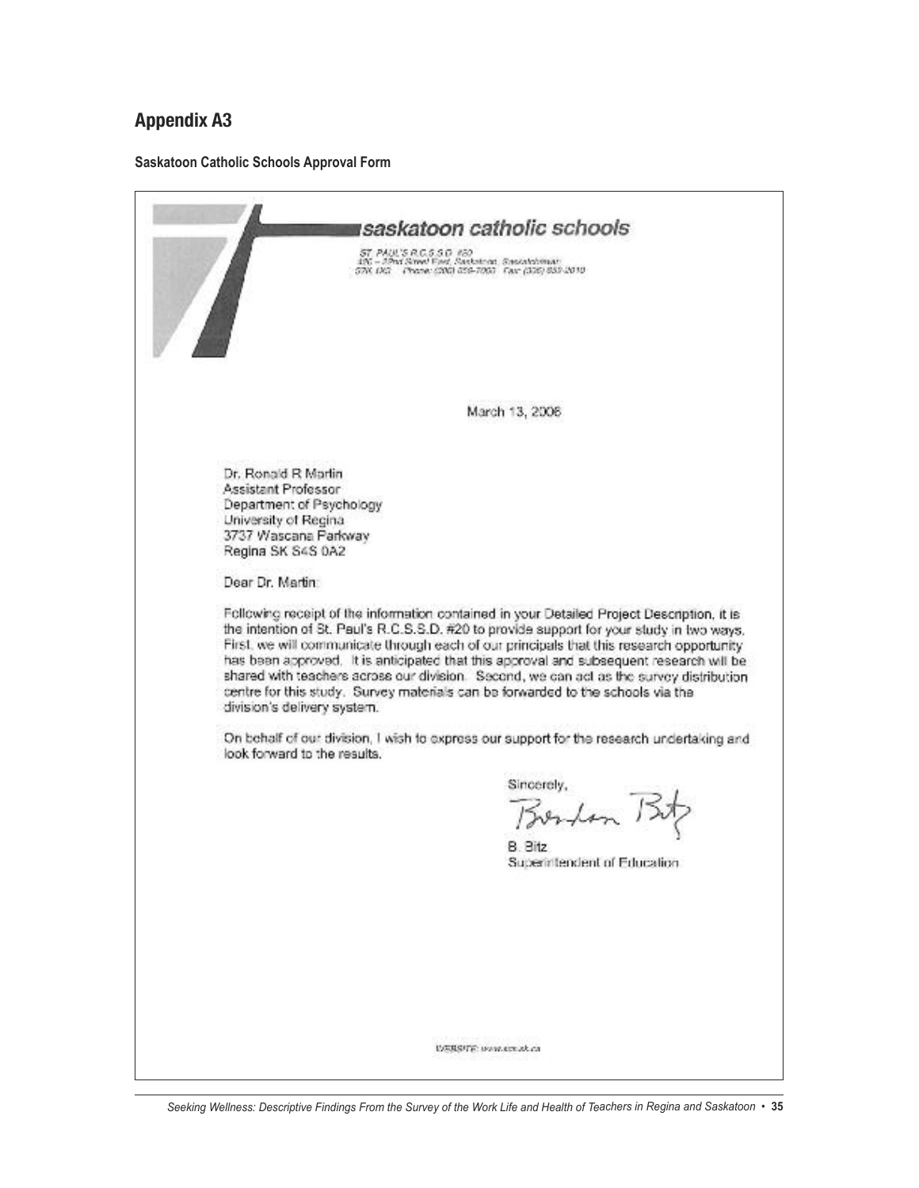## Appendix A3

**Saskatoon Catholic Schools Approval Form**

saskatoon catholic schools

ST. PAUL'S R.C.S.S.D. #20
420 – 22nd Street East, Saskatoon, Saskatchewan
S7K 1X3 Phone: (306) 659-7000 Fax: (306) 659-7010

March 13, 2006

Dr. Ronald R Martin
Assistant Professor
Department of Psychology
University of Regina
3737 Wascana Parkway
Regina SK S4S 0A2

Dear Dr. Martin:

Following receipt of the information contained in your Detailed Project Description, it is the intention of St. Paul's R.C.S.S.D. #20 to provide support for your study in two ways. First, we will communicate through each of our principals that this research opportunity has been approved. It is anticipated that this approval and subsequent research will be shared with teachers across our division. Second, we can act as the survey distribution centre for this study. Survey materials can be forwarded to the schools via the division's delivery system.

On behalf of our division, I wish to express our support for the research undertaking and look forward to the results.

Sincerely,

B. Bitz
Superintendent of Education

WEBSITE: www.scs.sk.ca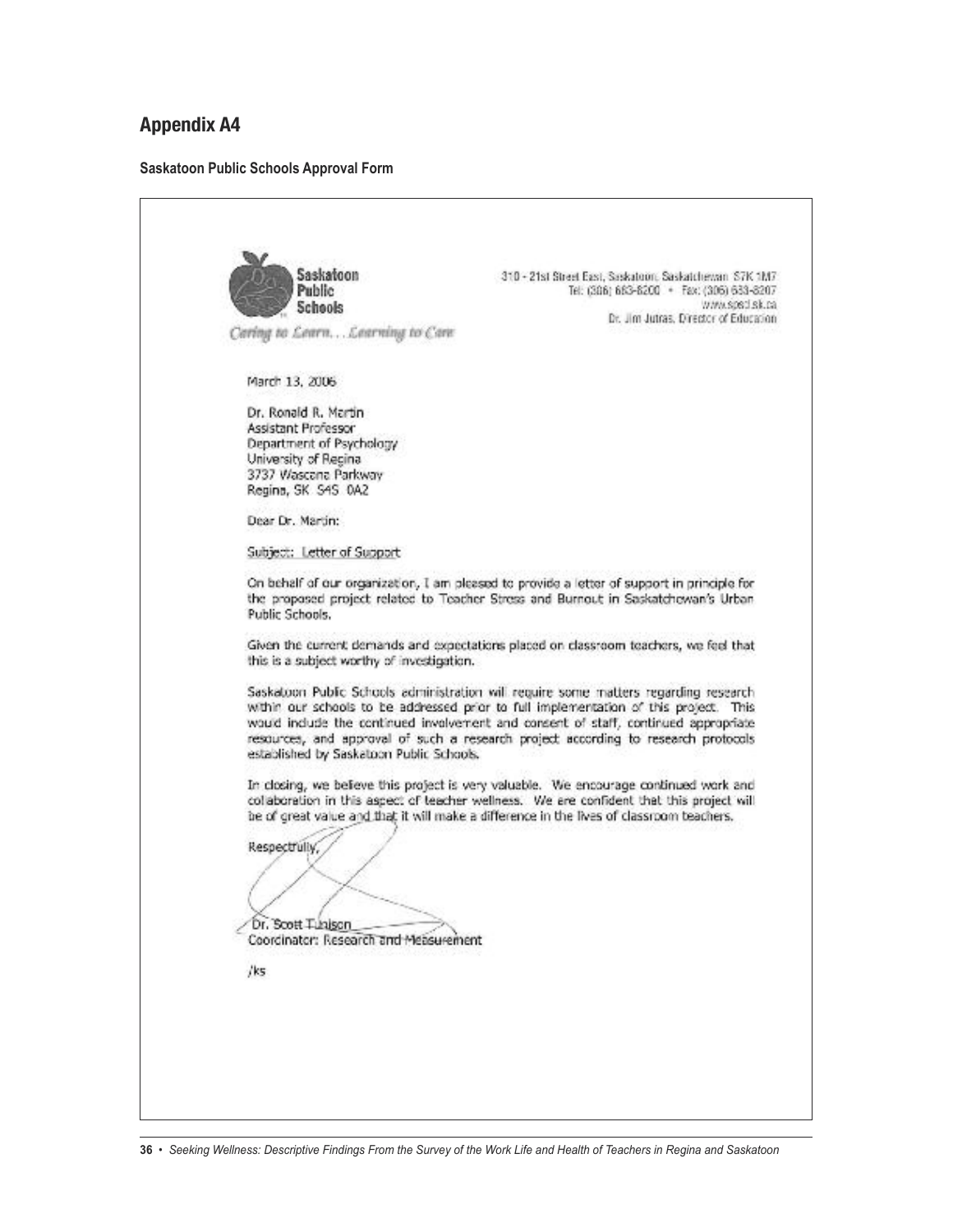## Appendix A4

**Saskatoon Public Schools Approval Form**

Saskatoon Public Schools
*Caring to Learn. . . Learning to Care*

310 - 21st Street East, Saskatoon, Saskatchewan S7K 1M7
Tel: (306) 683-8200 • Fax: (306) 683-8207
www.spsd.sk.ca
Dr. Jim Jutras, Director of Education

March 13, 2006

Dr. Ronald R. Martin
Assistant Professor
Department of Psychology
University of Regina
3737 Wascana Parkway
Regina, SK S4S 0A2

Dear Dr. Martin:

Subject: Letter of Support

On behalf of our organization, I am pleased to provide a letter of support in principle for the proposed project related to Teacher Stress and Burnout in Saskatchewan's Urban Public Schools.

Given the current demands and expectations placed on classroom teachers, we feel that this is a subject worthy of investigation.

Saskatoon Public Schools administration will require some matters regarding research within our schools to be addressed prior to full implementation of this project. This would include the continued involvement and consent of staff, continued appropriate resources, and approval of such a research project according to research protocols established by Saskatoon Public Schools.

In closing, we believe this project is very valuable. We encourage continued work and collaboration in this aspect of teacher wellness. We are confident that this project will be of great value and that it will make a difference in the lives of classroom teachers.

Respectfully,

Dr. Scott Tunison
Coordinator: Research and Measurement

/ks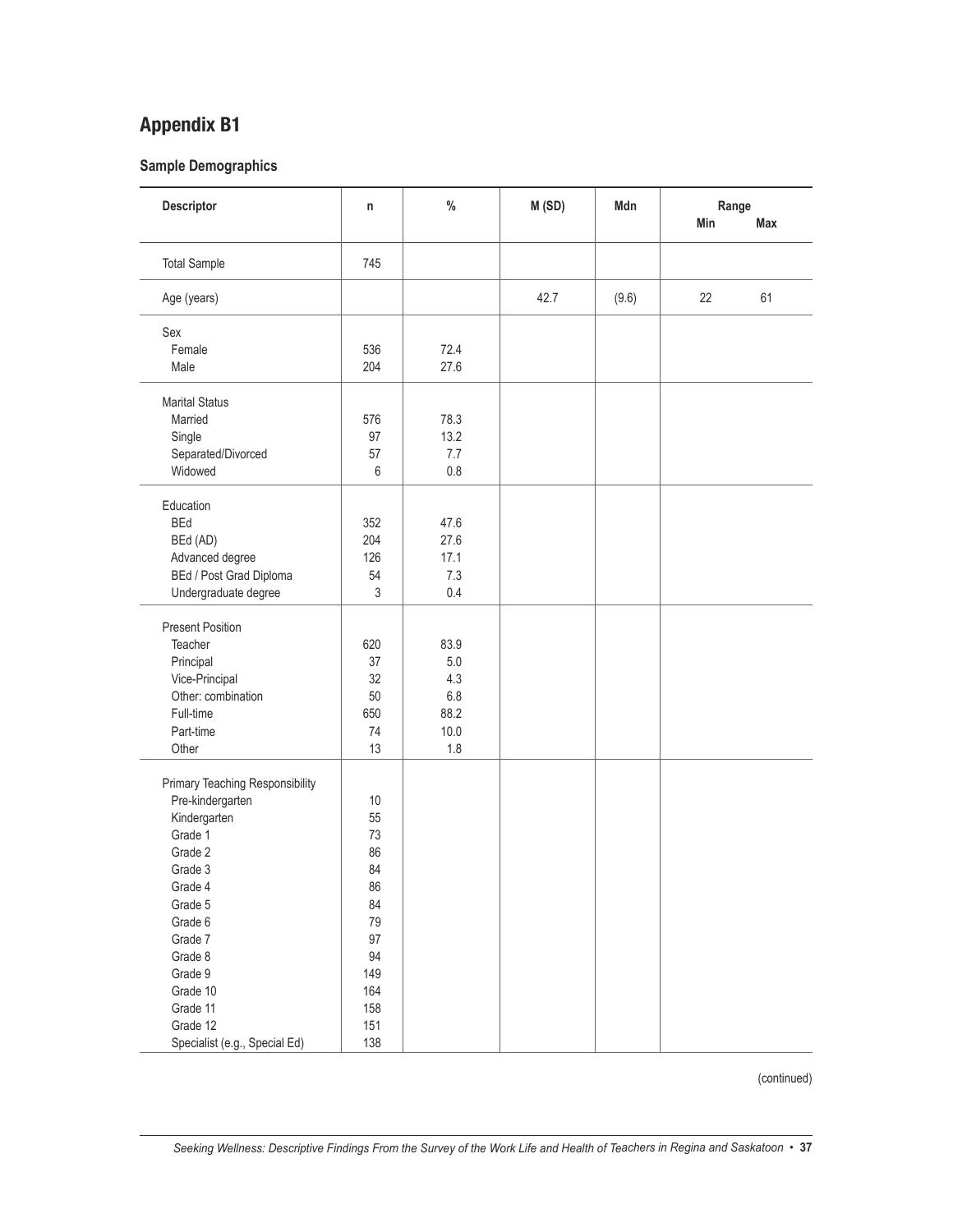# Appendix B1

## Sample Demographics

| Descriptor | n | % | M (SD) | Mdn | Range Min | Max |
|---|---|---|---|---|---|---|
| Total Sample | 745 | | | | | |
| Age (years) | | | 42.7 | (9.6) | 22 | 61 |
| Sex | | | | | | |
| Female | 536 | 72.4 | | | | |
| Male | 204 | 27.6 | | | | |
| Marital Status | | | | | | |
| Married | 576 | 78.3 | | | | |
| Single | 97 | 13.2 | | | | |
| Separated/Divorced | 57 | 7.7 | | | | |
| Widowed | 6 | 0.8 | | | | |
| Education | | | | | | |
| BEd | 352 | 47.6 | | | | |
| BEd (AD) | 204 | 27.6 | | | | |
| Advanced degree | 126 | 17.1 | | | | |
| BEd / Post Grad Diploma | 54 | 7.3 | | | | |
| Undergraduate degree | 3 | 0.4 | | | | |
| Present Position | | | | | | |
| Teacher | 620 | 83.9 | | | | |
| Principal | 37 | 5.0 | | | | |
| Vice-Principal | 32 | 4.3 | | | | |
| Other: combination | 50 | 6.8 | | | | |
| Full-time | 650 | 88.2 | | | | |
| Part-time | 74 | 10.0 | | | | |
| Other | 13 | 1.8 | | | | |
| Primary Teaching Responsibility | | | | | | |
| Pre-kindergarten | 10 | | | | | |
| Kindergarten | 55 | | | | | |
| Grade 1 | 73 | | | | | |
| Grade 2 | 86 | | | | | |
| Grade 3 | 84 | | | | | |
| Grade 4 | 86 | | | | | |
| Grade 5 | 84 | | | | | |
| Grade 6 | 79 | | | | | |
| Grade 7 | 97 | | | | | |
| Grade 8 | 94 | | | | | |
| Grade 9 | 149 | | | | | |
| Grade 10 | 164 | | | | | |
| Grade 11 | 158 | | | | | |
| Grade 12 | 151 | | | | | |
| Specialist (e.g., Special Ed) | 138 | | | | | |

(continued)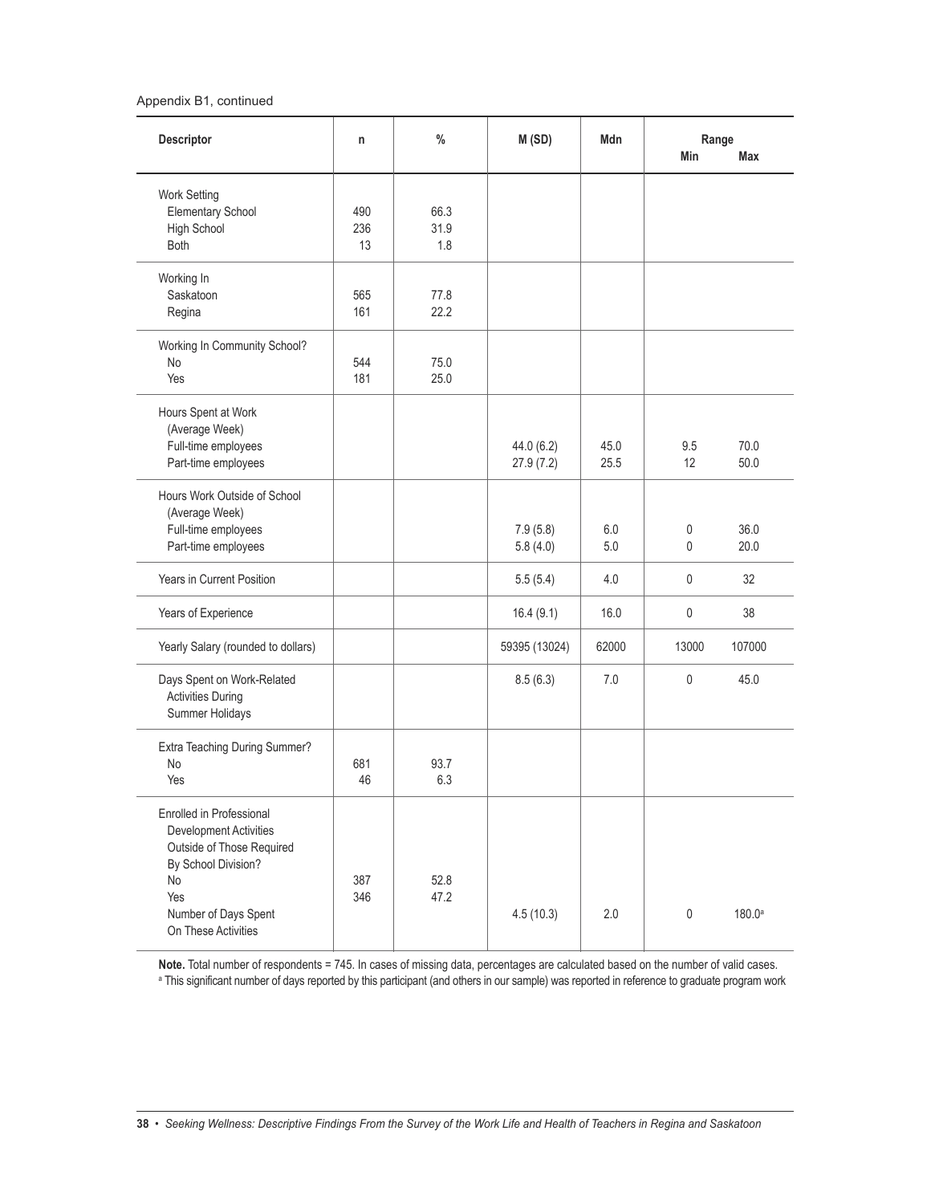Appendix B1, continued

| Descriptor | n | % | M (SD) | Mdn | Range | |
|---|---|---|---|---|---|---|
| | | | | | Min | Max |
| Work Setting | | | | | | |
| Elementary School | 490 | 66.3 | | | | |
| High School | 236 | 31.9 | | | | |
| Both | 13 | 1.8 | | | | |
| Working In | | | | | | |
| Saskatoon | 565 | 77.8 | | | | |
| Regina | 161 | 22.2 | | | | |
| Working In Community School? | | | | | | |
| No | 544 | 75.0 | | | | |
| Yes | 181 | 25.0 | | | | |
| Hours Spent at Work (Average Week) | | | | | | |
| Full-time employees | | | 44.0 (6.2) | 45.0 | 9.5 | 70.0 |
| Part-time employees | | | 27.9 (7.2) | 25.5 | 12 | 50.0 |
| Hours Work Outside of School (Average Week) | | | | | | |
| Full-time employees | | | 7.9 (5.8) | 6.0 | 0 | 36.0 |
| Part-time employees | | | 5.8 (4.0) | 5.0 | 0 | 20.0 |
| Years in Current Position | | | 5.5 (5.4) | 4.0 | 0 | 32 |
| Years of Experience | | | 16.4 (9.1) | 16.0 | 0 | 38 |
| Yearly Salary (rounded to dollars) | | | 59395 (13024) | 62000 | 13000 | 107000 |
| Days Spent on Work-Related Activities During Summer Holidays | | | 8.5 (6.3) | 7.0 | 0 | 45.0 |
| Extra Teaching During Summer? | | | | | | |
| No | 681 | 93.7 | | | | |
| Yes | 46 | 6.3 | | | | |
| Enrolled in Professional Development Activities Outside of Those Required By School Division? | | | | | | |
| No | 387 | 52.8 | | | | |
| Yes | 346 | 47.2 | | | | |
| Number of Days Spent On These Activities | | | 4.5 (10.3) | 2.0 | 0 | 180.0[a] |

**Note.** Total number of respondents = 745. In cases of missing data, percentages are calculated based on the number of valid cases.
[a] This significant number of days reported by this participant (and others in our sample) was reported in reference to graduate program work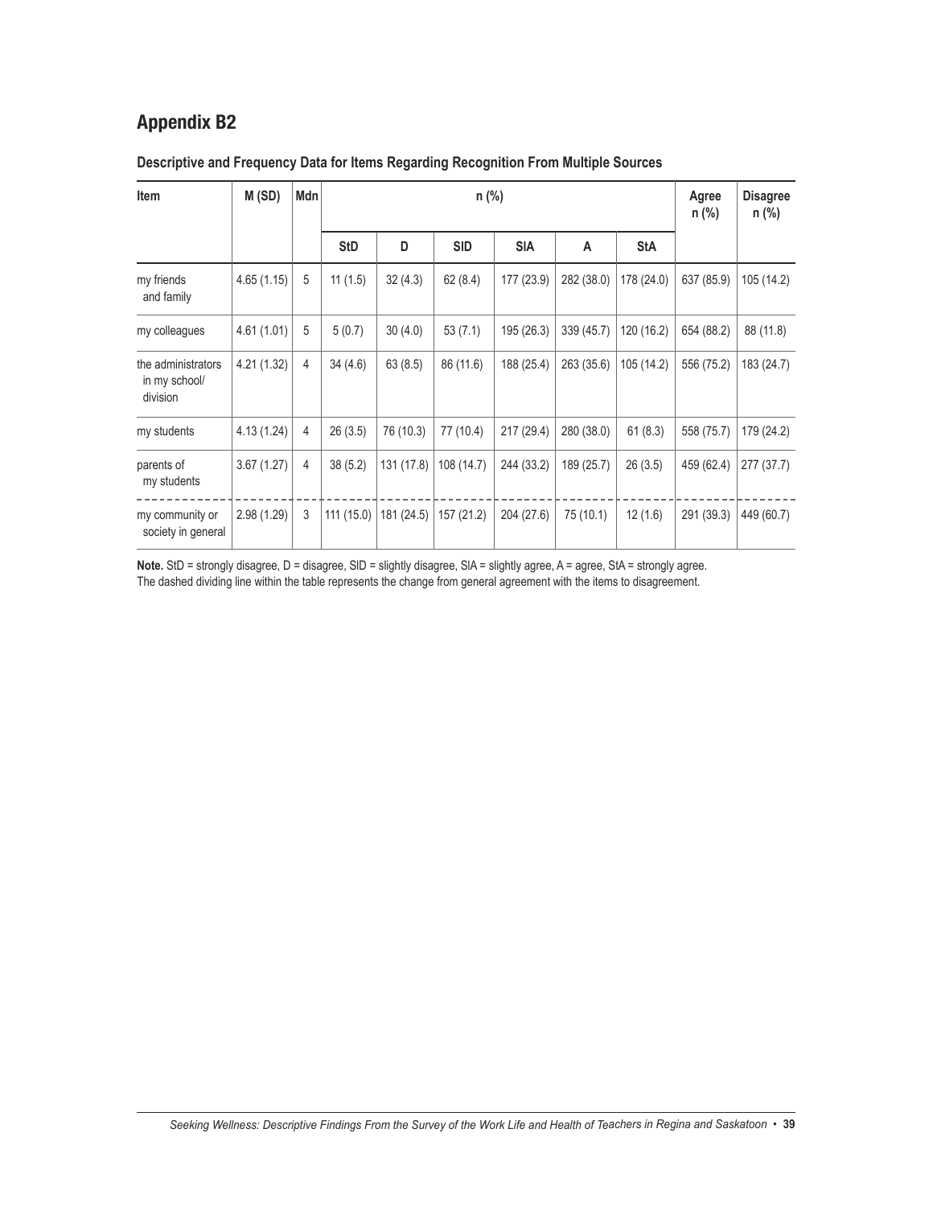## Appendix B2

**Descriptive and Frequency Data for Items Regarding Recognition From Multiple Sources**

| Item | M (SD) | Mdn | n (%) | | | | | | Agree n (%) | Disagree n (%) |
|---|---|---|---|---|---|---|---|---|---|---|
| | | | StD | D | SlD | SlA | A | StA | | |
| my friends and family | 4.65 (1.15) | 5 | 11 (1.5) | 32 (4.3) | 62 (8.4) | 177 (23.9) | 282 (38.0) | 178 (24.0) | 637 (85.9) | 105 (14.2) |
| my colleagues | 4.61 (1.01) | 5 | 5 (0.7) | 30 (4.0) | 53 (7.1) | 195 (26.3) | 339 (45.7) | 120 (16.2) | 654 (88.2) | 88 (11.8) |
| the administrators in my school/ division | 4.21 (1.32) | 4 | 34 (4.6) | 63 (8.5) | 86 (11.6) | 188 (25.4) | 263 (35.6) | 105 (14.2) | 556 (75.2) | 183 (24.7) |
| my students | 4.13 (1.24) | 4 | 26 (3.5) | 76 (10.3) | 77 (10.4) | 217 (29.4) | 280 (38.0) | 61 (8.3) | 558 (75.7) | 179 (24.2) |
| parents of my students | 3.67 (1.27) | 4 | 38 (5.2) | 131 (17.8) | 108 (14.7) | 244 (33.2) | 189 (25.7) | 26 (3.5) | 459 (62.4) | 277 (37.7) |
| my community or society in general | 2.98 (1.29) | 3 | 111 (15.0) | 181 (24.5) | 157 (21.2) | 204 (27.6) | 75 (10.1) | 12 (1.6) | 291 (39.3) | 449 (60.7) |

**Note.** StD = strongly disagree, D = disagree, SlD = slightly disagree, SlA = slightly agree, A = agree, StA = strongly agree.
The dashed dividing line within the table represents the change from general agreement with the items to disagreement.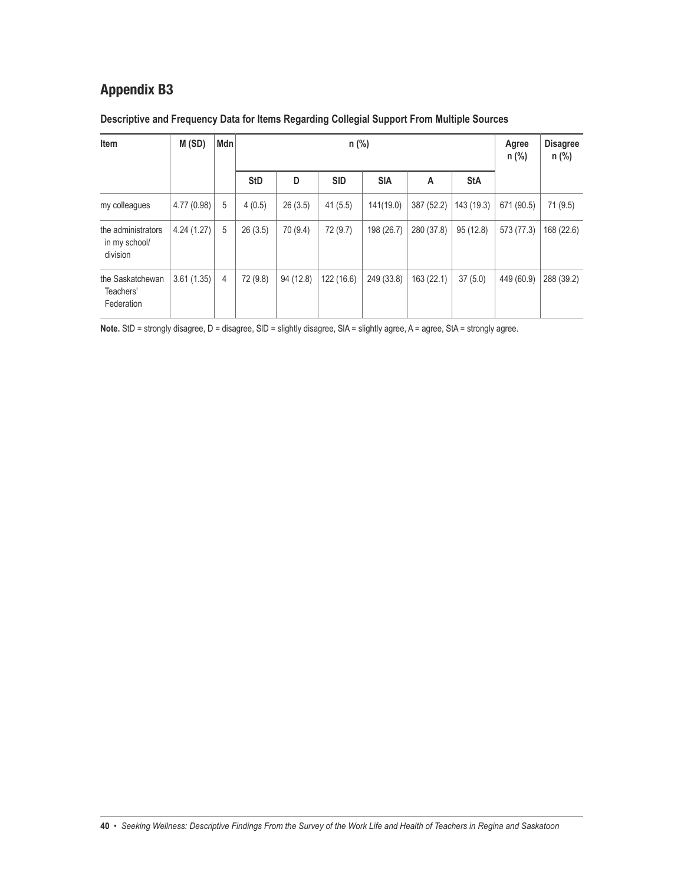## Appendix B3

**Descriptive and Frequency Data for Items Regarding Collegial Support From Multiple Sources**

| Item | M (SD) | Mdn | n (%) | | | | | | Agree n (%) | Disagree n (%) |
|---|---|---|---|---|---|---|---|---|---|---|
| | | | StD | D | SlD | SlA | A | StA | | |
| my colleagues | 4.77 (0.98) | 5 | 4 (0.5) | 26 (3.5) | 41 (5.5) | 141(19.0) | 387 (52.2) | 143 (19.3) | 671 (90.5) | 71 (9.5) |
| the administrators in my school/ division | 4.24 (1.27) | 5 | 26 (3.5) | 70 (9.4) | 72 (9.7) | 198 (26.7) | 280 (37.8) | 95 (12.8) | 573 (77.3) | 168 (22.6) |
| the Saskatchewan Teachers' Federation | 3.61 (1.35) | 4 | 72 (9.8) | 94 (12.8) | 122 (16.6) | 249 (33.8) | 163 (22.1) | 37 (5.0) | 449 (60.9) | 288 (39.2) |

**Note.** StD = strongly disagree, D = disagree, SlD = slightly disagree, SlA = slightly agree, A = agree, StA = strongly agree.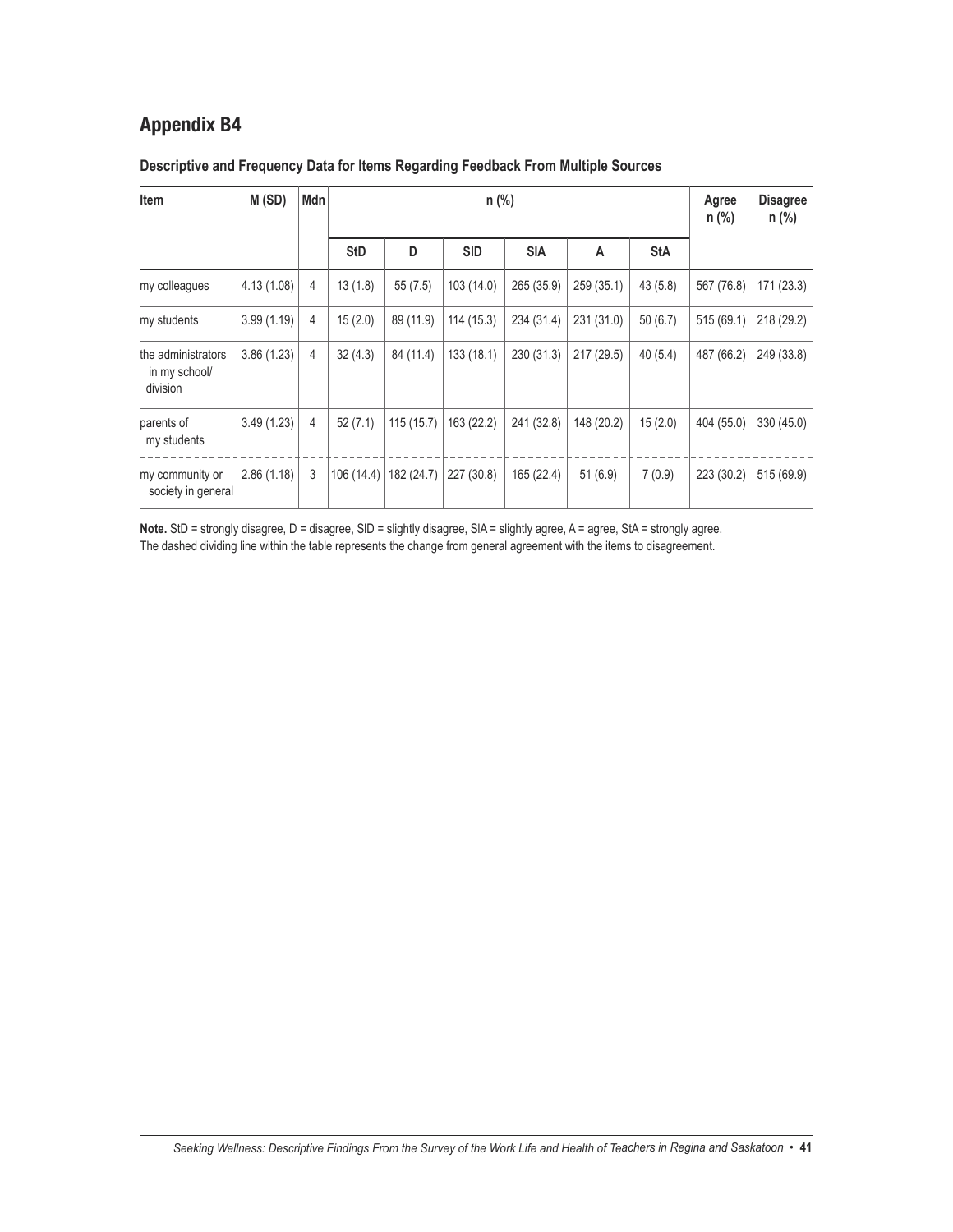## Appendix B4

**Descriptive and Frequency Data for Items Regarding Feedback From Multiple Sources**

| Item | M (SD) | Mdn | n (%) | | | | | | Agree n (%) | Disagree n (%) |
|---|---|---|---|---|---|---|---|---|---|---|
| | | | StD | D | SlD | SlA | A | StA | | |
| my colleagues | 4.13 (1.08) | 4 | 13 (1.8) | 55 (7.5) | 103 (14.0) | 265 (35.9) | 259 (35.1) | 43 (5.8) | 567 (76.8) | 171 (23.3) |
| my students | 3.99 (1.19) | 4 | 15 (2.0) | 89 (11.9) | 114 (15.3) | 234 (31.4) | 231 (31.0) | 50 (6.7) | 515 (69.1) | 218 (29.2) |
| the administrators in my school/ division | 3.86 (1.23) | 4 | 32 (4.3) | 84 (11.4) | 133 (18.1) | 230 (31.3) | 217 (29.5) | 40 (5.4) | 487 (66.2) | 249 (33.8) |
| parents of my students | 3.49 (1.23) | 4 | 52 (7.1) | 115 (15.7) | 163 (22.2) | 241 (32.8) | 148 (20.2) | 15 (2.0) | 404 (55.0) | 330 (45.0) |
| my community or society in general | 2.86 (1.18) | 3 | 106 (14.4) | 182 (24.7) | 227 (30.8) | 165 (22.4) | 51 (6.9) | 7 (0.9) | 223 (30.2) | 515 (69.9) |

**Note.** StD = strongly disagree, D = disagree, SlD = slightly disagree, SlA = slightly agree, A = agree, StA = strongly agree.
The dashed dividing line within the table represents the change from general agreement with the items to disagreement.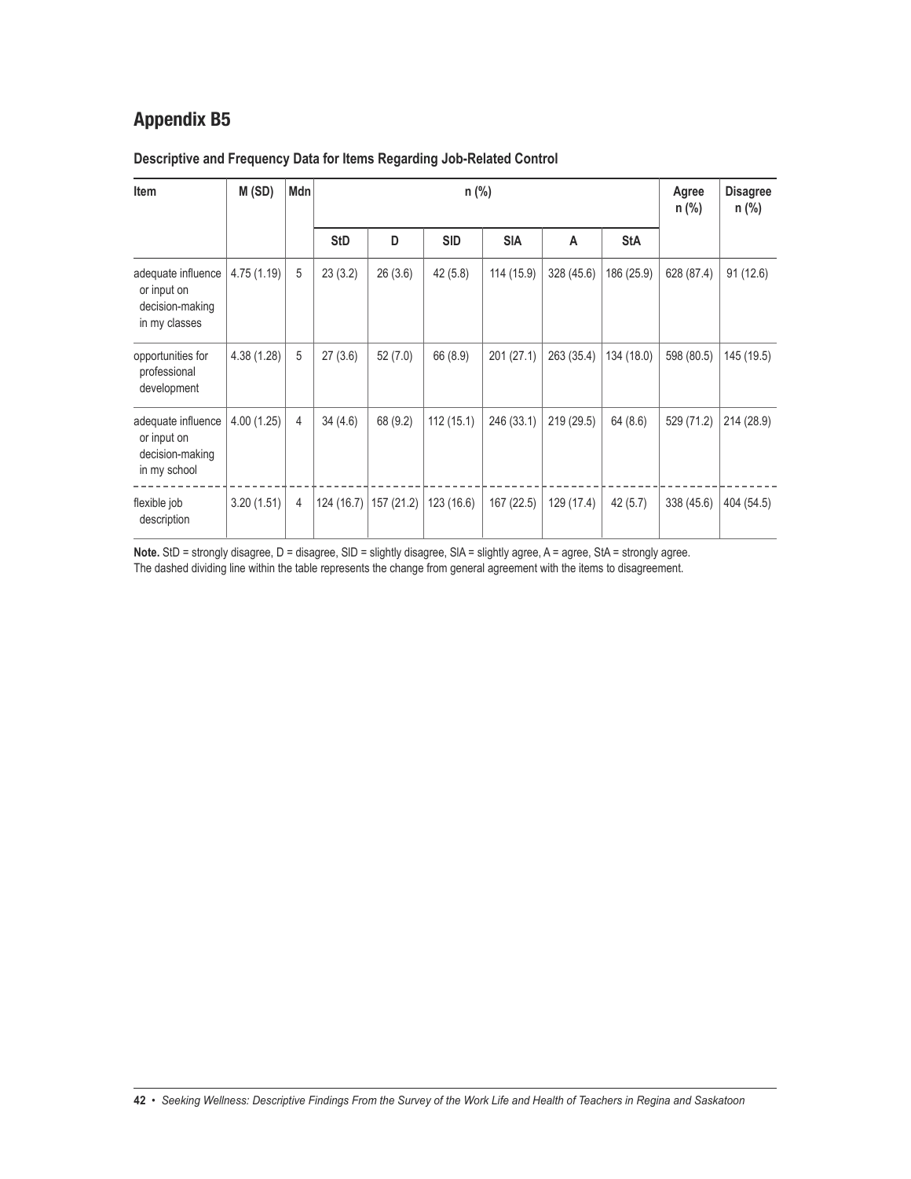## Appendix B5

**Descriptive and Frequency Data for Items Regarding Job-Related Control**

| Item | M (SD) | Mdn | n (%) | | | | | | Agree n (%) | Disagree n (%) |
|---|---|---|---|---|---|---|---|---|---|---|
| | | | StD | D | SlD | SlA | A | StA | | |
| adequate influence or input on decision-making in my classes | 4.75 (1.19) | 5 | 23 (3.2) | 26 (3.6) | 42 (5.8) | 114 (15.9) | 328 (45.6) | 186 (25.9) | 628 (87.4) | 91 (12.6) |
| opportunities for professional development | 4.38 (1.28) | 5 | 27 (3.6) | 52 (7.0) | 66 (8.9) | 201 (27.1) | 263 (35.4) | 134 (18.0) | 598 (80.5) | 145 (19.5) |
| adequate influence or input on decision-making in my school | 4.00 (1.25) | 4 | 34 (4.6) | 68 (9.2) | 112 (15.1) | 246 (33.1) | 219 (29.5) | 64 (8.6) | 529 (71.2) | 214 (28.9) |
| flexible job description | 3.20 (1.51) | 4 | 124 (16.7) | 157 (21.2) | 123 (16.6) | 167 (22.5) | 129 (17.4) | 42 (5.7) | 338 (45.6) | 404 (54.5) |

**Note.** StD = strongly disagree, D = disagree, SlD = slightly disagree, SlA = slightly agree, A = agree, StA = strongly agree.
The dashed dividing line within the table represents the change from general agreement with the items to disagreement.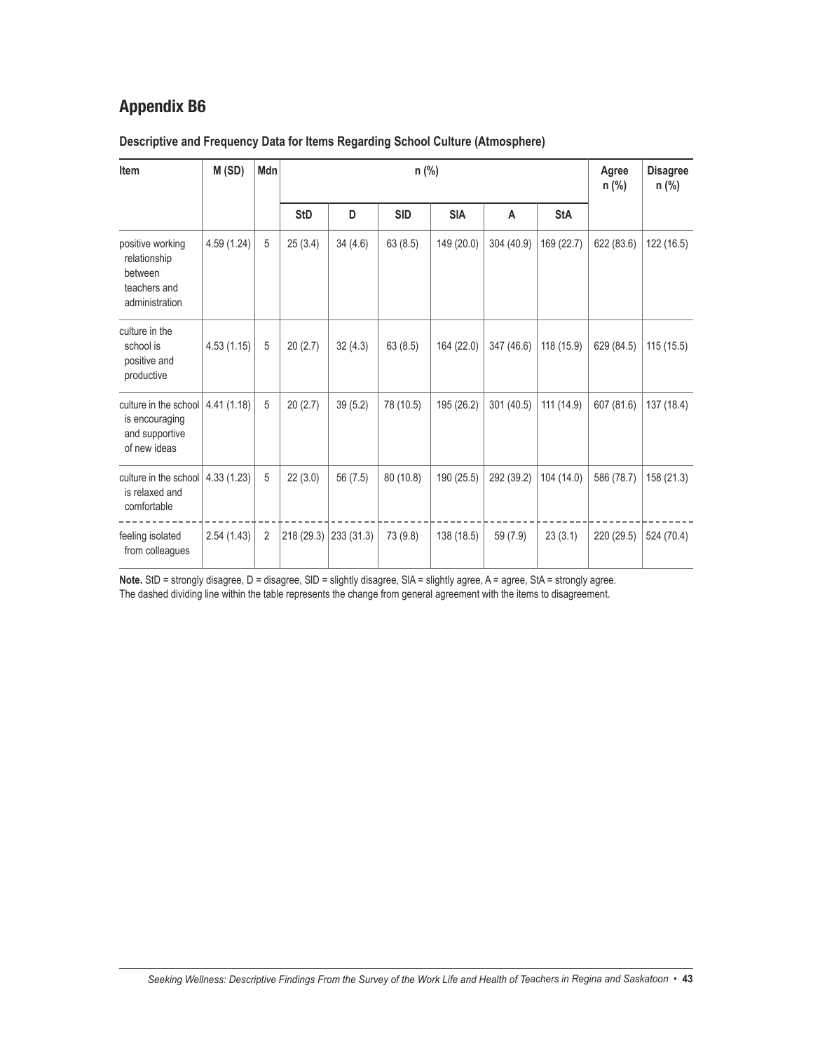## Appendix B6

**Descriptive and Frequency Data for Items Regarding School Culture (Atmosphere)**

| Item | M (SD) | Mdn | n (%) | | | | | | Agree n (%) | Disagree n (%) |
|---|---|---|---|---|---|---|---|---|---|---|
| | | | StD | D | SlD | SlA | A | StA | | |
| positive working relationship between teachers and administration | 4.59 (1.24) | 5 | 25 (3.4) | 34 (4.6) | 63 (8.5) | 149 (20.0) | 304 (40.9) | 169 (22.7) | 622 (83.6) | 122 (16.5) |
| culture in the school is positive and productive | 4.53 (1.15) | 5 | 20 (2.7) | 32 (4.3) | 63 (8.5) | 164 (22.0) | 347 (46.6) | 118 (15.9) | 629 (84.5) | 115 (15.5) |
| culture in the school is encouraging and supportive of new ideas | 4.41 (1.18) | 5 | 20 (2.7) | 39 (5.2) | 78 (10.5) | 195 (26.2) | 301 (40.5) | 111 (14.9) | 607 (81.6) | 137 (18.4) |
| culture in the school is relaxed and comfortable | 4.33 (1.23) | 5 | 22 (3.0) | 56 (7.5) | 80 (10.8) | 190 (25.5) | 292 (39.2) | 104 (14.0) | 586 (78.7) | 158 (21.3) |
| feeling isolated from colleagues | 2.54 (1.43) | 2 | 218 (29.3) | 233 (31.3) | 73 (9.8) | 138 (18.5) | 59 (7.9) | 23 (3.1) | 220 (29.5) | 524 (70.4) |

**Note.** StD = strongly disagree, D = disagree, SlD = slightly disagree, SlA = slightly agree, A = agree, StA = strongly agree.
The dashed dividing line within the table represents the change from general agreement with the items to disagreement.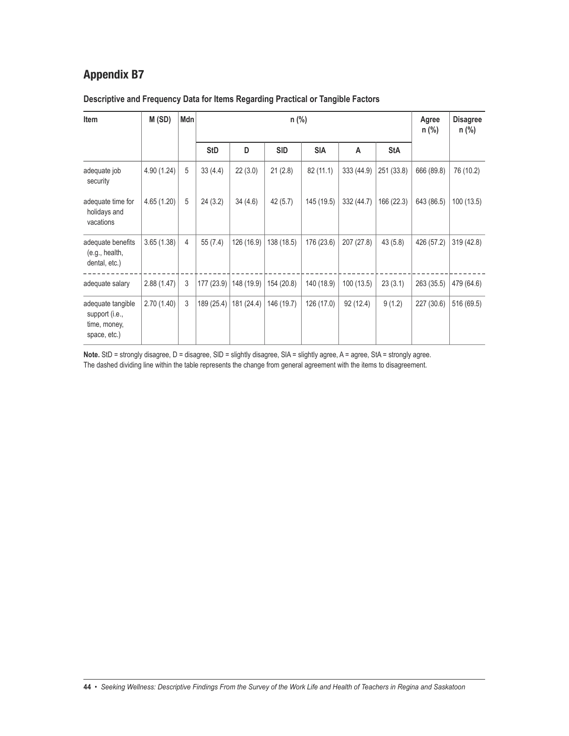## Appendix B7

**Descriptive and Frequency Data for Items Regarding Practical or Tangible Factors**

| Item | M (SD) | Mdn | n (%) | | | | | | Agree n (%) | Disagree n (%) |
|---|---|---|---|---|---|---|---|---|---|---|
| | | | StD | D | SlD | SlA | A | StA | | |
| adequate job security | 4.90 (1.24) | 5 | 33 (4.4) | 22 (3.0) | 21 (2.8) | 82 (11.1) | 333 (44.9) | 251 (33.8) | 666 (89.8) | 76 (10.2) |
| adequate time for holidays and vacations | 4.65 (1.20) | 5 | 24 (3.2) | 34 (4.6) | 42 (5.7) | 145 (19.5) | 332 (44.7) | 166 (22.3) | 643 (86.5) | 100 (13.5) |
| adequate benefits (e.g., health, dental, etc.) | 3.65 (1.38) | 4 | 55 (7.4) | 126 (16.9) | 138 (18.5) | 176 (23.6) | 207 (27.8) | 43 (5.8) | 426 (57.2) | 319 (42.8) |
| adequate salary | 2.88 (1.47) | 3 | 177 (23.9) | 148 (19.9) | 154 (20.8) | 140 (18.9) | 100 (13.5) | 23 (3.1) | 263 (35.5) | 479 (64.6) |
| adequate tangible support (i.e., time, money, space, etc.) | 2.70 (1.40) | 3 | 189 (25.4) | 181 (24.4) | 146 (19.7) | 126 (17.0) | 92 (12.4) | 9 (1.2) | 227 (30.6) | 516 (69.5) |

**Note.** StD = strongly disagree, D = disagree, SlD = slightly disagree, SlA = slightly agree, A = agree, StA = strongly agree.
The dashed dividing line within the table represents the change from general agreement with the items to disagreement.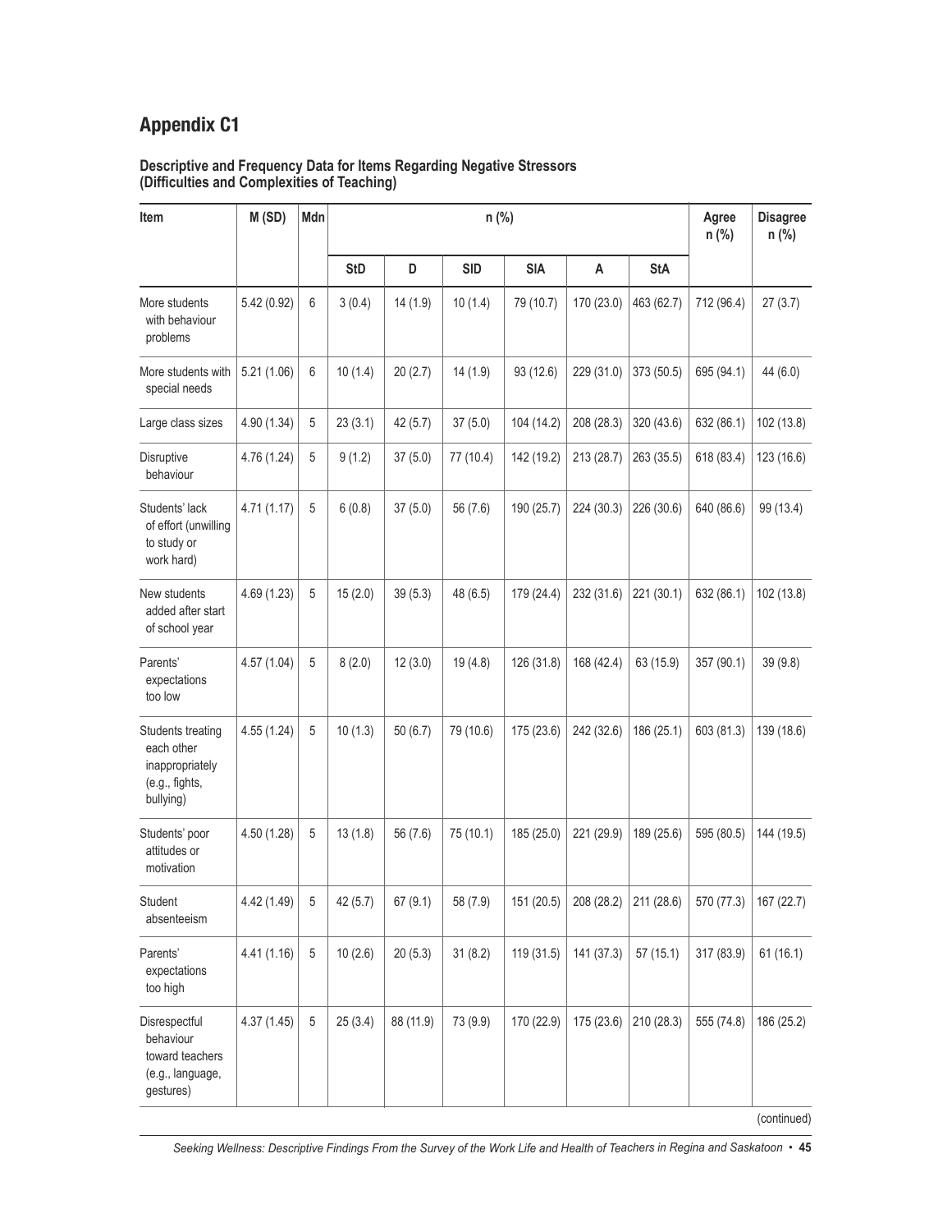## Appendix C1

**Descriptive and Frequency Data for Items Regarding Negative Stressors (Difficulties and Complexities of Teaching)**

| Item | M (SD) | Mdn | n (%) | | | | | | Agree n (%) | Disagree n (%) |
|---|---|---|---|---|---|---|---|---|---|---|
| | | | StD | D | SlD | SlA | A | StA | | |
| More students with behaviour problems | 5.42 (0.92) | 6 | 3 (0.4) | 14 (1.9) | 10 (1.4) | 79 (10.7) | 170 (23.0) | 463 (62.7) | 712 (96.4) | 27 (3.7) |
| More students with special needs | 5.21 (1.06) | 6 | 10 (1.4) | 20 (2.7) | 14 (1.9) | 93 (12.6) | 229 (31.0) | 373 (50.5) | 695 (94.1) | 44 (6.0) |
| Large class sizes | 4.90 (1.34) | 5 | 23 (3.1) | 42 (5.7) | 37 (5.0) | 104 (14.2) | 208 (28.3) | 320 (43.6) | 632 (86.1) | 102 (13.8) |
| Disruptive behaviour | 4.76 (1.24) | 5 | 9 (1.2) | 37 (5.0) | 77 (10.4) | 142 (19.2) | 213 (28.7) | 263 (35.5) | 618 (83.4) | 123 (16.6) |
| Students' lack of effort (unwilling to study or work hard) | 4.71 (1.17) | 5 | 6 (0.8) | 37 (5.0) | 56 (7.6) | 190 (25.7) | 224 (30.3) | 226 (30.6) | 640 (86.6) | 99 (13.4) |
| New students added after start of school year | 4.69 (1.23) | 5 | 15 (2.0) | 39 (5.3) | 48 (6.5) | 179 (24.4) | 232 (31.6) | 221 (30.1) | 632 (86.1) | 102 (13.8) |
| Parents' expectations too low | 4.57 (1.04) | 5 | 8 (2.0) | 12 (3.0) | 19 (4.8) | 126 (31.8) | 168 (42.4) | 63 (15.9) | 357 (90.1) | 39 (9.8) |
| Students treating each other inappropriately (e.g., fights, bullying) | 4.55 (1.24) | 5 | 10 (1.3) | 50 (6.7) | 79 (10.6) | 175 (23.6) | 242 (32.6) | 186 (25.1) | 603 (81.3) | 139 (18.6) |
| Students' poor attitudes or motivation | 4.50 (1.28) | 5 | 13 (1.8) | 56 (7.6) | 75 (10.1) | 185 (25.0) | 221 (29.9) | 189 (25.6) | 595 (80.5) | 144 (19.5) |
| Student absenteeism | 4.42 (1.49) | 5 | 42 (5.7) | 67 (9.1) | 58 (7.9) | 151 (20.5) | 208 (28.2) | 211 (28.6) | 570 (77.3) | 167 (22.7) |
| Parents' expectations too high | 4.41 (1.16) | 5 | 10 (2.6) | 20 (5.3) | 31 (8.2) | 119 (31.5) | 141 (37.3) | 57 (15.1) | 317 (83.9) | 61 (16.1) |
| Disrespectful behaviour toward teachers (e.g., language, gestures) | 4.37 (1.45) | 5 | 25 (3.4) | 88 (11.9) | 73 (9.9) | 170 (22.9) | 175 (23.6) | 210 (28.3) | 555 (74.8) | 186 (25.2) |

(continued)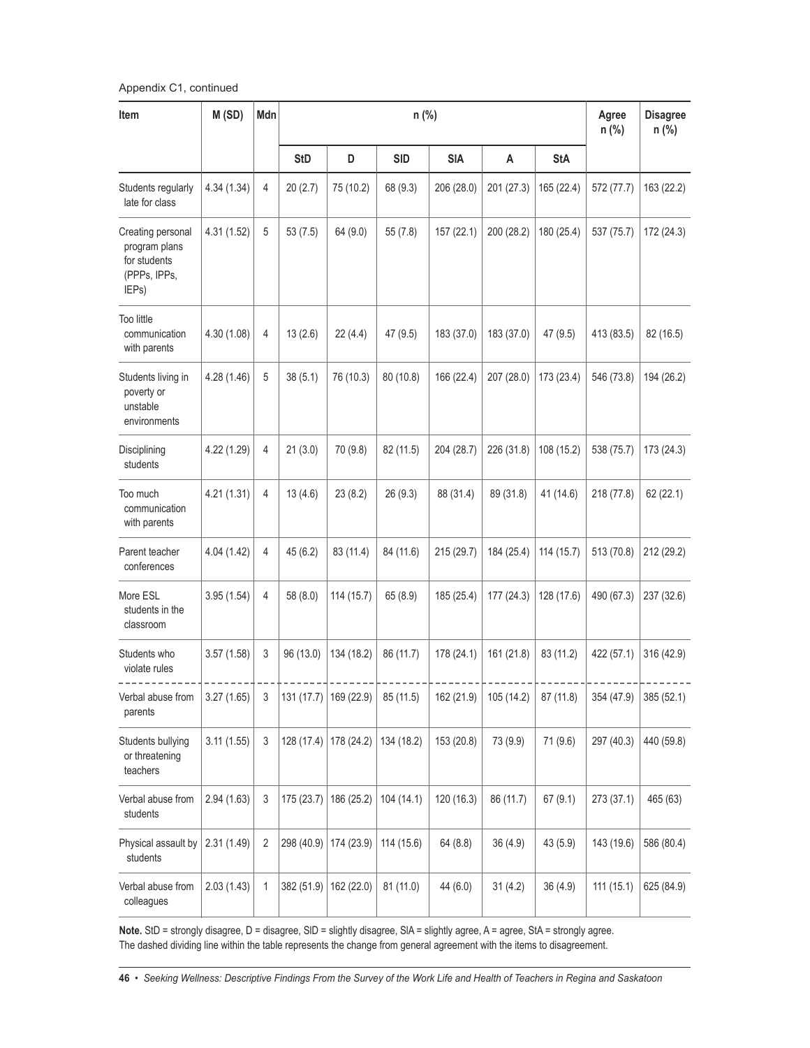Appendix C1, continued

| Item | M (SD) | Mdn | n (%) | | | | | | Agree n (%) | Disagree n (%) |
|---|---|---|---|---|---|---|---|---|---|---|
| | | | StD | D | SlD | SlA | A | StA | | |
| Students regularly late for class | 4.34 (1.34) | 4 | 20 (2.7) | 75 (10.2) | 68 (9.3) | 206 (28.0) | 201 (27.3) | 165 (22.4) | 572 (77.7) | 163 (22.2) |
| Creating personal program plans for students (PPPs, IPPs, IEPs) | 4.31 (1.52) | 5 | 53 (7.5) | 64 (9.0) | 55 (7.8) | 157 (22.1) | 200 (28.2) | 180 (25.4) | 537 (75.7) | 172 (24.3) |
| Too little communication with parents | 4.30 (1.08) | 4 | 13 (2.6) | 22 (4.4) | 47 (9.5) | 183 (37.0) | 183 (37.0) | 47 (9.5) | 413 (83.5) | 82 (16.5) |
| Students living in poverty or unstable environments | 4.28 (1.46) | 5 | 38 (5.1) | 76 (10.3) | 80 (10.8) | 166 (22.4) | 207 (28.0) | 173 (23.4) | 546 (73.8) | 194 (26.2) |
| Disciplining students | 4.22 (1.29) | 4 | 21 (3.0) | 70 (9.8) | 82 (11.5) | 204 (28.7) | 226 (31.8) | 108 (15.2) | 538 (75.7) | 173 (24.3) |
| Too much communication with parents | 4.21 (1.31) | 4 | 13 (4.6) | 23 (8.2) | 26 (9.3) | 88 (31.4) | 89 (31.8) | 41 (14.6) | 218 (77.8) | 62 (22.1) |
| Parent teacher conferences | 4.04 (1.42) | 4 | 45 (6.2) | 83 (11.4) | 84 (11.6) | 215 (29.7) | 184 (25.4) | 114 (15.7) | 513 (70.8) | 212 (29.2) |
| More ESL students in the classroom | 3.95 (1.54) | 4 | 58 (8.0) | 114 (15.7) | 65 (8.9) | 185 (25.4) | 177 (24.3) | 128 (17.6) | 490 (67.3) | 237 (32.6) |
| Students who violate rules | 3.57 (1.58) | 3 | 96 (13.0) | 134 (18.2) | 86 (11.7) | 178 (24.1) | 161 (21.8) | 83 (11.2) | 422 (57.1) | 316 (42.9) |
| Verbal abuse from parents | 3.27 (1.65) | 3 | 131 (17.7) | 169 (22.9) | 85 (11.5) | 162 (21.9) | 105 (14.2) | 87 (11.8) | 354 (47.9) | 385 (52.1) |
| Students bullying or threatening teachers | 3.11 (1.55) | 3 | 128 (17.4) | 178 (24.2) | 134 (18.2) | 153 (20.8) | 73 (9.9) | 71 (9.6) | 297 (40.3) | 440 (59.8) |
| Verbal abuse from students | 2.94 (1.63) | 3 | 175 (23.7) | 186 (25.2) | 104 (14.1) | 120 (16.3) | 86 (11.7) | 67 (9.1) | 273 (37.1) | 465 (63) |
| Physical assault by students | 2.31 (1.49) | 2 | 298 (40.9) | 174 (23.9) | 114 (15.6) | 64 (8.8) | 36 (4.9) | 43 (5.9) | 143 (19.6) | 586 (80.4) |
| Verbal abuse from colleagues | 2.03 (1.43) | 1 | 382 (51.9) | 162 (22.0) | 81 (11.0) | 44 (6.0) | 31 (4.2) | 36 (4.9) | 111 (15.1) | 625 (84.9) |

**Note.** StD = strongly disagree, D = disagree, SlD = slightly disagree, SlA = slightly agree, A = agree, StA = strongly agree.
The dashed dividing line within the table represents the change from general agreement with the items to disagreement.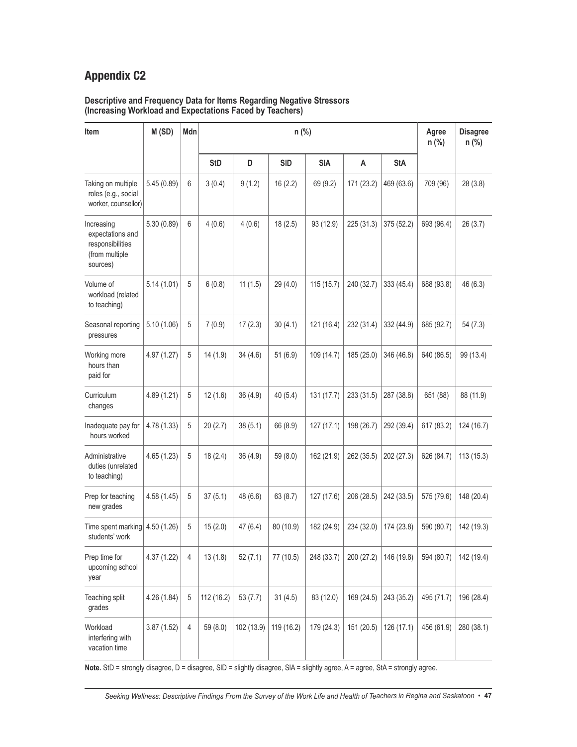## Appendix C2

**Descriptive and Frequency Data for Items Regarding Negative Stressors (Increasing Workload and Expectations Faced by Teachers)**

| Item | M (SD) | Mdn | n (%) | | | | | | Agree n (%) | Disagree n (%) |
|---|---|---|---|---|---|---|---|---|---|---|
| | | | StD | D | SlD | SlA | A | StA | | |
| Taking on multiple roles (e.g., social worker, counsellor) | 5.45 (0.89) | 6 | 3 (0.4) | 9 (1.2) | 16 (2.2) | 69 (9.2) | 171 (23.2) | 469 (63.6) | 709 (96) | 28 (3.8) |
| Increasing expectations and responsibilities (from multiple sources) | 5.30 (0.89) | 6 | 4 (0.6) | 4 (0.6) | 18 (2.5) | 93 (12.9) | 225 (31.3) | 375 (52.2) | 693 (96.4) | 26 (3.7) |
| Volume of workload (related to teaching) | 5.14 (1.01) | 5 | 6 (0.8) | 11 (1.5) | 29 (4.0) | 115 (15.7) | 240 (32.7) | 333 (45.4) | 688 (93.8) | 46 (6.3) |
| Seasonal reporting pressures | 5.10 (1.06) | 5 | 7 (0.9) | 17 (2.3) | 30 (4.1) | 121 (16.4) | 232 (31.4) | 332 (44.9) | 685 (92.7) | 54 (7.3) |
| Working more hours than paid for | 4.97 (1.27) | 5 | 14 (1.9) | 34 (4.6) | 51 (6.9) | 109 (14.7) | 185 (25.0) | 346 (46.8) | 640 (86.5) | 99 (13.4) |
| Curriculum changes | 4.89 (1.21) | 5 | 12 (1.6) | 36 (4.9) | 40 (5.4) | 131 (17.7) | 233 (31.5) | 287 (38.8) | 651 (88) | 88 (11.9) |
| Inadequate pay for hours worked | 4.78 (1.33) | 5 | 20 (2.7) | 38 (5.1) | 66 (8.9) | 127 (17.1) | 198 (26.7) | 292 (39.4) | 617 (83.2) | 124 (16.7) |
| Administrative duties (unrelated to teaching) | 4.65 (1.23) | 5 | 18 (2.4) | 36 (4.9) | 59 (8.0) | 162 (21.9) | 262 (35.5) | 202 (27.3) | 626 (84.7) | 113 (15.3) |
| Prep for teaching new grades | 4.58 (1.45) | 5 | 37 (5.1) | 48 (6.6) | 63 (8.7) | 127 (17.6) | 206 (28.5) | 242 (33.5) | 575 (79.6) | 148 (20.4) |
| Time spent marking students' work | 4.50 (1.26) | 5 | 15 (2.0) | 47 (6.4) | 80 (10.9) | 182 (24.9) | 234 (32.0) | 174 (23.8) | 590 (80.7) | 142 (19.3) |
| Prep time for upcoming school year | 4.37 (1.22) | 4 | 13 (1.8) | 52 (7.1) | 77 (10.5) | 248 (33.7) | 200 (27.2) | 146 (19.8) | 594 (80.7) | 142 (19.4) |
| Teaching split grades | 4.26 (1.84) | 5 | 112 (16.2) | 53 (7.7) | 31 (4.5) | 83 (12.0) | 169 (24.5) | 243 (35.2) | 495 (71.7) | 196 (28.4) |
| Workload interfering with vacation time | 3.87 (1.52) | 4 | 59 (8.0) | 102 (13.9) | 119 (16.2) | 179 (24.3) | 151 (20.5) | 126 (17.1) | 456 (61.9) | 280 (38.1) |

**Note.** StD = strongly disagree, D = disagree, SlD = slightly disagree, SlA = slightly agree, A = agree, StA = strongly agree.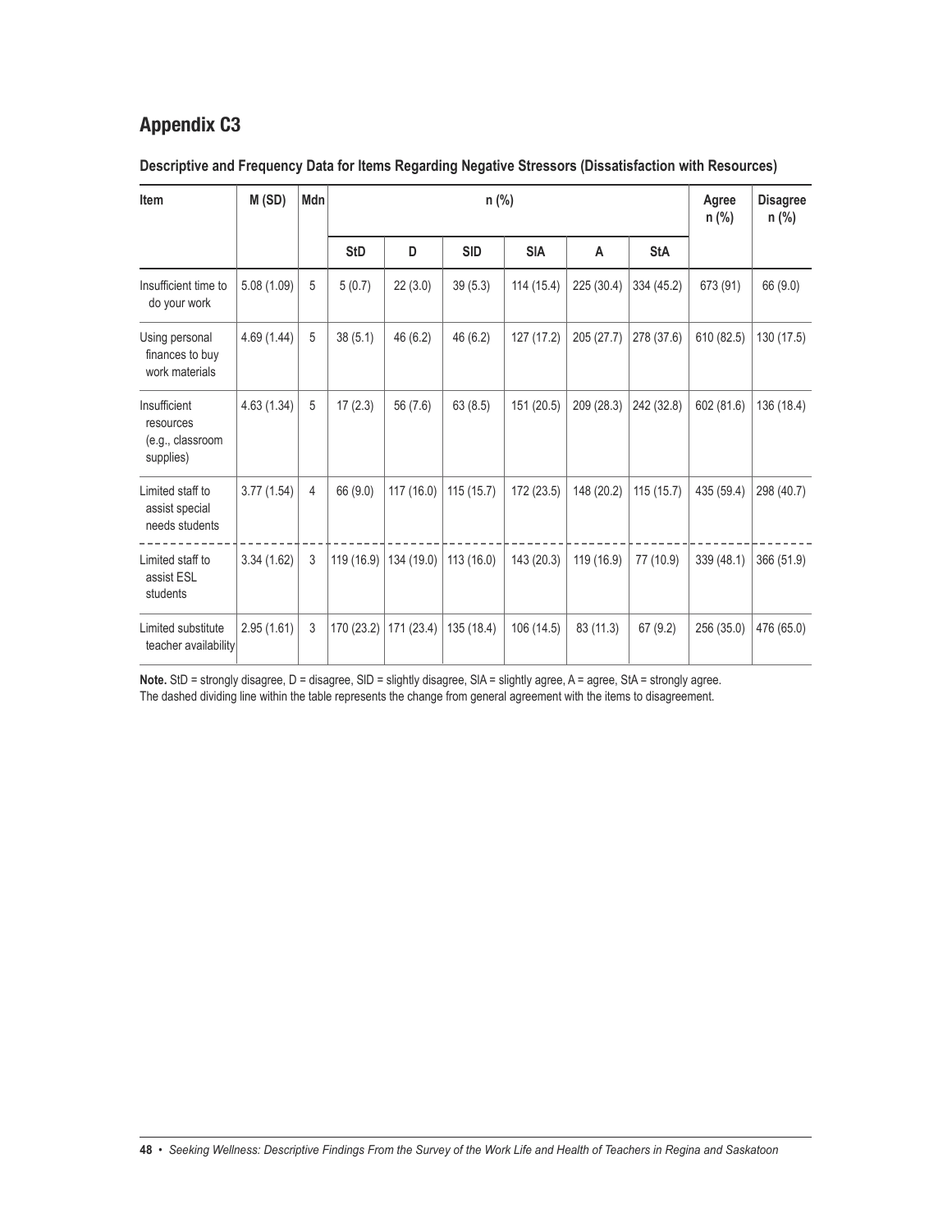## Appendix C3

**Descriptive and Frequency Data for Items Regarding Negative Stressors (Dissatisfaction with Resources)**

| Item | M (SD) | Mdn | n (%) | | | | | | Agree n (%) | Disagree n (%) |
|---|---|---|---|---|---|---|---|---|---|---|
| | | | StD | D | SlD | SlA | A | StA | | |
| Insufficient time to do your work | 5.08 (1.09) | 5 | 5 (0.7) | 22 (3.0) | 39 (5.3) | 114 (15.4) | 225 (30.4) | 334 (45.2) | 673 (91) | 66 (9.0) |
| Using personal finances to buy work materials | 4.69 (1.44) | 5 | 38 (5.1) | 46 (6.2) | 46 (6.2) | 127 (17.2) | 205 (27.7) | 278 (37.6) | 610 (82.5) | 130 (17.5) |
| Insufficient resources (e.g., classroom supplies) | 4.63 (1.34) | 5 | 17 (2.3) | 56 (7.6) | 63 (8.5) | 151 (20.5) | 209 (28.3) | 242 (32.8) | 602 (81.6) | 136 (18.4) |
| Limited staff to assist special needs students | 3.77 (1.54) | 4 | 66 (9.0) | 117 (16.0) | 115 (15.7) | 172 (23.5) | 148 (20.2) | 115 (15.7) | 435 (59.4) | 298 (40.7) |
| Limited staff to assist ESL students | 3.34 (1.62) | 3 | 119 (16.9) | 134 (19.0) | 113 (16.0) | 143 (20.3) | 119 (16.9) | 77 (10.9) | 339 (48.1) | 366 (51.9) |
| Limited substitute teacher availability | 2.95 (1.61) | 3 | 170 (23.2) | 171 (23.4) | 135 (18.4) | 106 (14.5) | 83 (11.3) | 67 (9.2) | 256 (35.0) | 476 (65.0) |

**Note.** StD = strongly disagree, D = disagree, SlD = slightly disagree, SlA = slightly agree, A = agree, StA = strongly agree.
The dashed dividing line within the table represents the change from general agreement with the items to disagreement.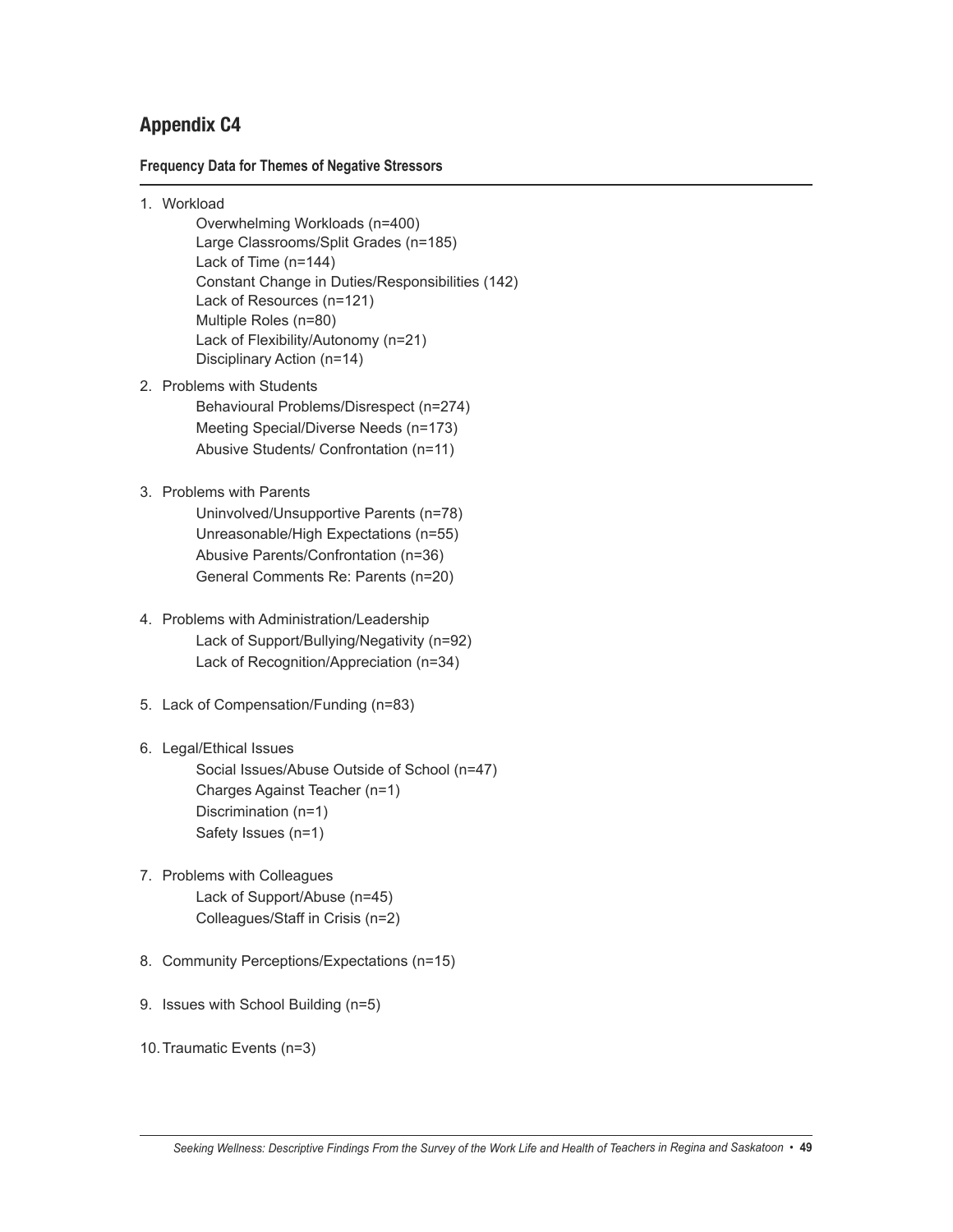## Appendix C4

**Frequency Data for Themes of Negative Stressors**

1. Workload
   - Overwhelming Workloads (n=400)
   - Large Classrooms/Split Grades (n=185)
   - Lack of Time (n=144)
   - Constant Change in Duties/Responsibilities (142)
   - Lack of Resources (n=121)
   - Multiple Roles (n=80)
   - Lack of Flexibility/Autonomy (n=21)
   - Disciplinary Action (n=14)
2. Problems with Students
   - Behavioural Problems/Disrespect (n=274)
   - Meeting Special/Diverse Needs (n=173)
   - Abusive Students/ Confrontation (n=11)
3. Problems with Parents
   - Uninvolved/Unsupportive Parents (n=78)
   - Unreasonable/High Expectations (n=55)
   - Abusive Parents/Confrontation (n=36)
   - General Comments Re: Parents (n=20)
4. Problems with Administration/Leadership
   - Lack of Support/Bullying/Negativity (n=92)
   - Lack of Recognition/Appreciation (n=34)
5. Lack of Compensation/Funding (n=83)
6. Legal/Ethical Issues
   - Social Issues/Abuse Outside of School (n=47)
   - Charges Against Teacher (n=1)
   - Discrimination (n=1)
   - Safety Issues (n=1)
7. Problems with Colleagues
   - Lack of Support/Abuse (n=45)
   - Colleagues/Staff in Crisis (n=2)
8. Community Perceptions/Expectations (n=15)
9. Issues with School Building (n=5)
10. Traumatic Events (n=3)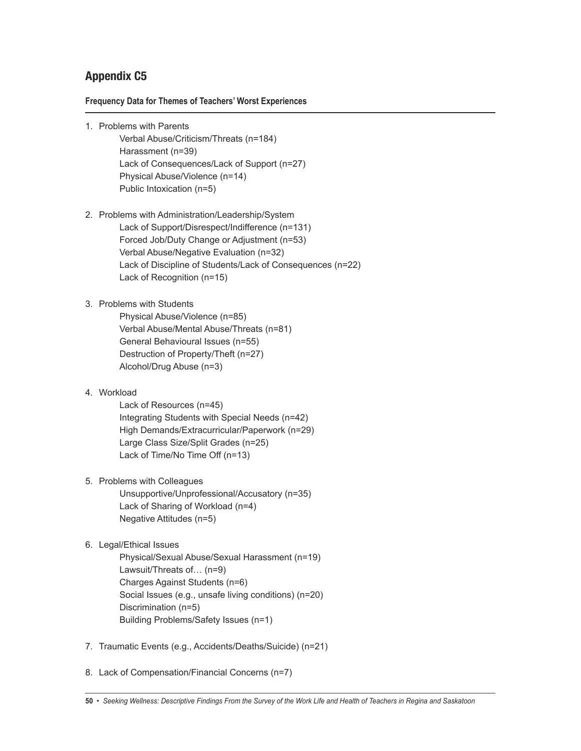## Appendix C5

**Frequency Data for Themes of Teachers' Worst Experiences**

1. Problems with Parents
   - Verbal Abuse/Criticism/Threats (n=184)
   - Harassment (n=39)
   - Lack of Consequences/Lack of Support (n=27)
   - Physical Abuse/Violence (n=14)
   - Public Intoxication (n=5)

2. Problems with Administration/Leadership/System
   - Lack of Support/Disrespect/Indifference (n=131)
   - Forced Job/Duty Change or Adjustment (n=53)
   - Verbal Abuse/Negative Evaluation (n=32)
   - Lack of Discipline of Students/Lack of Consequences (n=22)
   - Lack of Recognition (n=15)

3. Problems with Students
   - Physical Abuse/Violence (n=85)
   - Verbal Abuse/Mental Abuse/Threats (n=81)
   - General Behavioural Issues (n=55)
   - Destruction of Property/Theft (n=27)
   - Alcohol/Drug Abuse (n=3)

4. Workload
   - Lack of Resources (n=45)
   - Integrating Students with Special Needs (n=42)
   - High Demands/Extracurricular/Paperwork (n=29)
   - Large Class Size/Split Grades (n=25)
   - Lack of Time/No Time Off (n=13)

5. Problems with Colleagues
   - Unsupportive/Unprofessional/Accusatory (n=35)
   - Lack of Sharing of Workload (n=4)
   - Negative Attitudes (n=5)

6. Legal/Ethical Issues
   - Physical/Sexual Abuse/Sexual Harassment (n=19)
   - Lawsuit/Threats of… (n=9)
   - Charges Against Students (n=6)
   - Social Issues (e.g., unsafe living conditions) (n=20)
   - Discrimination (n=5)
   - Building Problems/Safety Issues (n=1)

7. Traumatic Events (e.g., Accidents/Deaths/Suicide) (n=21)

8. Lack of Compensation/Financial Concerns (n=7)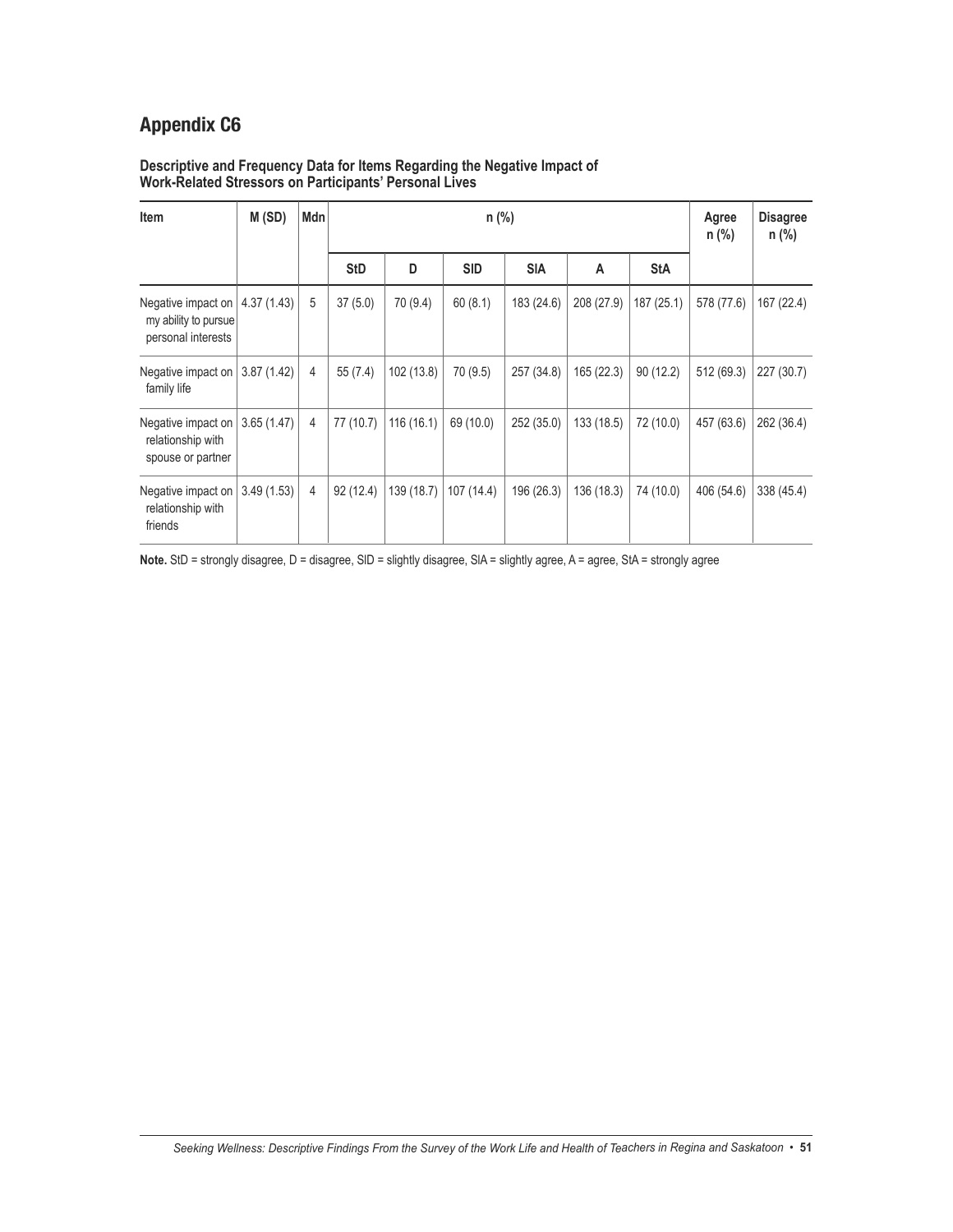## Appendix C6

**Descriptive and Frequency Data for Items Regarding the Negative Impact of Work-Related Stressors on Participants' Personal Lives**

| Item | M (SD) | Mdn | n (%) | | | | | | Agree n (%) | Disagree n (%) |
|---|---|---|---|---|---|---|---|---|---|---|
| | | | StD | D | SlD | SlA | A | StA | | |
| Negative impact on my ability to pursue personal interests | 4.37 (1.43) | 5 | 37 (5.0) | 70 (9.4) | 60 (8.1) | 183 (24.6) | 208 (27.9) | 187 (25.1) | 578 (77.6) | 167 (22.4) |
| Negative impact on family life | 3.87 (1.42) | 4 | 55 (7.4) | 102 (13.8) | 70 (9.5) | 257 (34.8) | 165 (22.3) | 90 (12.2) | 512 (69.3) | 227 (30.7) |
| Negative impact on relationship with spouse or partner | 3.65 (1.47) | 4 | 77 (10.7) | 116 (16.1) | 69 (10.0) | 252 (35.0) | 133 (18.5) | 72 (10.0) | 457 (63.6) | 262 (36.4) |
| Negative impact on relationship with friends | 3.49 (1.53) | 4 | 92 (12.4) | 139 (18.7) | 107 (14.4) | 196 (26.3) | 136 (18.3) | 74 (10.0) | 406 (54.6) | 338 (45.4) |

**Note.** StD = strongly disagree, D = disagree, SlD = slightly disagree, SlA = slightly agree, A = agree, StA = strongly agree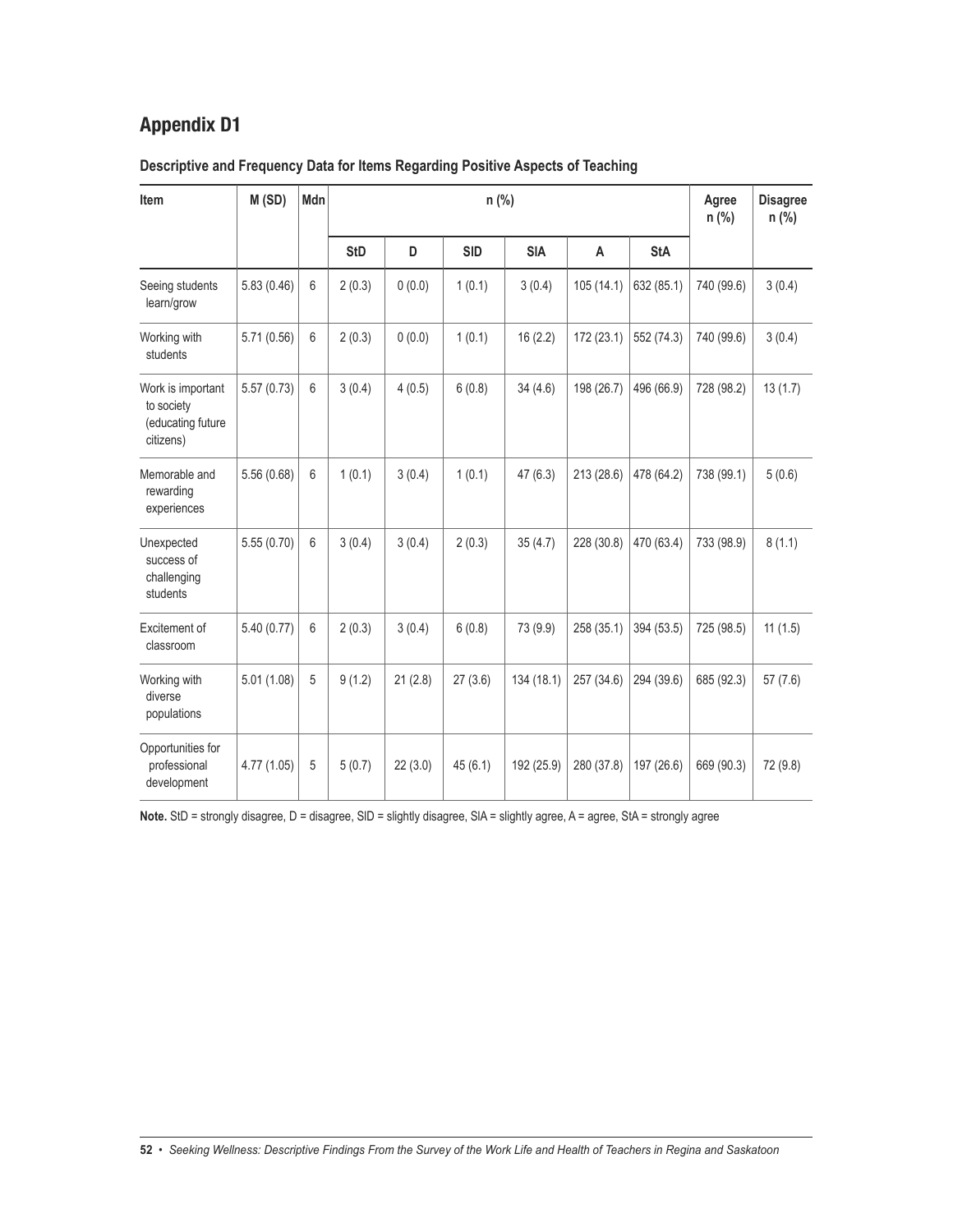# Appendix D1

**Descriptive and Frequency Data for Items Regarding Positive Aspects of Teaching**

| Item | M (SD) | Mdn | n (%) | | | | | | Agree n (%) | Disagree n (%) |
|---|---|---|---|---|---|---|---|---|---|---|
| | | | StD | D | SlD | SlA | A | StA | | |
| Seeing students learn/grow | 5.83 (0.46) | 6 | 2 (0.3) | 0 (0.0) | 1 (0.1) | 3 (0.4) | 105 (14.1) | 632 (85.1) | 740 (99.6) | 3 (0.4) |
| Working with students | 5.71 (0.56) | 6 | 2 (0.3) | 0 (0.0) | 1 (0.1) | 16 (2.2) | 172 (23.1) | 552 (74.3) | 740 (99.6) | 3 (0.4) |
| Work is important to society (educating future citizens) | 5.57 (0.73) | 6 | 3 (0.4) | 4 (0.5) | 6 (0.8) | 34 (4.6) | 198 (26.7) | 496 (66.9) | 728 (98.2) | 13 (1.7) |
| Memorable and rewarding experiences | 5.56 (0.68) | 6 | 1 (0.1) | 3 (0.4) | 1 (0.1) | 47 (6.3) | 213 (28.6) | 478 (64.2) | 738 (99.1) | 5 (0.6) |
| Unexpected success of challenging students | 5.55 (0.70) | 6 | 3 (0.4) | 3 (0.4) | 2 (0.3) | 35 (4.7) | 228 (30.8) | 470 (63.4) | 733 (98.9) | 8 (1.1) |
| Excitement of classroom | 5.40 (0.77) | 6 | 2 (0.3) | 3 (0.4) | 6 (0.8) | 73 (9.9) | 258 (35.1) | 394 (53.5) | 725 (98.5) | 11 (1.5) |
| Working with diverse populations | 5.01 (1.08) | 5 | 9 (1.2) | 21 (2.8) | 27 (3.6) | 134 (18.1) | 257 (34.6) | 294 (39.6) | 685 (92.3) | 57 (7.6) |
| Opportunities for professional development | 4.77 (1.05) | 5 | 5 (0.7) | 22 (3.0) | 45 (6.1) | 192 (25.9) | 280 (37.8) | 197 (26.6) | 669 (90.3) | 72 (9.8) |

**Note.** StD = strongly disagree, D = disagree, SlD = slightly disagree, SlA = slightly agree, A = agree, StA = strongly agree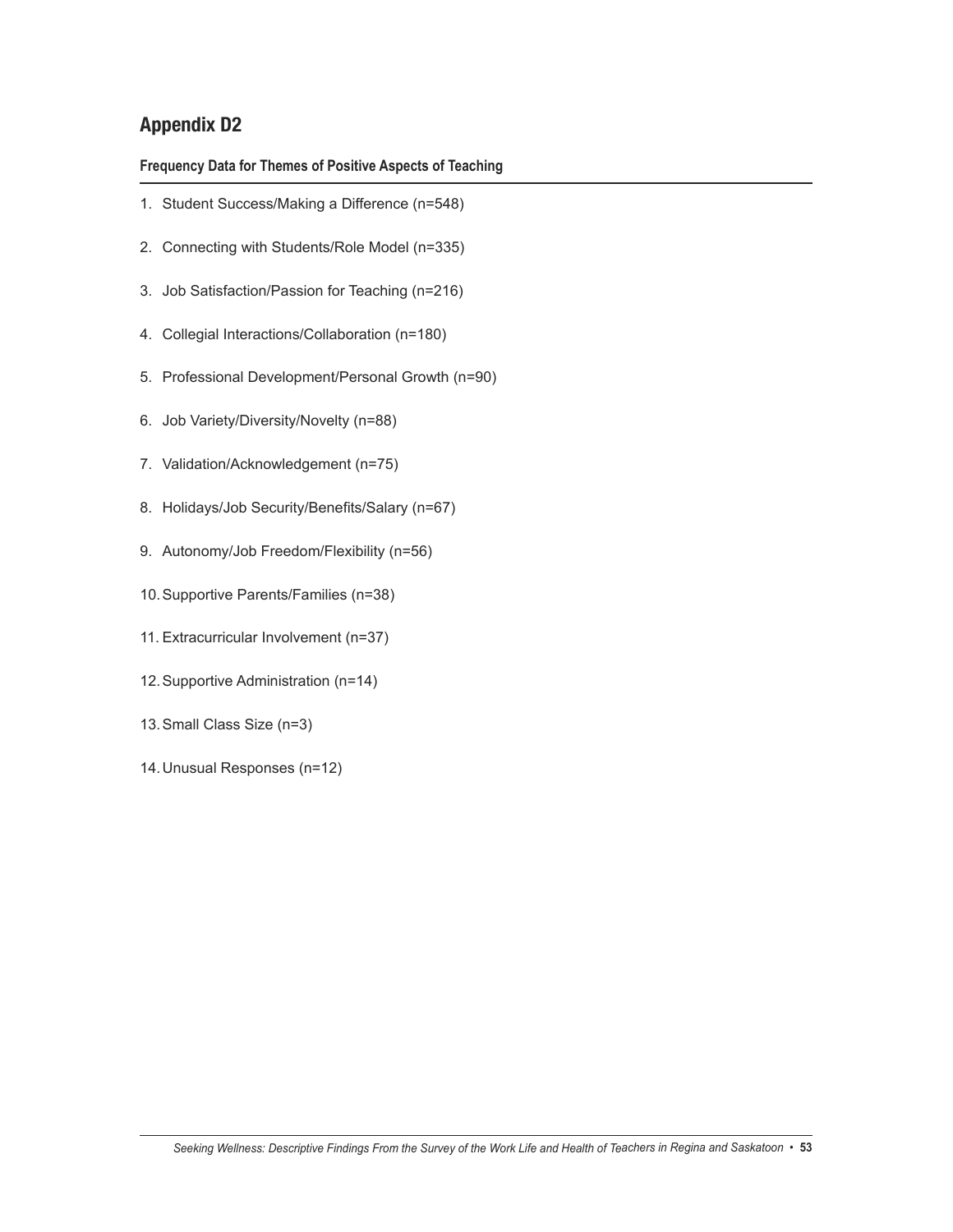## Appendix D2

**Frequency Data for Themes of Positive Aspects of Teaching**

1. Student Success/Making a Difference (n=548)
2. Connecting with Students/Role Model (n=335)
3. Job Satisfaction/Passion for Teaching (n=216)
4. Collegial Interactions/Collaboration (n=180)
5. Professional Development/Personal Growth (n=90)
6. Job Variety/Diversity/Novelty (n=88)
7. Validation/Acknowledgement (n=75)
8. Holidays/Job Security/Benefits/Salary (n=67)
9. Autonomy/Job Freedom/Flexibility (n=56)
10. Supportive Parents/Families (n=38)
11. Extracurricular Involvement (n=37)
12. Supportive Administration (n=14)
13. Small Class Size (n=3)
14. Unusual Responses (n=12)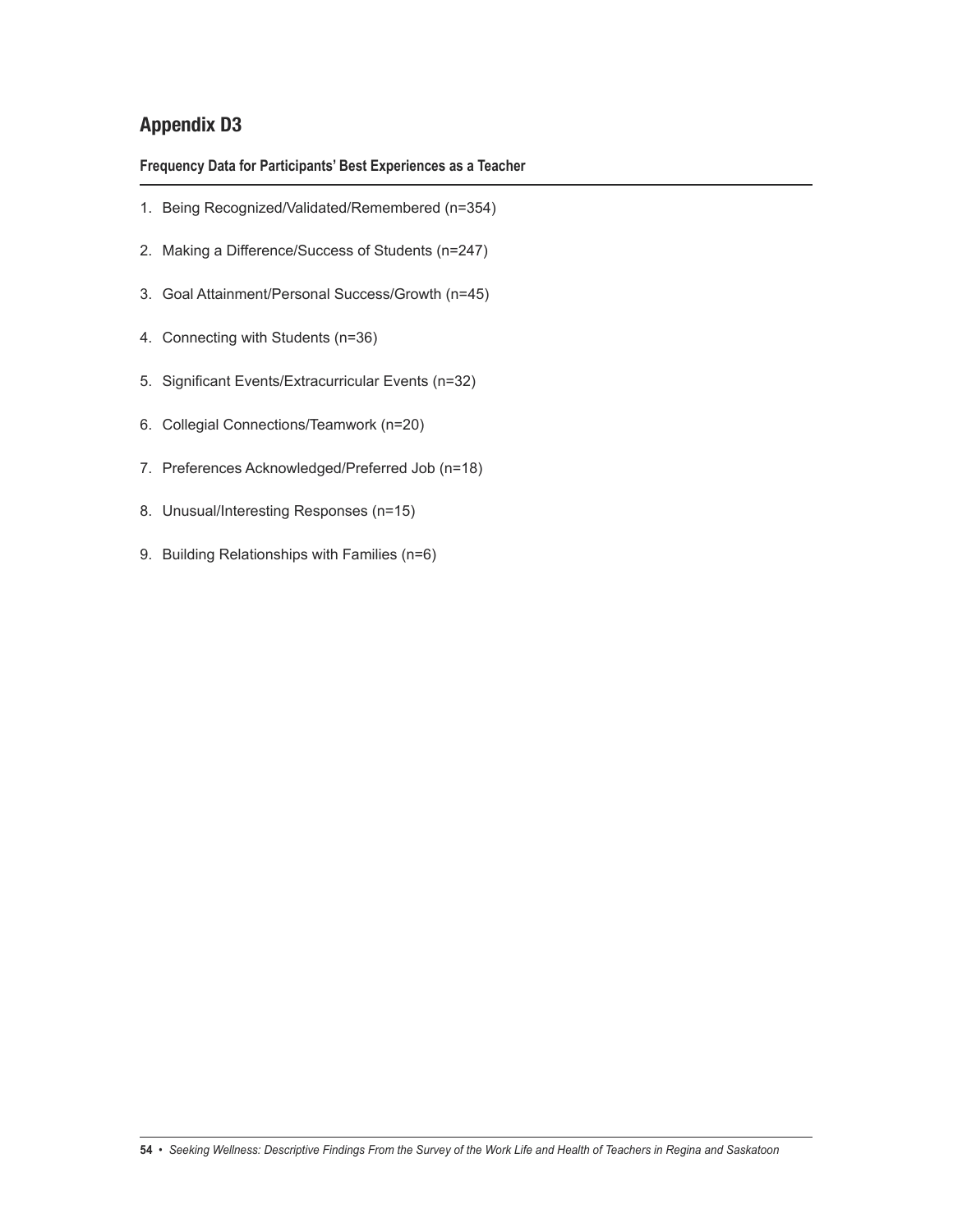## Appendix D3

**Frequency Data for Participants' Best Experiences as a Teacher**

1. Being Recognized/Validated/Remembered (n=354)
2. Making a Difference/Success of Students (n=247)
3. Goal Attainment/Personal Success/Growth (n=45)
4. Connecting with Students (n=36)
5. Significant Events/Extracurricular Events (n=32)
6. Collegial Connections/Teamwork (n=20)
7. Preferences Acknowledged/Preferred Job (n=18)
8. Unusual/Interesting Responses (n=15)
9. Building Relationships with Families (n=6)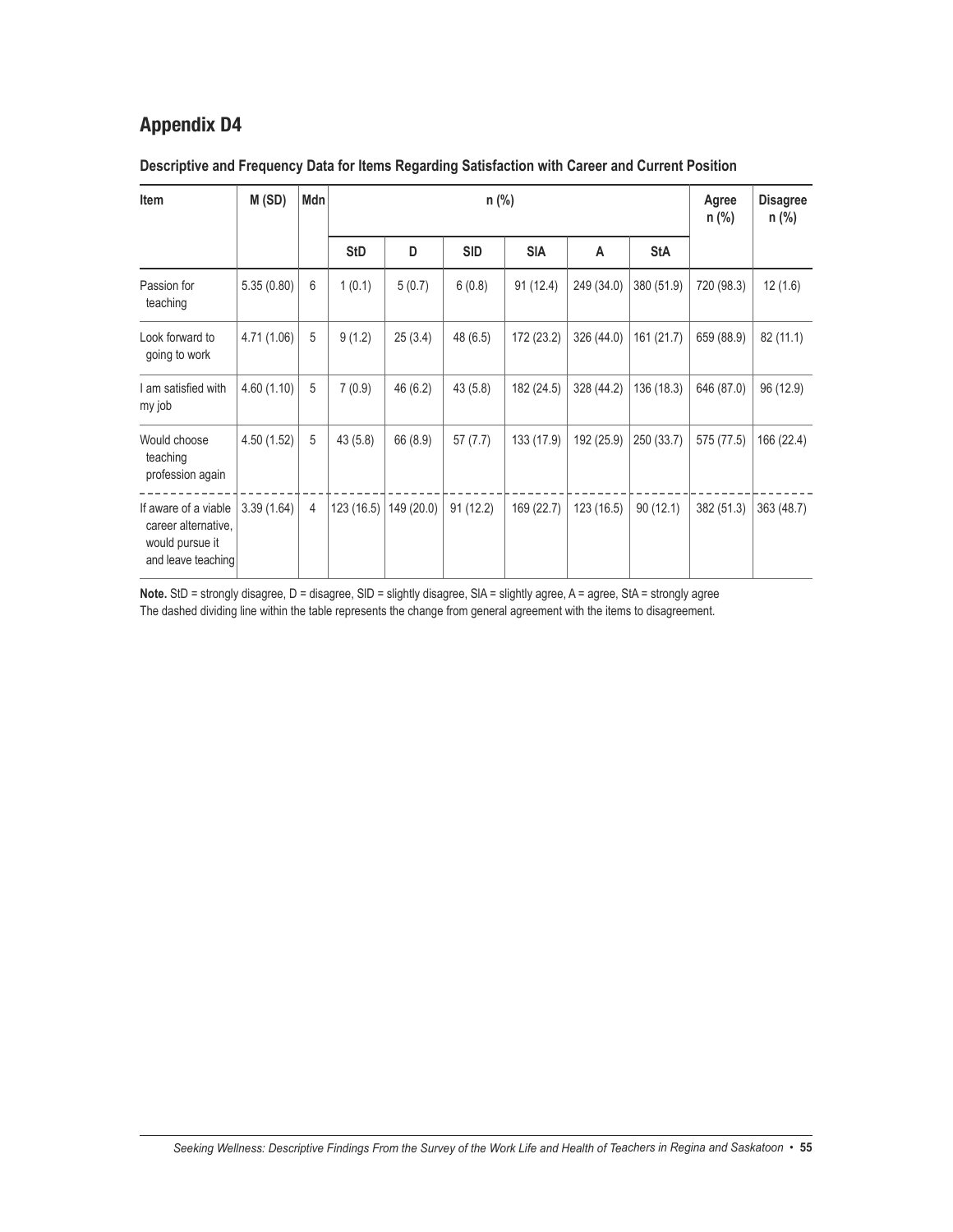## Appendix D4

**Descriptive and Frequency Data for Items Regarding Satisfaction with Career and Current Position**

| Item | M (SD) | Mdn | n (%) | | | | | | Agree n (%) | Disagree n (%) |
|---|---|---|---|---|---|---|---|---|---|---|
| | | | StD | D | SlD | SlA | A | StA | | |
| Passion for teaching | 5.35 (0.80) | 6 | 1 (0.1) | 5 (0.7) | 6 (0.8) | 91 (12.4) | 249 (34.0) | 380 (51.9) | 720 (98.3) | 12 (1.6) |
| Look forward to going to work | 4.71 (1.06) | 5 | 9 (1.2) | 25 (3.4) | 48 (6.5) | 172 (23.2) | 326 (44.0) | 161 (21.7) | 659 (88.9) | 82 (11.1) |
| I am satisfied with my job | 4.60 (1.10) | 5 | 7 (0.9) | 46 (6.2) | 43 (5.8) | 182 (24.5) | 328 (44.2) | 136 (18.3) | 646 (87.0) | 96 (12.9) |
| Would choose teaching profession again | 4.50 (1.52) | 5 | 43 (5.8) | 66 (8.9) | 57 (7.7) | 133 (17.9) | 192 (25.9) | 250 (33.7) | 575 (77.5) | 166 (22.4) |
| If aware of a viable career alternative, would pursue it and leave teaching | 3.39 (1.64) | 4 | 123 (16.5) | 149 (20.0) | 91 (12.2) | 169 (22.7) | 123 (16.5) | 90 (12.1) | 382 (51.3) | 363 (48.7) |

**Note.** StD = strongly disagree, D = disagree, SlD = slightly disagree, SlA = slightly agree, A = agree, StA = strongly agree
The dashed dividing line within the table represents the change from general agreement with the items to disagreement.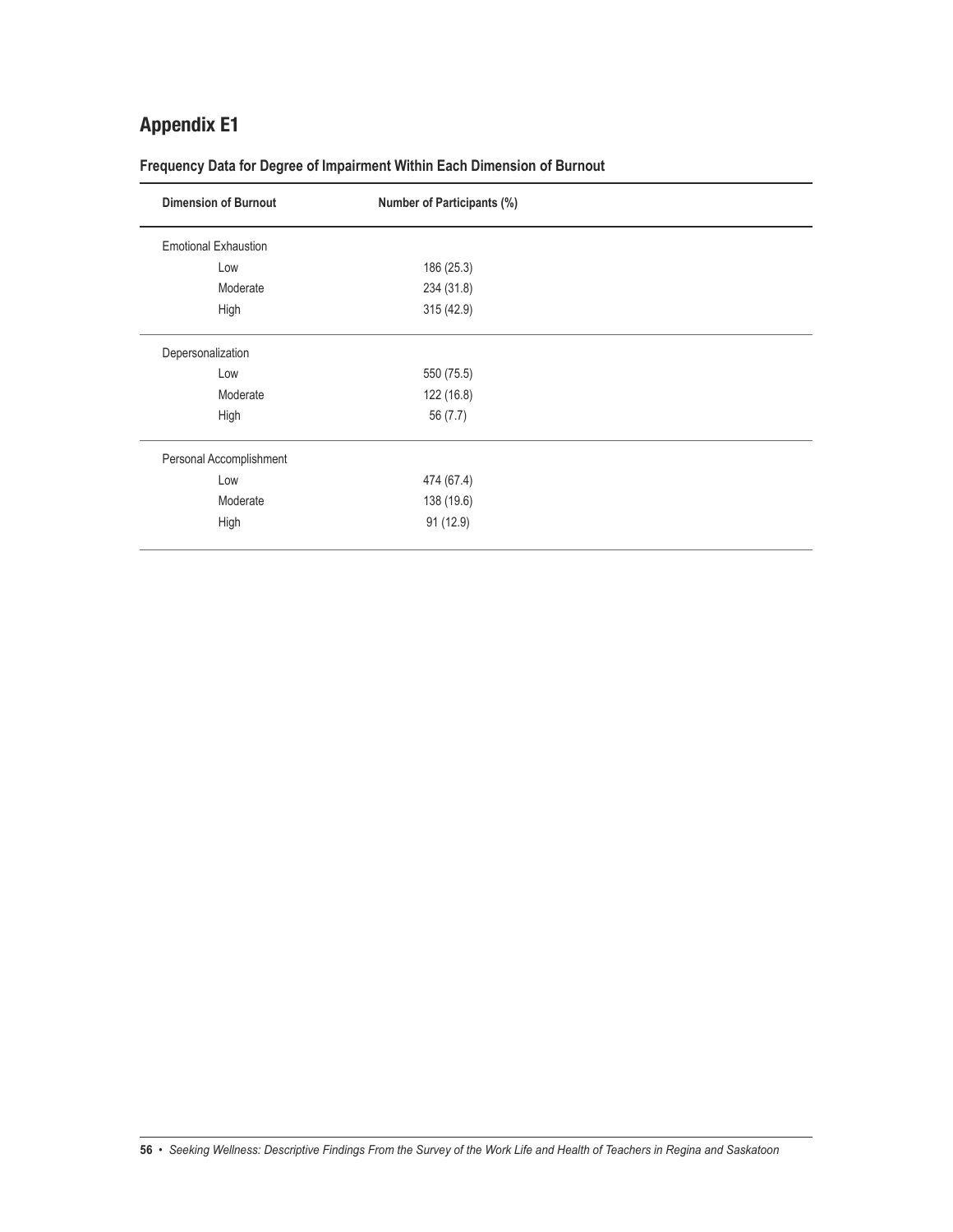# Appendix E1

**Frequency Data for Degree of Impairment Within Each Dimension of Burnout**

| Dimension of Burnout | Number of Participants (%) |
|---|---|
| Emotional Exhaustion | |
| Low | 186 (25.3) |
| Moderate | 234 (31.8) |
| High | 315 (42.9) |
| Depersonalization | |
| Low | 550 (75.5) |
| Moderate | 122 (16.8) |
| High | 56 (7.7) |
| Personal Accomplishment | |
| Low | 474 (67.4) |
| Moderate | 138 (19.6) |
| High | 91 (12.9) |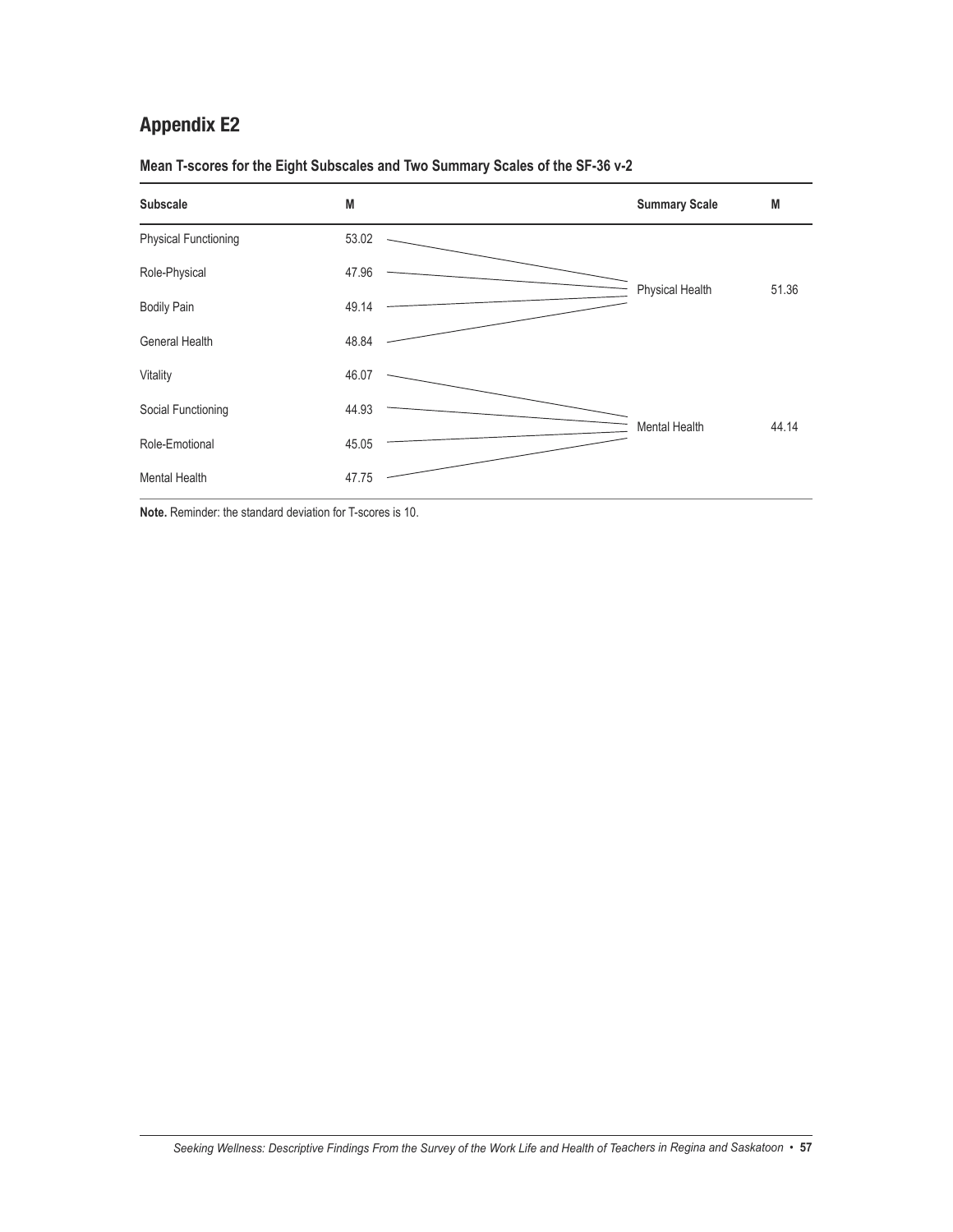## Appendix E2

**Mean T-scores for the Eight Subscales and Two Summary Scales of the SF-36 v-2**

| Subscale | M | Summary Scale | M |
|---|---|---|---|
| Physical Functioning | 53.02 | Physical Health | 51.36 |
| Role-Physical | 47.96 | | |
| Bodily Pain | 49.14 | | |
| General Health | 48.84 | | |
| Vitality | 46.07 | Mental Health | 44.14 |
| Social Functioning | 44.93 | | |
| Role-Emotional | 45.05 | | |
| Mental Health | 47.75 | | |

**Note.** Reminder: the standard deviation for T-scores is 10.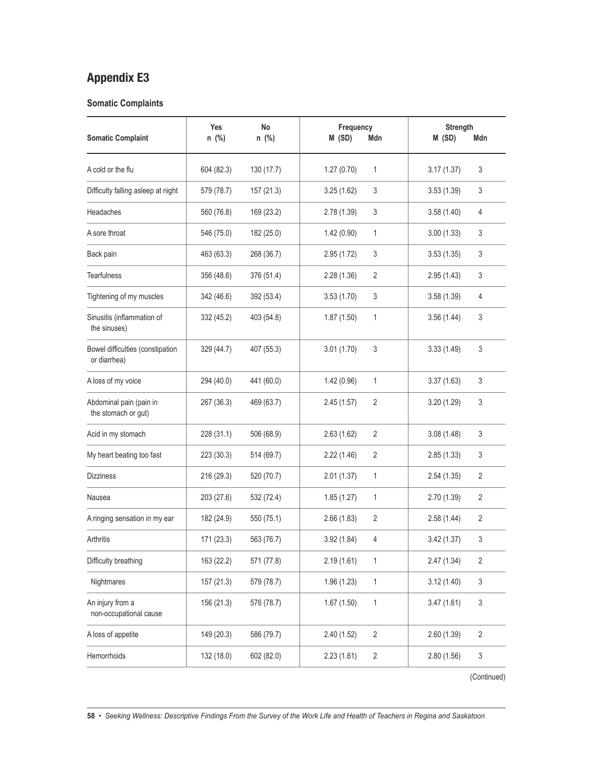## Appendix E3

### Somatic Complaints

| Somatic Complaint | Yes n (%) | No n (%) | Frequency M (SD) | Frequency Mdn | Strength M (SD) | Strength Mdn |
|---|---|---|---|---|---|---|
| A cold or the flu | 604 (82.3) | 130 (17.7) | 1.27 (0.70) | 1 | 3.17 (1.37) | 3 |
| Difficulty falling asleep at night | 579 (78.7) | 157 (21.3) | 3.25 (1.62) | 3 | 3.53 (1.39) | 3 |
| Headaches | 560 (76.8) | 169 (23.2) | 2.78 (1.39) | 3 | 3.58 (1.40) | 4 |
| A sore throat | 546 (75.0) | 182 (25.0) | 1.42 (0.90) | 1 | 3.00 (1.33) | 3 |
| Back pain | 463 (63.3) | 268 (36.7) | 2.95 (1.72) | 3 | 3.53 (1.35) | 3 |
| Tearfulness | 356 (48.6) | 376 (51.4) | 2.28 (1.36) | 2 | 2.95 (1.43) | 3 |
| Tightening of my muscles | 342 (46.6) | 392 (53.4) | 3.53 (1.70) | 3 | 3.58 (1.39) | 4 |
| Sinusitis (inflammation of the sinuses) | 332 (45.2) | 403 (54.8) | 1.87 (1.50) | 1 | 3.56 (1.44) | 3 |
| Bowel difficulties (constipation or diarrhea) | 329 (44.7) | 407 (55.3) | 3.01 (1.70) | 3 | 3.33 (1.49) | 3 |
| A loss of my voice | 294 (40.0) | 441 (60.0) | 1.42 (0.96) | 1 | 3.37 (1.63) | 3 |
| Abdominal pain (pain in the stomach or gut) | 267 (36.3) | 469 (63.7) | 2.45 (1.57) | 2 | 3.20 (1.29) | 3 |
| Acid in my stomach | 228 (31.1) | 506 (68.9) | 2.63 (1.62) | 2 | 3.08 (1.48) | 3 |
| My heart beating too fast | 223 (30.3) | 514 (69.7) | 2.22 (1.46) | 2 | 2.85 (1.33) | 3 |
| Dizziness | 216 (29.3) | 520 (70.7) | 2.01 (1.37) | 1 | 2.54 (1.35) | 2 |
| Nausea | 203 (27.6) | 532 (72.4) | 1.85 (1.27) | 1 | 2.70 (1.39) | 2 |
| A ringing sensation in my ear | 182 (24.9) | 550 (75.1) | 2.66 (1.83) | 2 | 2.58 (1.44) | 2 |
| Arthritis | 171 (23.3) | 563 (76.7) | 3.92 (1.84) | 4 | 3.42 (1.37) | 3 |
| Difficulty breathing | 163 (22.2) | 571 (77.8) | 2.19 (1.61) | 1 | 2.47 (1.34) | 2 |
| Nightmares | 157 (21.3) | 579 (78.7) | 1.96 (1.23) | 1 | 3.12 (1.40) | 3 |
| An injury from a non-occupational cause | 156 (21.3) | 576 (78.7) | 1.67 (1.50) | 1 | 3.47 (1.61) | 3 |
| A loss of appetite | 149 (20.3) | 586 (79.7) | 2.40 (1.52) | 2 | 2.60 (1.39) | 2 |
| Hemorrhoids | 132 (18.0) | 602 (82.0) | 2.23 (1.61) | 2 | 2.80 (1.56) | 3 |

(Continued)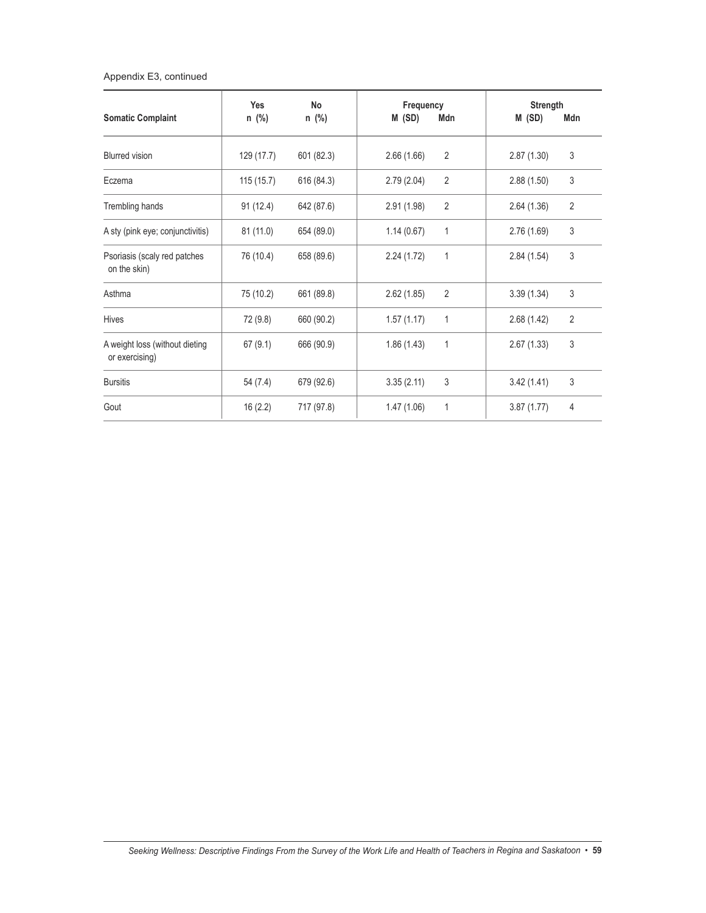Appendix E3, continued

| Somatic Complaint | Yes n (%) | No n (%) | Frequency M (SD) | Frequency Mdn | Strength M (SD) | Strength Mdn |
|---|---|---|---|---|---|---|
| Blurred vision | 129 (17.7) | 601 (82.3) | 2.66 (1.66) | 2 | 2.87 (1.30) | 3 |
| Eczema | 115 (15.7) | 616 (84.3) | 2.79 (2.04) | 2 | 2.88 (1.50) | 3 |
| Trembling hands | 91 (12.4) | 642 (87.6) | 2.91 (1.98) | 2 | 2.64 (1.36) | 2 |
| A sty (pink eye; conjunctivitis) | 81 (11.0) | 654 (89.0) | 1.14 (0.67) | 1 | 2.76 (1.69) | 3 |
| Psoriasis (scaly red patches on the skin) | 76 (10.4) | 658 (89.6) | 2.24 (1.72) | 1 | 2.84 (1.54) | 3 |
| Asthma | 75 (10.2) | 661 (89.8) | 2.62 (1.85) | 2 | 3.39 (1.34) | 3 |
| Hives | 72 (9.8) | 660 (90.2) | 1.57 (1.17) | 1 | 2.68 (1.42) | 2 |
| A weight loss (without dieting or exercising) | 67 (9.1) | 666 (90.9) | 1.86 (1.43) | 1 | 2.67 (1.33) | 3 |
| Bursitis | 54 (7.4) | 679 (92.6) | 3.35 (2.11) | 3 | 3.42 (1.41) | 3 |
| Gout | 16 (2.2) | 717 (97.8) | 1.47 (1.06) | 1 | 3.87 (1.77) | 4 |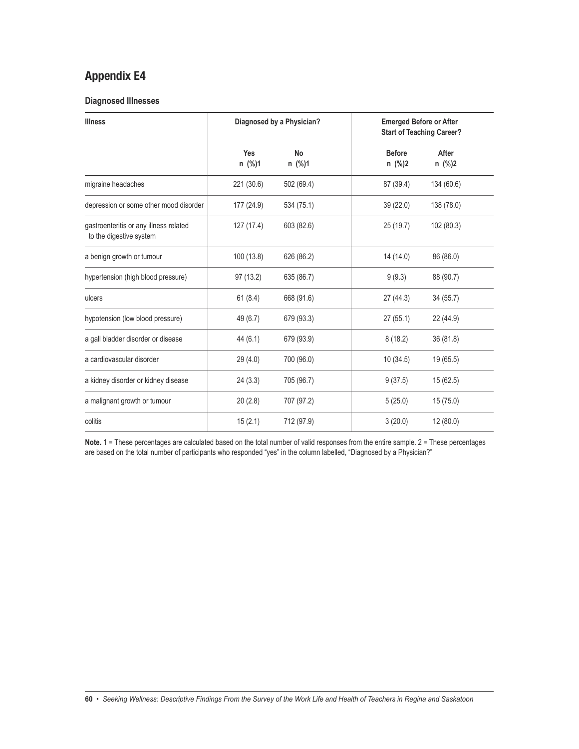## Appendix E4

### Diagnosed Illnesses

| Illness | Diagnosed by a Physician? | | Emerged Before or After Start of Teaching Career? | |
|---|---|---|---|---|
| | Yes n (%)1 | No n (%)1 | Before n (%)2 | After n (%)2 |
| migraine headaches | 221 (30.6) | 502 (69.4) | 87 (39.4) | 134 (60.6) |
| depression or some other mood disorder | 177 (24.9) | 534 (75.1) | 39 (22.0) | 138 (78.0) |
| gastroenteritis or any illness related to the digestive system | 127 (17.4) | 603 (82.6) | 25 (19.7) | 102 (80.3) |
| a benign growth or tumour | 100 (13.8) | 626 (86.2) | 14 (14.0) | 86 (86.0) |
| hypertension (high blood pressure) | 97 (13.2) | 635 (86.7) | 9 (9.3) | 88 (90.7) |
| ulcers | 61 (8.4) | 668 (91.6) | 27 (44.3) | 34 (55.7) |
| hypotension (low blood pressure) | 49 (6.7) | 679 (93.3) | 27 (55.1) | 22 (44.9) |
| a gall bladder disorder or disease | 44 (6.1) | 679 (93.9) | 8 (18.2) | 36 (81.8) |
| a cardiovascular disorder | 29 (4.0) | 700 (96.0) | 10 (34.5) | 19 (65.5) |
| a kidney disorder or kidney disease | 24 (3.3) | 705 (96.7) | 9 (37.5) | 15 (62.5) |
| a malignant growth or tumour | 20 (2.8) | 707 (97.2) | 5 (25.0) | 15 (75.0) |
| colitis | 15 (2.1) | 712 (97.9) | 3 (20.0) | 12 (80.0) |

**Note.** 1 = These percentages are calculated based on the total number of valid responses from the entire sample. 2 = These percentages are based on the total number of participants who responded "yes" in the column labelled, "Diagnosed by a Physician?"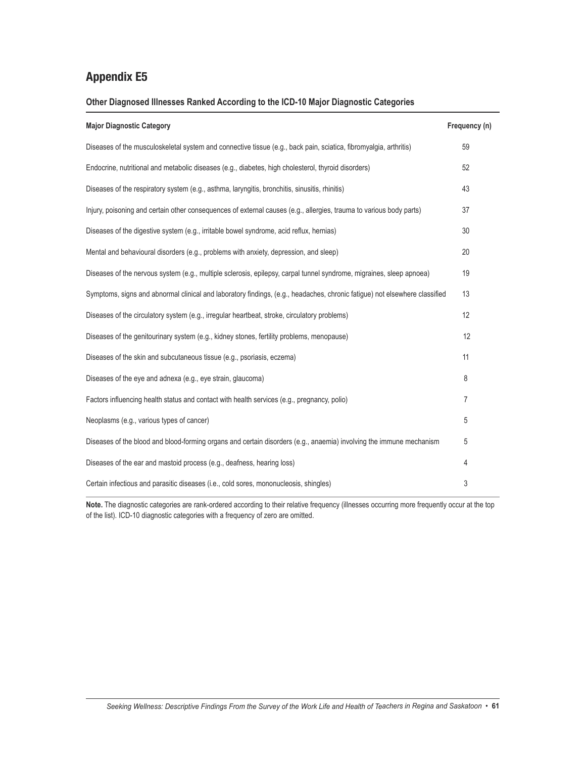# Appendix E5

### Other Diagnosed Illnesses Ranked According to the ICD-10 Major Diagnostic Categories

| Major Diagnostic Category | Frequency (n) |
|---|---|
| Diseases of the musculoskeletal system and connective tissue (e.g., back pain, sciatica, fibromyalgia, arthritis) | 59 |
| Endocrine, nutritional and metabolic diseases (e.g., diabetes, high cholesterol, thyroid disorders) | 52 |
| Diseases of the respiratory system (e.g., asthma, laryngitis, bronchitis, sinusitis, rhinitis) | 43 |
| Injury, poisoning and certain other consequences of external causes (e.g., allergies, trauma to various body parts) | 37 |
| Diseases of the digestive system (e.g., irritable bowel syndrome, acid reflux, hernias) | 30 |
| Mental and behavioural disorders (e.g., problems with anxiety, depression, and sleep) | 20 |
| Diseases of the nervous system (e.g., multiple sclerosis, epilepsy, carpal tunnel syndrome, migraines, sleep apnoea) | 19 |
| Symptoms, signs and abnormal clinical and laboratory findings, (e.g., headaches, chronic fatigue) not elsewhere classified | 13 |
| Diseases of the circulatory system (e.g., irregular heartbeat, stroke, circulatory problems) | 12 |
| Diseases of the genitourinary system (e.g., kidney stones, fertility problems, menopause) | 12 |
| Diseases of the skin and subcutaneous tissue (e.g., psoriasis, eczema) | 11 |
| Diseases of the eye and adnexa (e.g., eye strain, glaucoma) | 8 |
| Factors influencing health status and contact with health services (e.g., pregnancy, polio) | 7 |
| Neoplasms (e.g., various types of cancer) | 5 |
| Diseases of the blood and blood-forming organs and certain disorders (e.g., anaemia) involving the immune mechanism | 5 |
| Diseases of the ear and mastoid process (e.g., deafness, hearing loss) | 4 |
| Certain infectious and parasitic diseases (i.e., cold sores, mononucleosis, shingles) | 3 |

**Note.** The diagnostic categories are rank-ordered according to their relative frequency (illnesses occurring more frequently occur at the top of the list). ICD-10 diagnostic categories with a frequency of zero are omitted.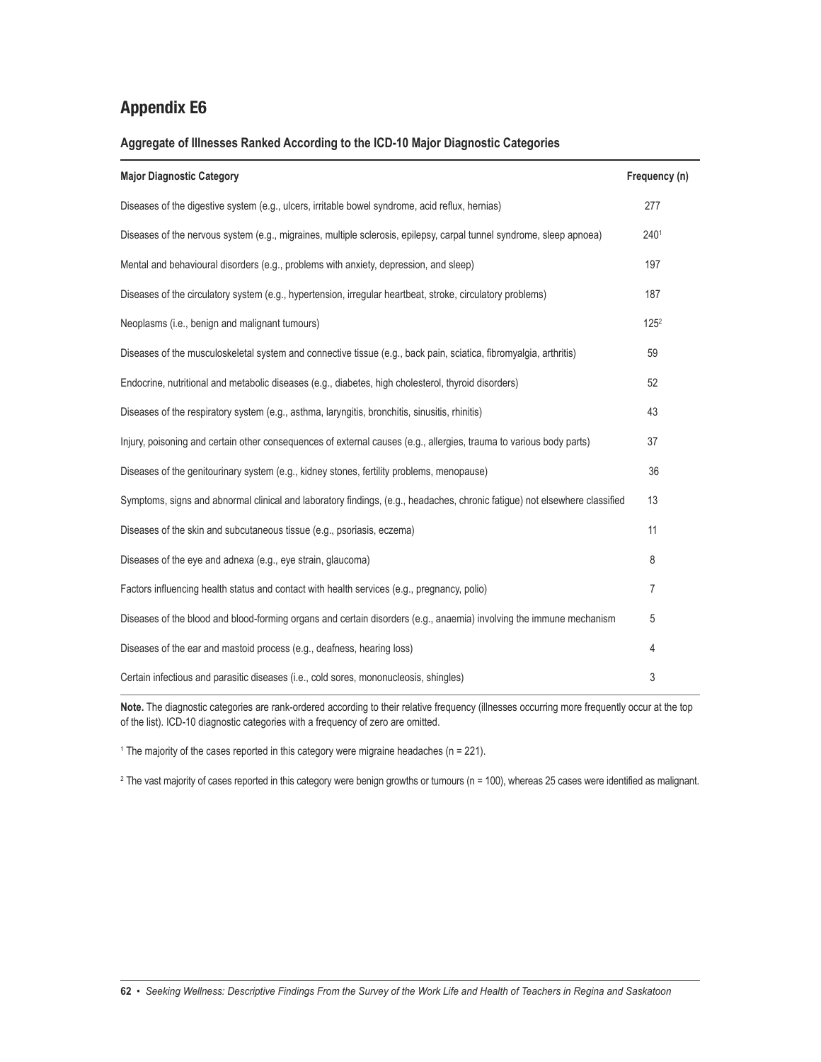## Appendix E6

### Aggregate of Illnesses Ranked According to the ICD-10 Major Diagnostic Categories

| Major Diagnostic Category | Frequency (n) |
|---|---|
| Diseases of the digestive system (e.g., ulcers, irritable bowel syndrome, acid reflux, hernias) | 277 |
| Diseases of the nervous system (e.g., migraines, multiple sclerosis, epilepsy, carpal tunnel syndrome, sleep apnoea) | 240[1] |
| Mental and behavioural disorders (e.g., problems with anxiety, depression, and sleep) | 197 |
| Diseases of the circulatory system (e.g., hypertension, irregular heartbeat, stroke, circulatory problems) | 187 |
| Neoplasms (i.e., benign and malignant tumours) | 125[2] |
| Diseases of the musculoskeletal system and connective tissue (e.g., back pain, sciatica, fibromyalgia, arthritis) | 59 |
| Endocrine, nutritional and metabolic diseases (e.g., diabetes, high cholesterol, thyroid disorders) | 52 |
| Diseases of the respiratory system (e.g., asthma, laryngitis, bronchitis, sinusitis, rhinitis) | 43 |
| Injury, poisoning and certain other consequences of external causes (e.g., allergies, trauma to various body parts) | 37 |
| Diseases of the genitourinary system (e.g., kidney stones, fertility problems, menopause) | 36 |
| Symptoms, signs and abnormal clinical and laboratory findings, (e.g., headaches, chronic fatigue) not elsewhere classified | 13 |
| Diseases of the skin and subcutaneous tissue (e.g., psoriasis, eczema) | 11 |
| Diseases of the eye and adnexa (e.g., eye strain, glaucoma) | 8 |
| Factors influencing health status and contact with health services (e.g., pregnancy, polio) | 7 |
| Diseases of the blood and blood-forming organs and certain disorders (e.g., anaemia) involving the immune mechanism | 5 |
| Diseases of the ear and mastoid process (e.g., deafness, hearing loss) | 4 |
| Certain infectious and parasitic diseases (i.e., cold sores, mononucleosis, shingles) | 3 |

**Note.** The diagnostic categories are rank-ordered according to their relative frequency (illnesses occurring more frequently occur at the top of the list). ICD-10 diagnostic categories with a frequency of zero are omitted.

[1] The majority of the cases reported in this category were migraine headaches (n = 221).

[2] The vast majority of cases reported in this category were benign growths or tumours (n = 100), whereas 25 cases were identified as malignant.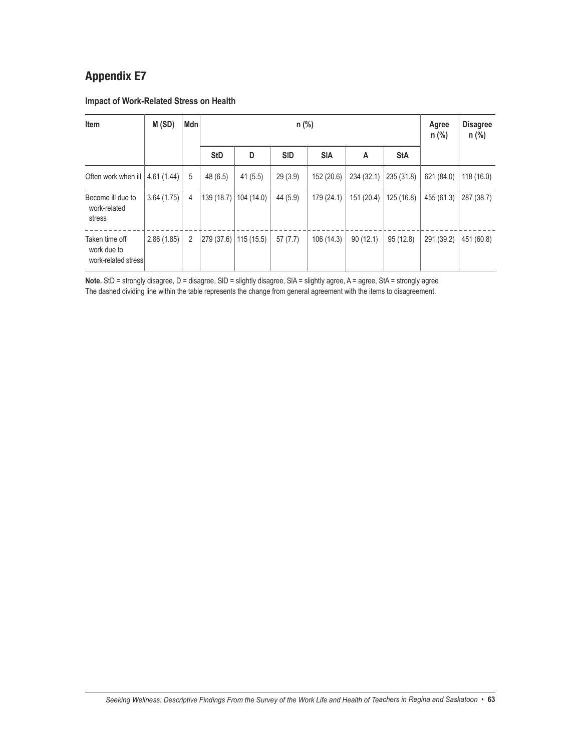## Appendix E7

### Impact of Work-Related Stress on Health

| Item | M (SD) | Mdn | n (%) | | | | | | Agree n (%) | Disagree n (%) |
|---|---|---|---|---|---|---|---|---|---|---|
| | | | StD | D | SlD | SlA | A | StA | | |
| Often work when ill | 4.61 (1.44) | 5 | 48 (6.5) | 41 (5.5) | 29 (3.9) | 152 (20.6) | 234 (32.1) | 235 (31.8) | 621 (84.0) | 118 (16.0) |
| Become ill due to work-related stress | 3.64 (1.75) | 4 | 139 (18.7) | 104 (14.0) | 44 (5.9) | 179 (24.1) | 151 (20.4) | 125 (16.8) | 455 (61.3) | 287 (38.7) |
| Taken time off work due to work-related stress | 2.86 (1.85) | 2 | 279 (37.6) | 115 (15.5) | 57 (7.7) | 106 (14.3) | 90 (12.1) | 95 (12.8) | 291 (39.2) | 451 (60.8) |

**Note.** StD = strongly disagree, D = disagree, SlD = slightly disagree, SlA = slightly agree, A = agree, StA = strongly agree
The dashed dividing line within the table represents the change from general agreement with the items to disagreement.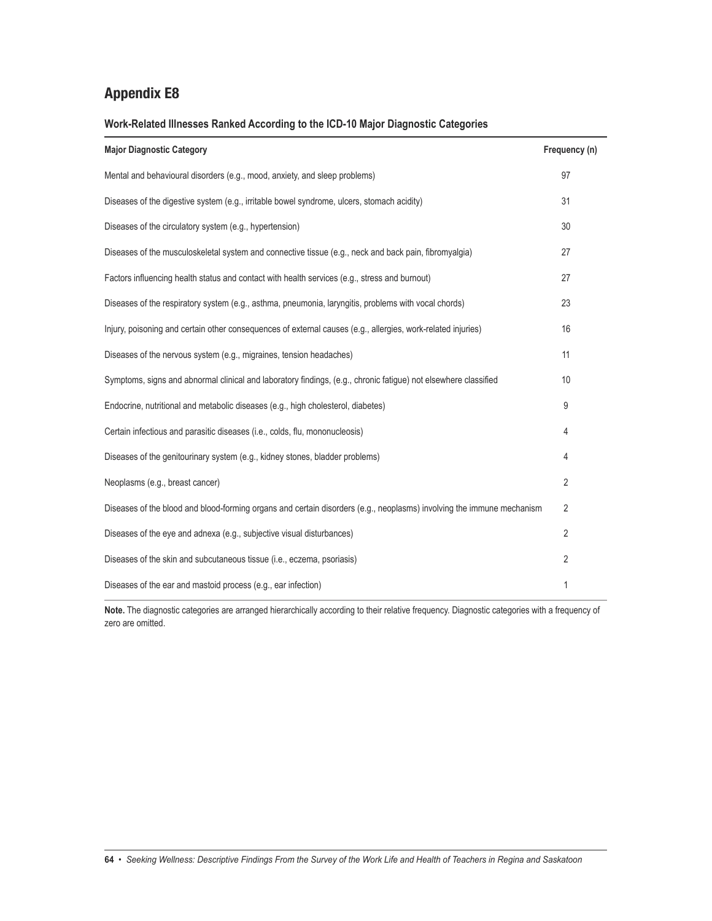## Appendix E8

### Work-Related Illnesses Ranked According to the ICD-10 Major Diagnostic Categories

| Major Diagnostic Category | Frequency (n) |
|---|---|
| Mental and behavioural disorders (e.g., mood, anxiety, and sleep problems) | 97 |
| Diseases of the digestive system (e.g., irritable bowel syndrome, ulcers, stomach acidity) | 31 |
| Diseases of the circulatory system (e.g., hypertension) | 30 |
| Diseases of the musculoskeletal system and connective tissue (e.g., neck and back pain, fibromyalgia) | 27 |
| Factors influencing health status and contact with health services (e.g., stress and burnout) | 27 |
| Diseases of the respiratory system (e.g., asthma, pneumonia, laryngitis, problems with vocal chords) | 23 |
| Injury, poisoning and certain other consequences of external causes (e.g., allergies, work-related injuries) | 16 |
| Diseases of the nervous system (e.g., migraines, tension headaches) | 11 |
| Symptoms, signs and abnormal clinical and laboratory findings, (e.g., chronic fatigue) not elsewhere classified | 10 |
| Endocrine, nutritional and metabolic diseases (e.g., high cholesterol, diabetes) | 9 |
| Certain infectious and parasitic diseases (i.e., colds, flu, mononucleosis) | 4 |
| Diseases of the genitourinary system (e.g., kidney stones, bladder problems) | 4 |
| Neoplasms (e.g., breast cancer) | 2 |
| Diseases of the blood and blood-forming organs and certain disorders (e.g., neoplasms) involving the immune mechanism | 2 |
| Diseases of the eye and adnexa (e.g., subjective visual disturbances) | 2 |
| Diseases of the skin and subcutaneous tissue (i.e., eczema, psoriasis) | 2 |
| Diseases of the ear and mastoid process (e.g., ear infection) | 1 |

**Note.** The diagnostic categories are arranged hierarchically according to their relative frequency. Diagnostic categories with a frequency of zero are omitted.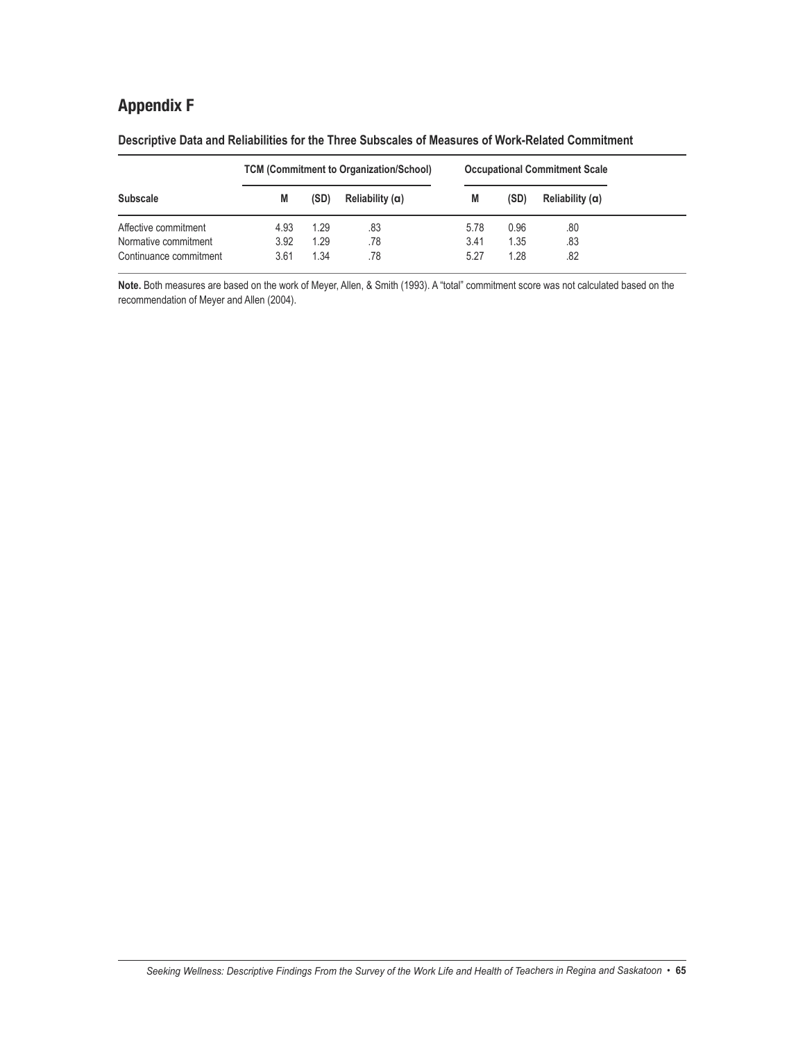# Appendix F

**Descriptive Data and Reliabilities for the Three Subscales of Measures of Work-Related Commitment**

| Subscale | TCM (Commitment to Organization/School) | | | Occupational Commitment Scale | | |
|---|---|---|---|---|---|---|
| | M | (SD) | Reliability (α) | M | (SD) | Reliability (α) |
| Affective commitment | 4.93 | 1.29 | .83 | 5.78 | 0.96 | .80 |
| Normative commitment | 3.92 | 1.29 | .78 | 3.41 | 1.35 | .83 |
| Continuance commitment | 3.61 | 1.34 | .78 | 5.27 | 1.28 | .82 |

**Note.** Both measures are based on the work of Meyer, Allen, & Smith (1993). A "total" commitment score was not calculated based on the recommendation of Meyer and Allen (2004).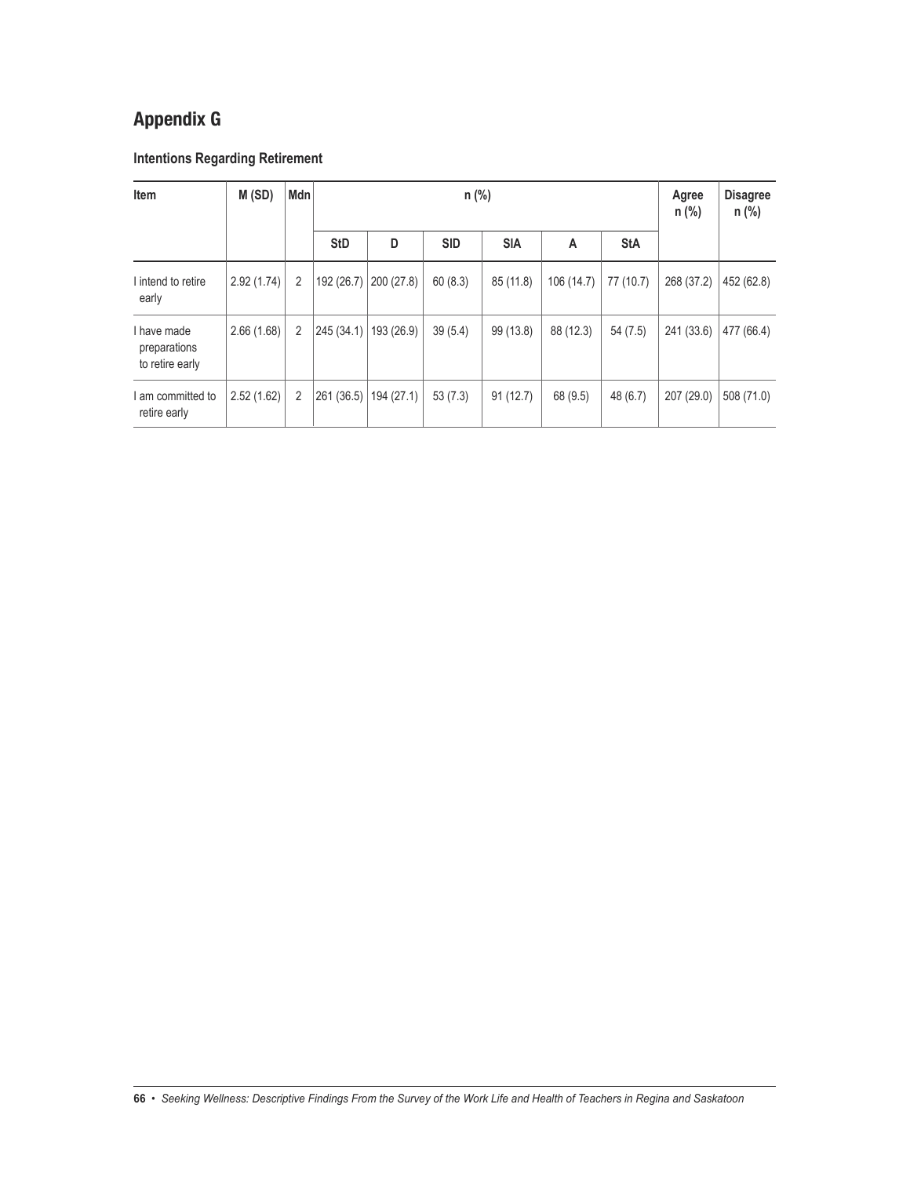# Appendix G

### Intentions Regarding Retirement

| Item | M (SD) | Mdn | n (%) | | | | | | Agree n (%) | Disagree n (%) |
|---|---|---|---|---|---|---|---|---|---|---|
| | | | StD | D | SlD | SlA | A | StA | | |
| I intend to retire early | 2.92 (1.74) | 2 | 192 (26.7) | 200 (27.8) | 60 (8.3) | 85 (11.8) | 106 (14.7) | 77 (10.7) | 268 (37.2) | 452 (62.8) |
| I have made preparations to retire early | 2.66 (1.68) | 2 | 245 (34.1) | 193 (26.9) | 39 (5.4) | 99 (13.8) | 88 (12.3) | 54 (7.5) | 241 (33.6) | 477 (66.4) |
| I am committed to retire early | 2.52 (1.62) | 2 | 261 (36.5) | 194 (27.1) | 53 (7.3) | 91 (12.7) | 68 (9.5) | 48 (6.7) | 207 (29.0) | 508 (71.0) |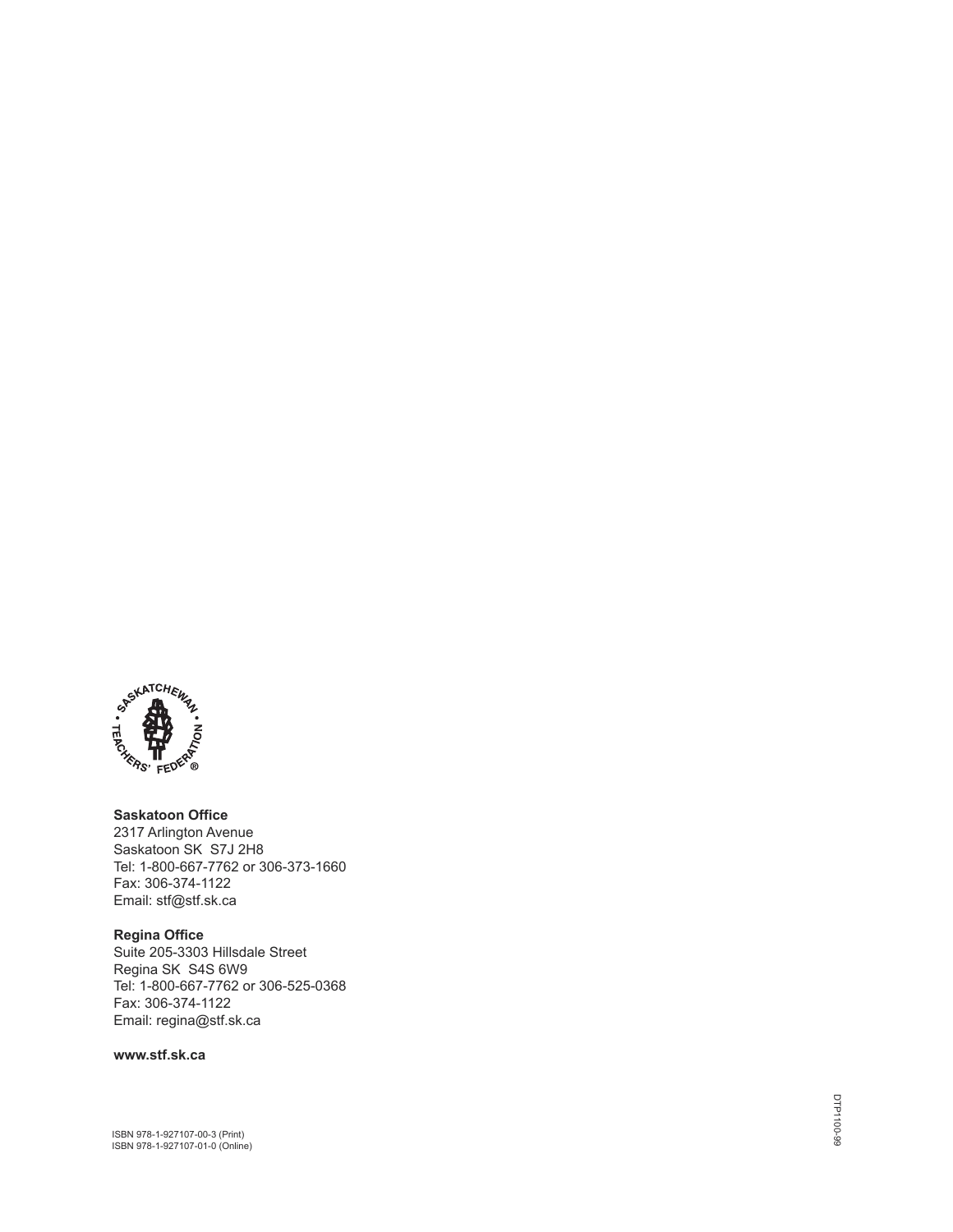**Saskatoon Office**
2317 Arlington Avenue
Saskatoon SK  S7J 2H8
Tel: 1-800-667-7762 or 306-373-1660
Fax: 306-374-1122
Email: stf@stf.sk.ca

**Regina Office**
Suite 205-3303 Hillsdale Street
Regina SK  S4S 6W9
Tel: 1-800-667-7762 or 306-525-0368
Fax: 306-374-1122
Email: regina@stf.sk.ca

**www.stf.sk.ca**

ISBN 978-1-927107-00-3 (Print)
ISBN 978-1-927107-01-0 (Online)

DTP1100-99